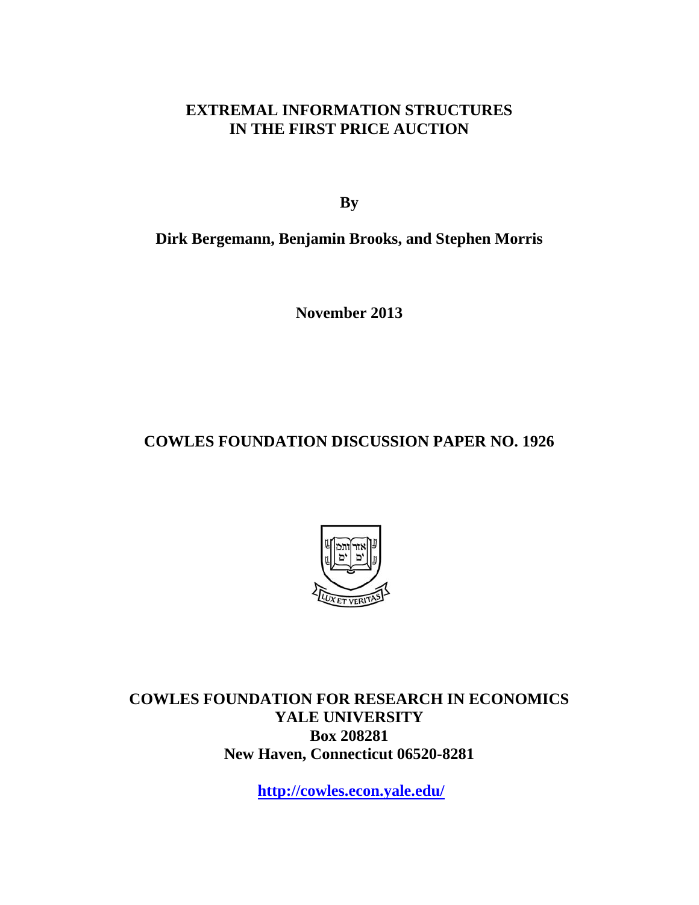# EXTREMAL INFORMATION STRUCTURES IN THE FIRST PRICE AUCTION

**By**

**Dirk Bergemann, Benjamin Brooks, and Stephen Morris**

**November 2013**

## COWLES FOUNDATION DISCUSSION PAPER NO. 1926

**COWLES FOUNDATION FOR RESEARCH IN ECONOMICS**
**YALE UNIVERSITY**
**Box 208281**
**New Haven, Connecticut 06520-8281**

**http://cowles.econ.yale.edu/**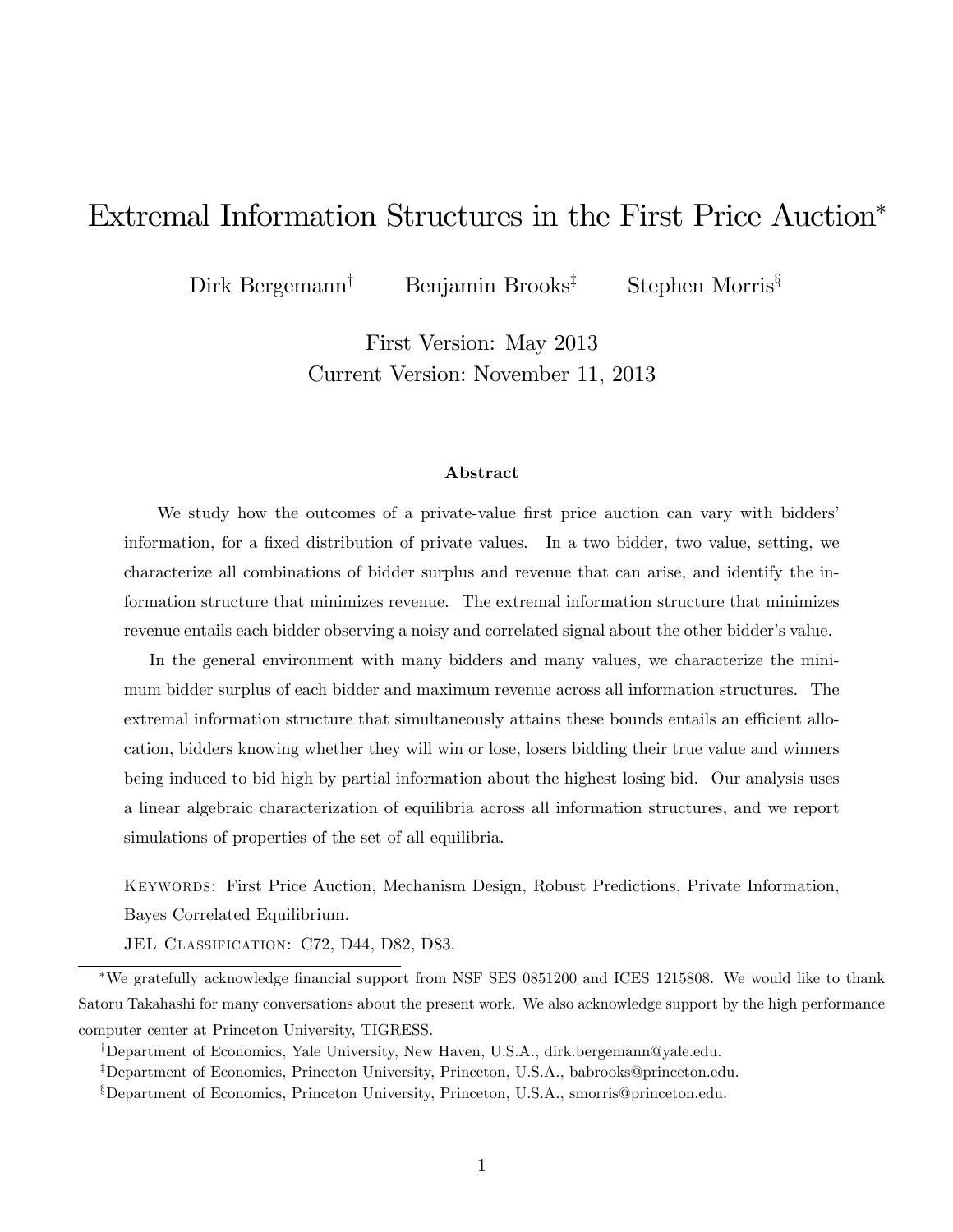# Extremal Information Structures in the First Price Auction*

Dirk Bergemann[†] Benjamin Brooks[‡] Stephen Morris[§]

First Version: May 2013
Current Version: November 11, 2013

### Abstract

We study how the outcomes of a private-value first price auction can vary with bidders' information, for a fixed distribution of private values. In a two bidder, two value, setting, we characterize all combinations of bidder surplus and revenue that can arise, and identify the information structure that minimizes revenue. The extremal information structure that minimizes revenue entails each bidder observing a noisy and correlated signal about the other bidder's value.

In the general environment with many bidders and many values, we characterize the minimum bidder surplus of each bidder and maximum revenue across all information structures. The extremal information structure that simultaneously attains these bounds entails an efficient allocation, bidders knowing whether they will win or lose, losers bidding their true value and winners being induced to bid high by partial information about the highest losing bid. Our analysis uses a linear algebraic characterization of equilibria across all information structures, and we report simulations of properties of the set of all equilibria.

KEYWORDS: First Price Auction, Mechanism Design, Robust Predictions, Private Information, Bayes Correlated Equilibrium.

JEL CLASSIFICATION: C72, D44, D82, D83.

---

*We gratefully acknowledge financial support from NSF SES 0851200 and ICES 1215808. We would like to thank Satoru Takahashi for many conversations about the present work. We also acknowledge support by the high performance computer center at Princeton University, TIGRESS.

[†]Department of Economics, Yale University, New Haven, U.S.A., dirk.bergemann@yale.edu.

[‡]Department of Economics, Princeton University, Princeton, U.S.A., babrooks@princeton.edu.

[§]Department of Economics, Princeton University, Princeton, U.S.A., smorris@princeton.edu.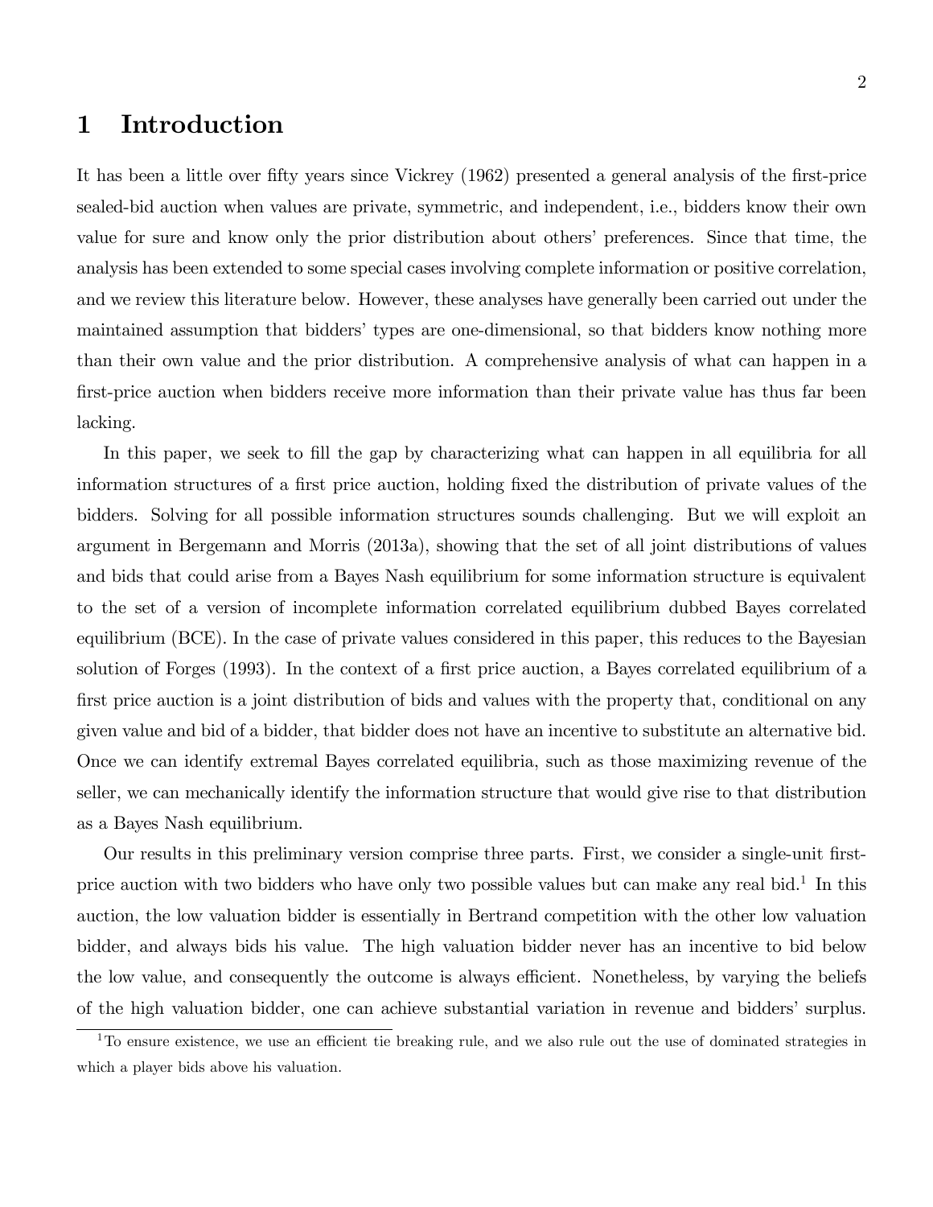# 1 Introduction

It has been a little over fifty years since Vickrey (1962) presented a general analysis of the first-price sealed-bid auction when values are private, symmetric, and independent, i.e., bidders know their own value for sure and know only the prior distribution about others' preferences. Since that time, the analysis has been extended to some special cases involving complete information or positive correlation, and we review this literature below. However, these analyses have generally been carried out under the maintained assumption that bidders' types are one-dimensional, so that bidders know nothing more than their own value and the prior distribution. A comprehensive analysis of what can happen in a first-price auction when bidders receive more information than their private value has thus far been lacking.

In this paper, we seek to fill the gap by characterizing what can happen in all equilibria for all information structures of a first price auction, holding fixed the distribution of private values of the bidders. Solving for all possible information structures sounds challenging. But we will exploit an argument in Bergemann and Morris (2013a), showing that the set of all joint distributions of values and bids that could arise from a Bayes Nash equilibrium for some information structure is equivalent to the set of a version of incomplete information correlated equilibrium dubbed Bayes correlated equilibrium (BCE). In the case of private values considered in this paper, this reduces to the Bayesian solution of Forges (1993). In the context of a first price auction, a Bayes correlated equilibrium of a first price auction is a joint distribution of bids and values with the property that, conditional on any given value and bid of a bidder, that bidder does not have an incentive to substitute an alternative bid. Once we can identify extremal Bayes correlated equilibria, such as those maximizing revenue of the seller, we can mechanically identify the information structure that would give rise to that distribution as a Bayes Nash equilibrium.

Our results in this preliminary version comprise three parts. First, we consider a single-unit first-price auction with two bidders who have only two possible values but can make any real bid.[1] In this auction, the low valuation bidder is essentially in Bertrand competition with the other low valuation bidder, and always bids his value. The high valuation bidder never has an incentive to bid below the low value, and consequently the outcome is always efficient. Nonetheless, by varying the beliefs of the high valuation bidder, one can achieve substantial variation in revenue and bidders' surplus.

[1] To ensure existence, we use an efficient tie breaking rule, and we also rule out the use of dominated strategies in which a player bids above his valuation.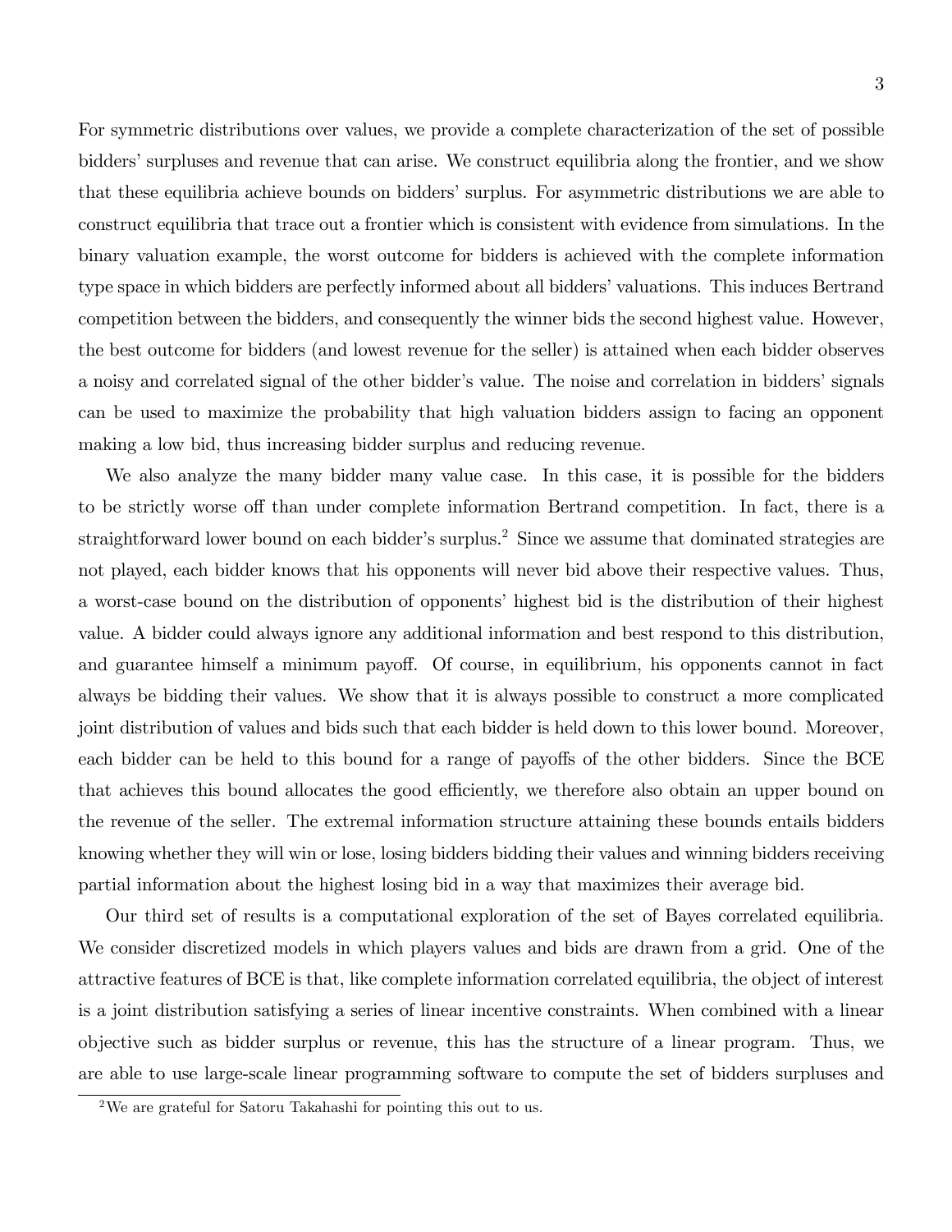For symmetric distributions over values, we provide a complete characterization of the set of possible bidders' surpluses and revenue that can arise. We construct equilibria along the frontier, and we show that these equilibria achieve bounds on bidders' surplus. For asymmetric distributions we are able to construct equilibria that trace out a frontier which is consistent with evidence from simulations. In the binary valuation example, the worst outcome for bidders is achieved with the complete information type space in which bidders are perfectly informed about all bidders' valuations. This induces Bertrand competition between the bidders, and consequently the winner bids the second highest value. However, the best outcome for bidders (and lowest revenue for the seller) is attained when each bidder observes a noisy and correlated signal of the other bidder's value. The noise and correlation in bidders' signals can be used to maximize the probability that high valuation bidders assign to facing an opponent making a low bid, thus increasing bidder surplus and reducing revenue.

We also analyze the many bidder many value case. In this case, it is possible for the bidders to be strictly worse off than under complete information Bertrand competition. In fact, there is a straightforward lower bound on each bidder's surplus.[2] Since we assume that dominated strategies are not played, each bidder knows that his opponents will never bid above their respective values. Thus, a worst-case bound on the distribution of opponents' highest bid is the distribution of their highest value. A bidder could always ignore any additional information and best respond to this distribution, and guarantee himself a minimum payoff. Of course, in equilibrium, his opponents cannot in fact always be bidding their values. We show that it is always possible to construct a more complicated joint distribution of values and bids such that each bidder is held down to this lower bound. Moreover, each bidder can be held to this bound for a range of payoffs of the other bidders. Since the BCE that achieves this bound allocates the good efficiently, we therefore also obtain an upper bound on the revenue of the seller. The extremal information structure attaining these bounds entails bidders knowing whether they will win or lose, losing bidders bidding their values and winning bidders receiving partial information about the highest losing bid in a way that maximizes their average bid.

Our third set of results is a computational exploration of the set of Bayes correlated equilibria. We consider discretized models in which players values and bids are drawn from a grid. One of the attractive features of BCE is that, like complete information correlated equilibria, the object of interest is a joint distribution satisfying a series of linear incentive constraints. When combined with a linear objective such as bidder surplus or revenue, this has the structure of a linear program. Thus, we are able to use large-scale linear programming software to compute the set of bidders surpluses and

[2] We are grateful for Satoru Takahashi for pointing this out to us.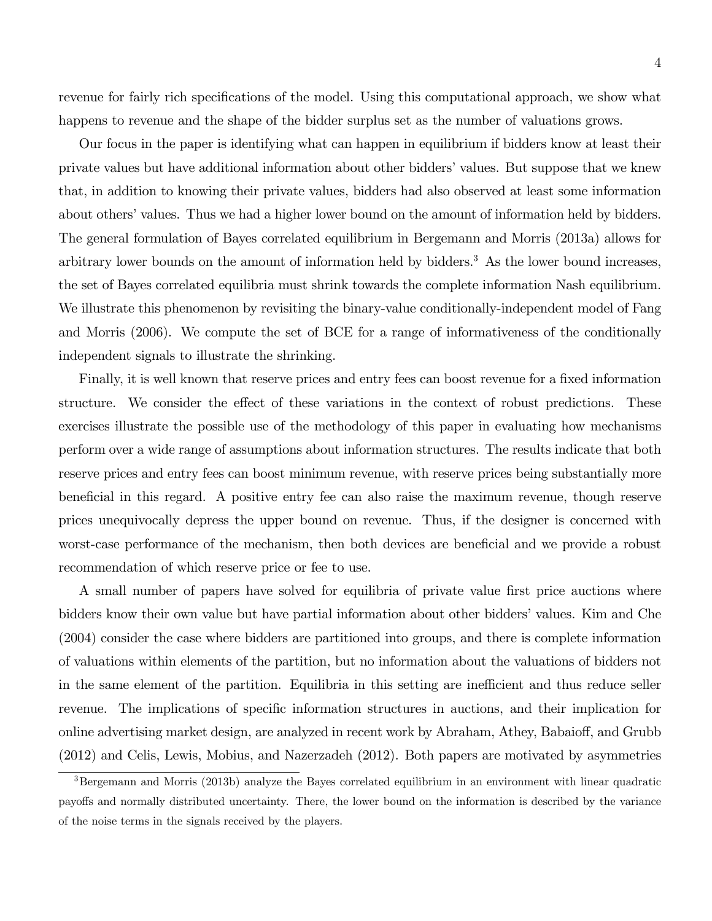revenue for fairly rich specifications of the model. Using this computational approach, we show what happens to revenue and the shape of the bidder surplus set as the number of valuations grows.

Our focus in the paper is identifying what can happen in equilibrium if bidders know at least their private values but have additional information about other bidders' values. But suppose that we knew that, in addition to knowing their private values, bidders had also observed at least some information about others' values. Thus we had a higher lower bound on the amount of information held by bidders. The general formulation of Bayes correlated equilibrium in Bergemann and Morris (2013a) allows for arbitrary lower bounds on the amount of information held by bidders.[3] As the lower bound increases, the set of Bayes correlated equilibria must shrink towards the complete information Nash equilibrium. We illustrate this phenomenon by revisiting the binary-value conditionally-independent model of Fang and Morris (2006). We compute the set of BCE for a range of informativeness of the conditionally independent signals to illustrate the shrinking.

Finally, it is well known that reserve prices and entry fees can boost revenue for a fixed information structure. We consider the effect of these variations in the context of robust predictions. These exercises illustrate the possible use of the methodology of this paper in evaluating how mechanisms perform over a wide range of assumptions about information structures. The results indicate that both reserve prices and entry fees can boost minimum revenue, with reserve prices being substantially more beneficial in this regard. A positive entry fee can also raise the maximum revenue, though reserve prices unequivocally depress the upper bound on revenue. Thus, if the designer is concerned with worst-case performance of the mechanism, then both devices are beneficial and we provide a robust recommendation of which reserve price or fee to use.

A small number of papers have solved for equilibria of private value first price auctions where bidders know their own value but have partial information about other bidders' values. Kim and Che (2004) consider the case where bidders are partitioned into groups, and there is complete information of valuations within elements of the partition, but no information about the valuations of bidders not in the same element of the partition. Equilibria in this setting are inefficient and thus reduce seller revenue. The implications of specific information structures in auctions, and their implication for online advertising market design, are analyzed in recent work by Abraham, Athey, Babaioff, and Grubb (2012) and Celis, Lewis, Mobius, and Nazerzadeh (2012). Both papers are motivated by asymmetries

[3] Bergemann and Morris (2013b) analyze the Bayes correlated equilibrium in an environment with linear quadratic payoffs and normally distributed uncertainty. There, the lower bound on the information is described by the variance of the noise terms in the signals received by the players.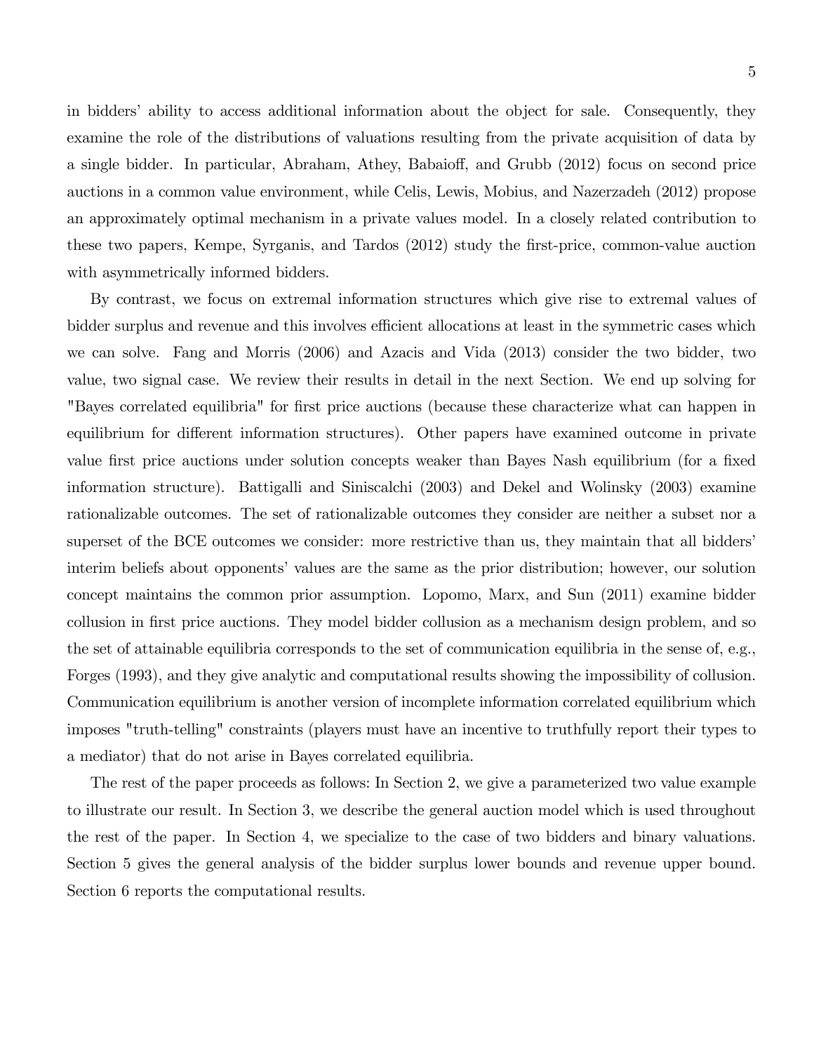in bidders' ability to access additional information about the object for sale. Consequently, they examine the role of the distributions of valuations resulting from the private acquisition of data by a single bidder. In particular, Abraham, Athey, Babaioff, and Grubb (2012) focus on second price auctions in a common value environment, while Celis, Lewis, Mobius, and Nazerzadeh (2012) propose an approximately optimal mechanism in a private values model. In a closely related contribution to these two papers, Kempe, Syrganis, and Tardos (2012) study the first-price, common-value auction with asymmetrically informed bidders.

By contrast, we focus on extremal information structures which give rise to extremal values of bidder surplus and revenue and this involves efficient allocations at least in the symmetric cases which we can solve. Fang and Morris (2006) and Azacis and Vida (2013) consider the two bidder, two value, two signal case. We review their results in detail in the next Section. We end up solving for "Bayes correlated equilibria" for first price auctions (because these characterize what can happen in equilibrium for different information structures). Other papers have examined outcome in private value first price auctions under solution concepts weaker than Bayes Nash equilibrium (for a fixed information structure). Battigalli and Siniscalchi (2003) and Dekel and Wolinsky (2003) examine rationalizable outcomes. The set of rationalizable outcomes they consider are neither a subset nor a superset of the BCE outcomes we consider: more restrictive than us, they maintain that all bidders' interim beliefs about opponents' values are the same as the prior distribution; however, our solution concept maintains the common prior assumption. Lopomo, Marx, and Sun (2011) examine bidder collusion in first price auctions. They model bidder collusion as a mechanism design problem, and so the set of attainable equilibria corresponds to the set of communication equilibria in the sense of, e.g., Forges (1993), and they give analytic and computational results showing the impossibility of collusion. Communication equilibrium is another version of incomplete information correlated equilibrium which imposes "truth-telling" constraints (players must have an incentive to truthfully report their types to a mediator) that do not arise in Bayes correlated equilibria.

The rest of the paper proceeds as follows: In Section 2, we give a parameterized two value example to illustrate our result. In Section 3, we describe the general auction model which is used throughout the rest of the paper. In Section 4, we specialize to the case of two bidders and binary valuations. Section 5 gives the general analysis of the bidder surplus lower bounds and revenue upper bound. Section 6 reports the computational results.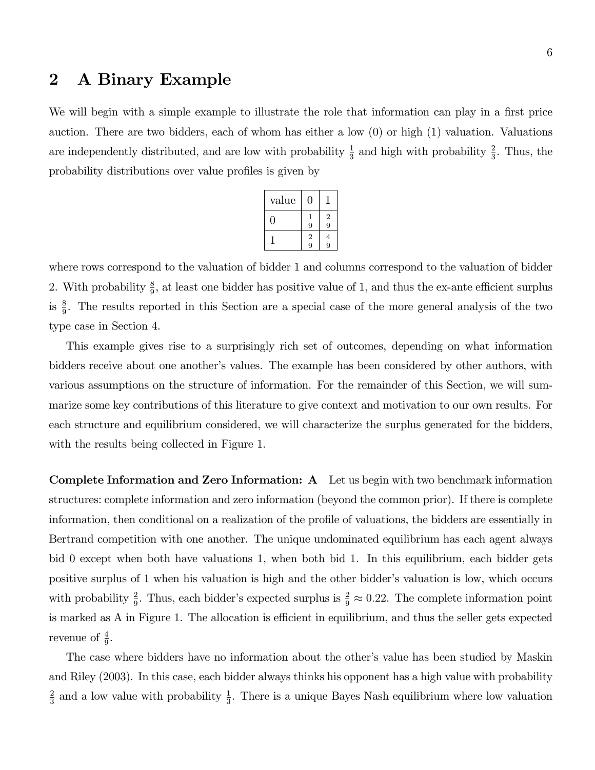## 2 A Binary Example

We will begin with a simple example to illustrate the role that information can play in a first price auction. There are two bidders, each of whom has either a low (0) or high (1) valuation. Valuations are independently distributed, and are low with probability $\frac{1}{3}$ and high with probability $\frac{2}{3}$. Thus, the probability distributions over value profiles is given by

| value | 0 | 1 |
|---|---|---|
| 0 | $\frac{1}{9}$ | $\frac{2}{9}$ |
| 1 | $\frac{2}{9}$ | $\frac{4}{9}$ |

where rows correspond to the valuation of bidder 1 and columns correspond to the valuation of bidder 2. With probability $\frac{8}{9}$, at least one bidder has positive value of 1, and thus the ex-ante efficient surplus is $\frac{8}{9}$. The results reported in this Section are a special case of the more general analysis of the two type case in Section 4.

This example gives rise to a surprisingly rich set of outcomes, depending on what information bidders receive about one another's values. The example has been considered by other authors, with various assumptions on the structure of information. For the remainder of this Section, we will summarize some key contributions of this literature to give context and motivation to our own results. For each structure and equilibrium considered, we will characterize the surplus generated for the bidders, with the results being collected in Figure 1.

**Complete Information and Zero Information: A** Let us begin with two benchmark information structures: complete information and zero information (beyond the common prior). If there is complete information, then conditional on a realization of the profile of valuations, the bidders are essentially in Bertrand competition with one another. The unique undominated equilibrium has each agent always bid 0 except when both have valuations 1, when both bid 1. In this equilibrium, each bidder gets positive surplus of 1 when his valuation is high and the other bidder's valuation is low, which occurs with probability $\frac{2}{9}$. Thus, each bidder's expected surplus is $\frac{2}{9} \approx 0.22$. The complete information point is marked as A in Figure 1. The allocation is efficient in equilibrium, and thus the seller gets expected revenue of $\frac{4}{9}$.

The case where bidders have no information about the other's value has been studied by Maskin and Riley (2003). In this case, each bidder always thinks his opponent has a high value with probability $\frac{2}{3}$ and a low value with probability $\frac{1}{3}$. There is a unique Bayes Nash equilibrium where low valuation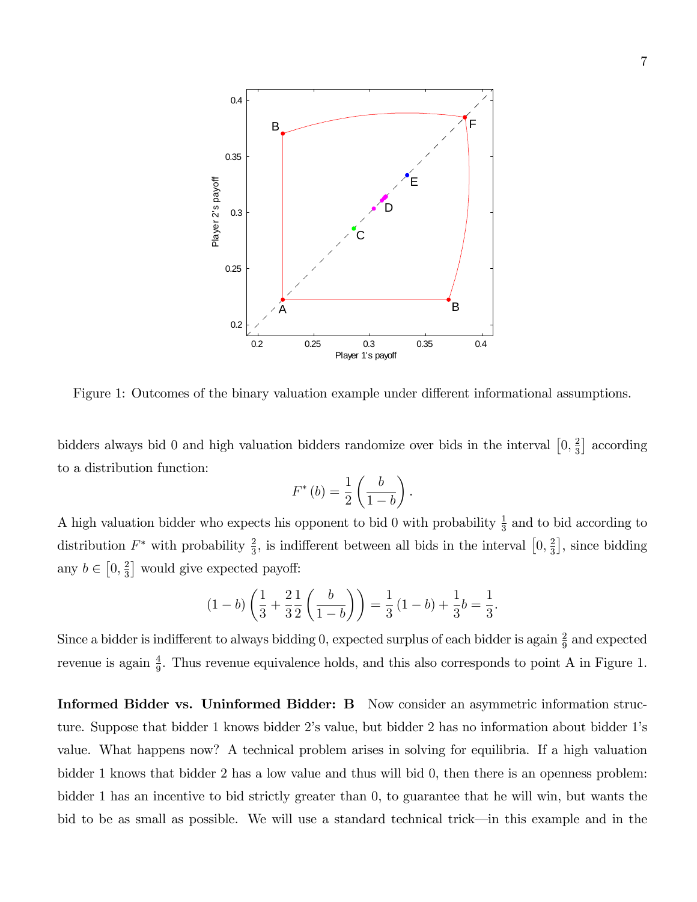Figure 1: Outcomes of the binary valuation example under different informational assumptions.

bidders always bid 0 and high valuation bidders randomize over bids in the interval $\left[0, \frac{2}{3}\right]$ according to a distribution function:

$$F^*(b) = \frac{1}{2}\left(\frac{b}{1-b}\right).$$

A high valuation bidder who expects his opponent to bid 0 with probability $\frac{1}{3}$ and to bid according to distribution $F^*$ with probability $\frac{2}{3}$, is indifferent between all bids in the interval $\left[0, \frac{2}{3}\right]$, since bidding any $b \in \left[0, \frac{2}{3}\right]$ would give expected payoff:

$$(1-b)\left(\frac{1}{3} + \frac{2}{3}\frac{1}{2}\left(\frac{b}{1-b}\right)\right) = \frac{1}{3}(1-b) + \frac{1}{3}b = \frac{1}{3}.$$

Since a bidder is indifferent to always bidding 0, expected surplus of each bidder is again $\frac{2}{9}$ and expected revenue is again $\frac{4}{9}$. Thus revenue equivalence holds, and this also corresponds to point A in Figure 1.

**Informed Bidder vs. Uninformed Bidder: B** Now consider an asymmetric information structure. Suppose that bidder 1 knows bidder 2's value, but bidder 2 has no information about bidder 1's value. What happens now? A technical problem arises in solving for equilibria. If a high valuation bidder 1 knows that bidder 2 has a low value and thus will bid 0, then there is an openness problem: bidder 1 has an incentive to bid strictly greater than 0, to guarantee that he will win, but wants the bid to be as small as possible. We will use a standard technical trick—in this example and in the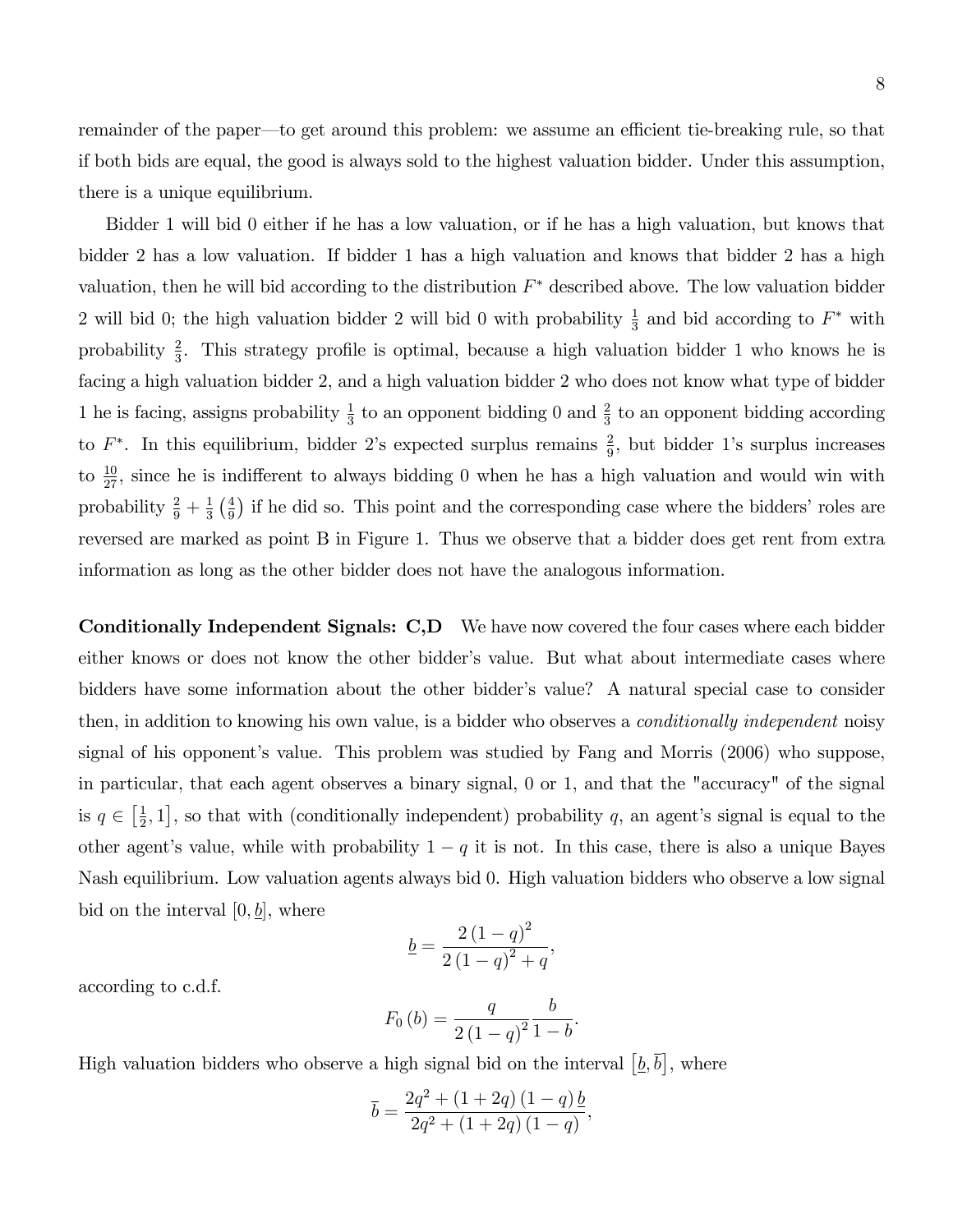remainder of the paper—to get around this problem: we assume an efficient tie-breaking rule, so that if both bids are equal, the good is always sold to the highest valuation bidder. Under this assumption, there is a unique equilibrium.

Bidder 1 will bid 0 either if he has a low valuation, or if he has a high valuation, but knows that bidder 2 has a low valuation. If bidder 1 has a high valuation and knows that bidder 2 has a high valuation, then he will bid according to the distribution $F^*$ described above. The low valuation bidder 2 will bid 0; the high valuation bidder 2 will bid 0 with probability $\frac{1}{3}$ and bid according to $F^*$ with probability $\frac{2}{3}$. This strategy profile is optimal, because a high valuation bidder 1 who knows he is facing a high valuation bidder 2, and a high valuation bidder 2 who does not know what type of bidder 1 he is facing, assigns probability $\frac{1}{3}$ to an opponent bidding 0 and $\frac{2}{3}$ to an opponent bidding according to $F^*$. In this equilibrium, bidder 2's expected surplus remains $\frac{2}{9}$, but bidder 1's surplus increases to $\frac{10}{27}$, since he is indifferent to always bidding 0 when he has a high valuation and would win with probability $\frac{2}{9}+\frac{1}{3}\left(\frac{4}{9}\right)$ if he did so. This point and the corresponding case where the bidders' roles are reversed are marked as point B in Figure 1. Thus we observe that a bidder does get rent from extra information as long as the other bidder does not have the analogous information.

**Conditionally Independent Signals: C,D** We have now covered the four cases where each bidder either knows or does not know the other bidder's value. But what about intermediate cases where bidders have some information about the other bidder's value? A natural special case to consider then, in addition to knowing his own value, is a bidder who observes a *conditionally independent* noisy signal of his opponent's value. This problem was studied by Fang and Morris (2006) who suppose, in particular, that each agent observes a binary signal, 0 or 1, and that the "accuracy" of the signal is $q \in \left[\frac{1}{2}, 1\right]$, so that with (conditionally independent) probability $q$, an agent's signal is equal to the other agent's value, while with probability $1-q$ it is not. In this case, there is also a unique Bayes Nash equilibrium. Low valuation agents always bid 0. High valuation bidders who observe a low signal bid on the interval $[0, \underline{b}]$, where

$$\underline{b}=\frac{2\left(1-q\right)^{2}}{2\left(1-q\right)^{2}+q},$$

according to c.d.f.

$$F_{0}\left(b\right)=\frac{q}{2\left(1-q\right)^{2}}\frac{b}{1-b}.$$

High valuation bidders who observe a high signal bid on the interval $\left[\underline{b}, \overline{b}\right]$, where

$$\overline{b}=\frac{2q^{2}+\left(1+2q\right)\left(1-q\right)\underline{b}}{2q^{2}+\left(1+2q\right)\left(1-q\right)},$$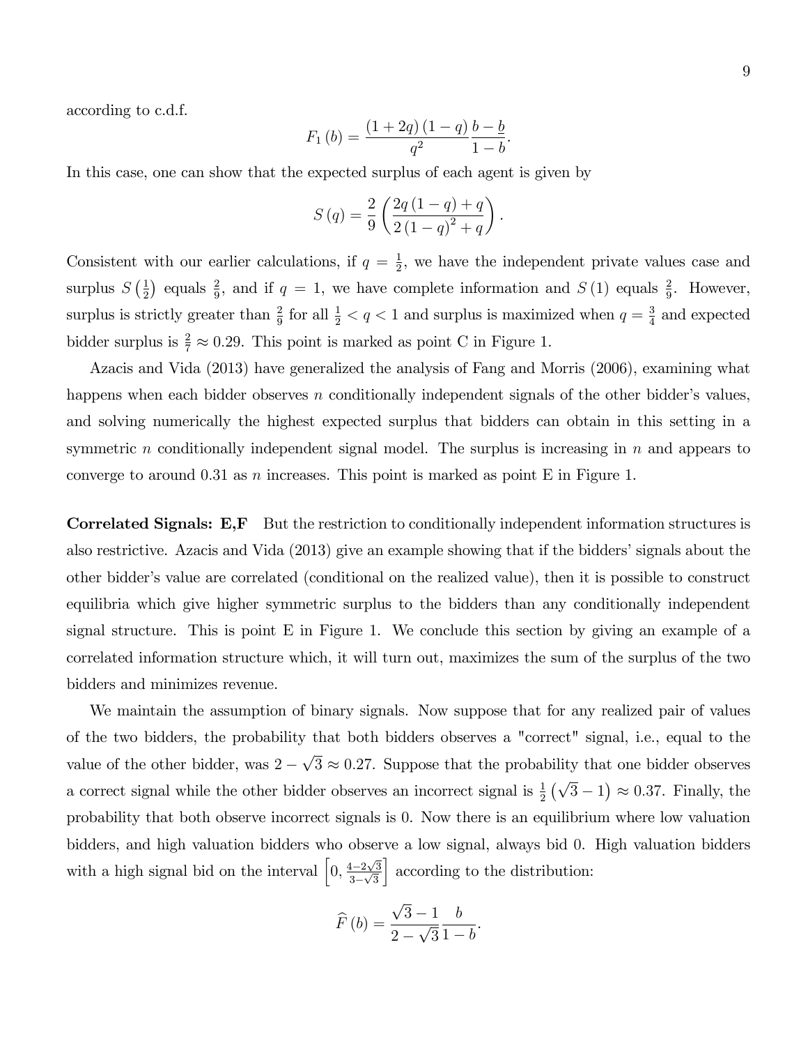according to c.d.f.

$$F_1(b) = \frac{(1+2q)(1-q)}{q^2} \frac{b-\underline{b}}{1-b}.$$

In this case, one can show that the expected surplus of each agent is given by

$$S(q) = \frac{2}{9}\left(\frac{2q(1-q)+q}{2(1-q)^2+q}\right).$$

Consistent with our earlier calculations, if $q = \frac{1}{2}$, we have the independent private values case and surplus $S\left(\frac{1}{2}\right)$ equals $\frac{2}{9}$, and if $q = 1$, we have complete information and $S(1)$ equals $\frac{2}{9}$. However, surplus is strictly greater than $\frac{2}{9}$ for all $\frac{1}{2} < q < 1$ and surplus is maximized when $q = \frac{3}{4}$ and expected bidder surplus is $\frac{2}{7} \approx 0.29$. This point is marked as point C in Figure 1.

Azacis and Vida (2013) have generalized the analysis of Fang and Morris (2006), examining what happens when each bidder observes $n$ conditionally independent signals of the other bidder's values, and solving numerically the highest expected surplus that bidders can obtain in this setting in a symmetric $n$ conditionally independent signal model. The surplus is increasing in $n$ and appears to converge to around 0.31 as $n$ increases. This point is marked as point E in Figure 1.

**Correlated Signals: E,F** But the restriction to conditionally independent information structures is also restrictive. Azacis and Vida (2013) give an example showing that if the bidders' signals about the other bidder's value are correlated (conditional on the realized value), then it is possible to construct equilibria which give higher symmetric surplus to the bidders than any conditionally independent signal structure. This is point E in Figure 1. We conclude this section by giving an example of a correlated information structure which, it will turn out, maximizes the sum of the surplus of the two bidders and minimizes revenue.

We maintain the assumption of binary signals. Now suppose that for any realized pair of values of the two bidders, the probability that both bidders observes a "correct" signal, i.e., equal to the value of the other bidder, was $2 - \sqrt{3} \approx 0.27$. Suppose that the probability that one bidder observes a correct signal while the other bidder observes an incorrect signal is $\frac{1}{2}\left(\sqrt{3}-1\right) \approx 0.37$. Finally, the probability that both observe incorrect signals is 0. Now there is an equilibrium where low valuation bidders, and high valuation bidders who observe a low signal, always bid 0. High valuation bidders with a high signal bid on the interval $\left[0, \frac{4-2\sqrt{3}}{3-\sqrt{3}}\right]$ according to the distribution:

$$\widehat{F}(b) = \frac{\sqrt{3}-1}{2-\sqrt{3}} \frac{b}{1-b}.$$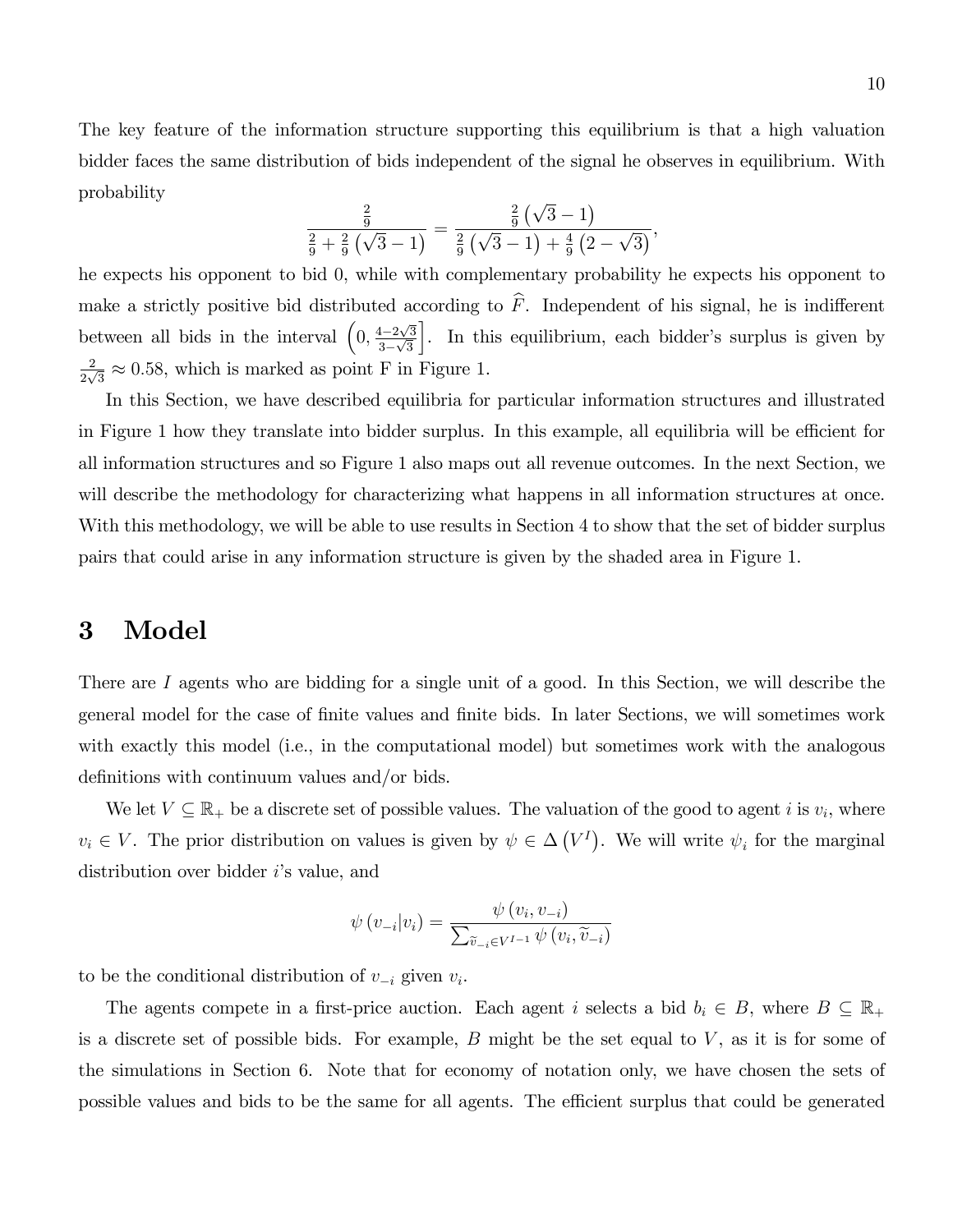The key feature of the information structure supporting this equilibrium is that a high valuation bidder faces the same distribution of bids independent of the signal he observes in equilibrium. With probability

$$\frac{\frac{2}{9}}{\frac{2}{9}+\frac{2}{9}\left(\sqrt{3}-1\right)}=\frac{\frac{2}{9}\left(\sqrt{3}-1\right)}{\frac{2}{9}\left(\sqrt{3}-1\right)+\frac{4}{9}\left(2-\sqrt{3}\right)},$$

he expects his opponent to bid 0, while with complementary probability he expects his opponent to make a strictly positive bid distributed according to $\widehat{F}$. Independent of his signal, he is indifferent between all bids in the interval $\left(0,\frac{4-2\sqrt{3}}{3-\sqrt{3}}\right]$. In this equilibrium, each bidder's surplus is given by $\frac{2}{2\sqrt{3}}\approx 0.58$, which is marked as point F in Figure 1.

In this Section, we have described equilibria for particular information structures and illustrated in Figure 1 how they translate into bidder surplus. In this example, all equilibria will be efficient for all information structures and so Figure 1 also maps out all revenue outcomes. In the next Section, we will describe the methodology for characterizing what happens in all information structures at once. With this methodology, we will be able to use results in Section 4 to show that the set of bidder surplus pairs that could arise in any information structure is given by the shaded area in Figure 1.

# 3 Model

There are $I$ agents who are bidding for a single unit of a good. In this Section, we will describe the general model for the case of finite values and finite bids. In later Sections, we will sometimes work with exactly this model (i.e., in the computational model) but sometimes work with the analogous definitions with continuum values and/or bids.

We let $V\subseteq\mathbb{R}_{+}$ be a discrete set of possible values. The valuation of the good to agent $i$ is $v_i$, where $v_i\in V$. The prior distribution on values is given by $\psi\in\Delta\left(V^{I}\right)$. We will write $\psi_i$ for the marginal distribution over bidder $i$'s value, and

$$\psi\left(v_{-i}|v_i\right)=\frac{\psi\left(v_i,v_{-i}\right)}{\sum_{\widetilde{v}_{-i}\in V^{I-1}}\psi\left(v_i,\widetilde{v}_{-i}\right)}$$

to be the conditional distribution of $v_{-i}$ given $v_i$.

The agents compete in a first-price auction. Each agent $i$ selects a bid $b_i\in B$, where $B\subseteq\mathbb{R}_{+}$ is a discrete set of possible bids. For example, $B$ might be the set equal to $V$, as it is for some of the simulations in Section 6. Note that for economy of notation only, we have chosen the sets of possible values and bids to be the same for all agents. The efficient surplus that could be generated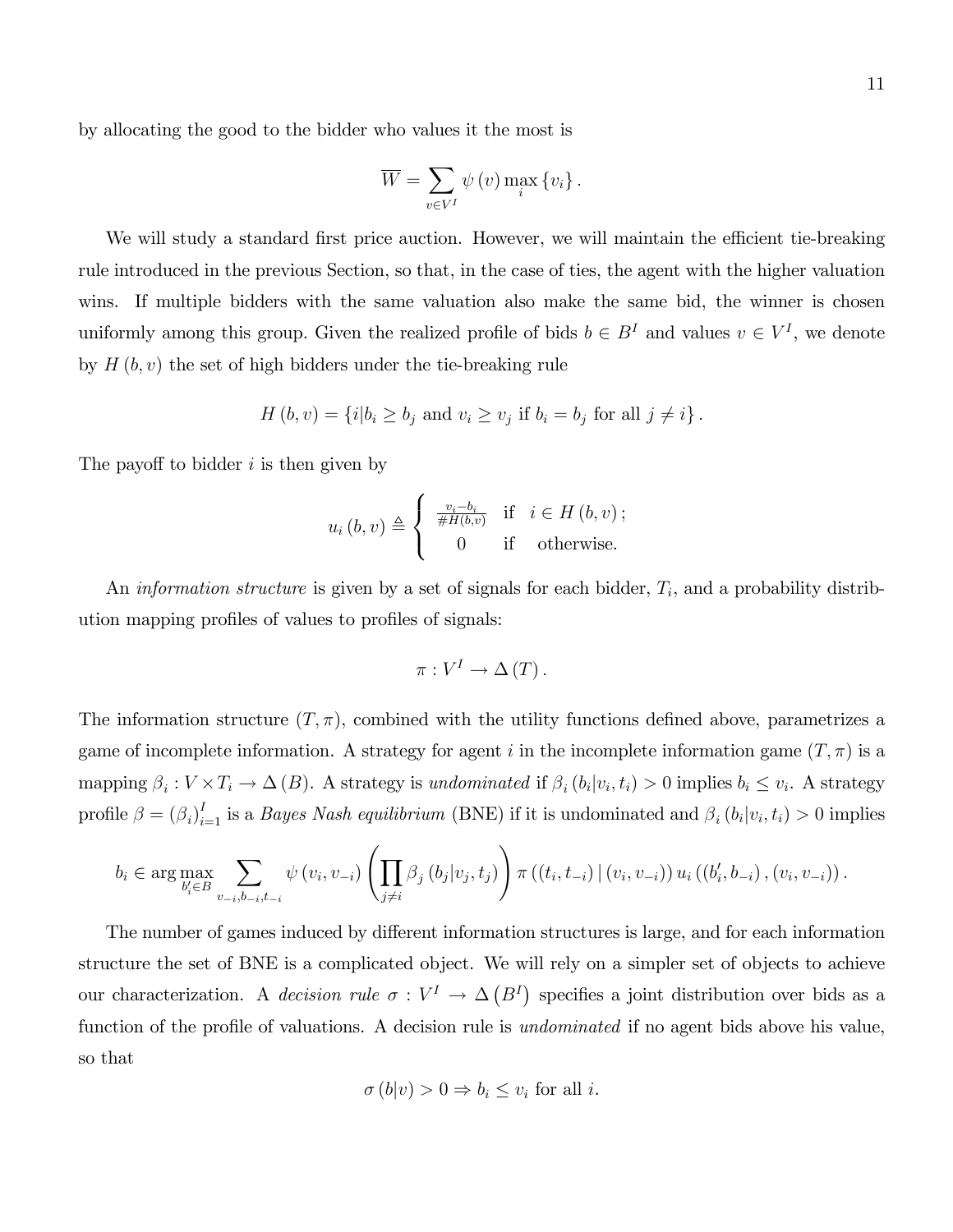by allocating the good to the bidder who values it the most is

$$\overline{W} = \sum_{v \in V^I} \psi(v) \max_i \{v_i\}.$$

We will study a standard first price auction. However, we will maintain the efficient tie-breaking rule introduced in the previous Section, so that, in the case of ties, the agent with the higher valuation wins. If multiple bidders with the same valuation also make the same bid, the winner is chosen uniformly among this group. Given the realized profile of bids $b \in B^I$ and values $v \in V^I$, we denote by $H(b,v)$ the set of high bidders under the tie-breaking rule

$$H(b,v) = \{i | b_i \geq b_j \text{ and } v_i \geq v_j \text{ if } b_i = b_j \text{ for all } j \neq i\}.$$

The payoff to bidder $i$ is then given by

$$u_i(b,v) \triangleq \begin{cases} \frac{v_i - b_i}{\# H(b,v)} & \text{if} \quad i \in H(b,v); \\ 0 & \text{if} \quad \text{otherwise.} \end{cases}$$

An *information structure* is given by a set of signals for each bidder, $T_i$, and a probability distribution mapping profiles of values to profiles of signals:

$$\pi : V^I \to \Delta(T).$$

The information structure $(T, \pi)$, combined with the utility functions defined above, parametrizes a game of incomplete information. A strategy for agent $i$ in the incomplete information game $(T, \pi)$ is a mapping $\beta_i : V \times T_i \to \Delta(B)$. A strategy is *undominated* if $\beta_i(b_i | v_i, t_i) > 0$ implies $b_i \leq v_i$. A strategy profile $\beta = (\beta_i)_{i=1}^I$ is a *Bayes Nash equilibrium* (BNE) if it is undominated and $\beta_i(b_i | v_i, t_i) > 0$ implies

$$b_i \in \arg\max_{b_i' \in B} \sum_{v_{-i}, b_{-i}, t_{-i}} \psi(v_i, v_{-i}) \left( \prod_{j \neq i} \beta_j(b_j | v_j, t_j) \right) \pi((t_i, t_{-i}) | (v_i, v_{-i})) \, u_i((b_i', b_{-i}), (v_i, v_{-i})).$$

The number of games induced by different information structures is large, and for each information structure the set of BNE is a complicated object. We will rely on a simpler set of objects to achieve our characterization. A *decision rule* $\sigma : V^I \to \Delta(B^I)$ specifies a joint distribution over bids as a function of the profile of valuations. A decision rule is *undominated* if no agent bids above his value, so that

$$\sigma(b|v) > 0 \Rightarrow b_i \leq v_i \text{ for all } i.$$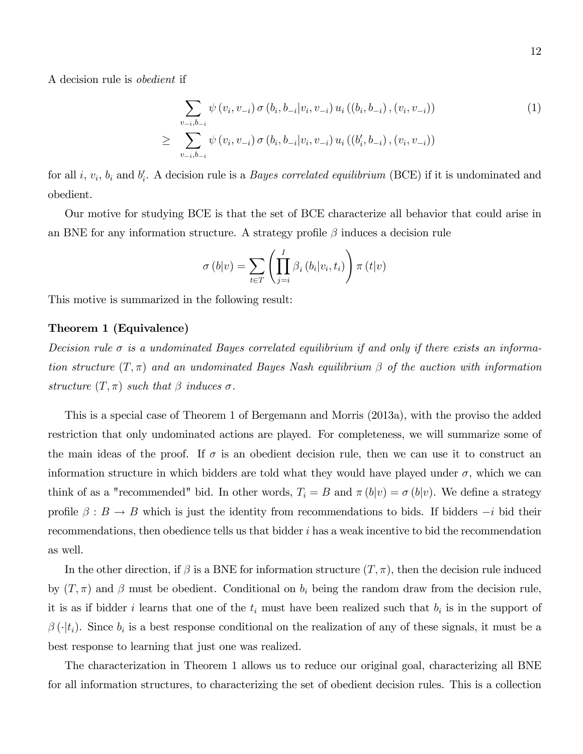A decision rule is *obedient* if

$$
\begin{aligned}
&\sum_{v_{-i},b_{-i}} \psi\left(v_i,v_{-i}\right)\sigma\left(b_i,b_{-i}|v_i,v_{-i}\right)u_i\left(\left(b_i,b_{-i}\right),\left(v_i,v_{-i}\right)\right) \\
\geq\; &\sum_{v_{-i},b_{-i}} \psi\left(v_i,v_{-i}\right)\sigma\left(b_i,b_{-i}|v_i,v_{-i}\right)u_i\left(\left(b_i',b_{-i}\right),\left(v_i,v_{-i}\right)\right)
\end{aligned} \tag{1}
$$

for all $i$, $v_i$, $b_i$ and $b_i'$. A decision rule is a *Bayes correlated equilibrium* (BCE) if it is undominated and obedient.

Our motive for studying BCE is that the set of BCE characterize all behavior that could arise in an BNE for any information structure. A strategy profile $\beta$ induces a decision rule

$$
\sigma\left(b|v\right)=\sum_{t\in T}\left(\prod_{j=i}^{I}\beta_i\left(b_i|v_i,t_i\right)\right)\pi\left(t|v\right)
$$

This motive is summarized in the following result:

**Theorem 1 (Equivalence)**

*Decision rule $\sigma$ is a undominated Bayes correlated equilibrium if and only if there exists an information structure $(T,\pi)$ and an undominated Bayes Nash equilibrium $\beta$ of the auction with information structure $(T,\pi)$ such that $\beta$ induces $\sigma$.*

This is a special case of Theorem 1 of Bergemann and Morris (2013a), with the proviso the added restriction that only undominated actions are played. For completeness, we will summarize some of the main ideas of the proof. If $\sigma$ is an obedient decision rule, then we can use it to construct an information structure in which bidders are told what they would have played under $\sigma$, which we can think of as a "recommended" bid. In other words, $T_i = B$ and $\pi\left(b|v\right)=\sigma\left(b|v\right)$. We define a strategy profile $\beta : B \rightarrow B$ which is just the identity from recommendations to bids. If bidders $-i$ bid their recommendations, then obedience tells us that bidder $i$ has a weak incentive to bid the recommendation as well.

In the other direction, if $\beta$ is a BNE for information structure $(T,\pi)$, then the decision rule induced by $(T,\pi)$ and $\beta$ must be obedient. Conditional on $b_i$ being the random draw from the decision rule, it is as if bidder $i$ learns that one of the $t_i$ must have been realized such that $b_i$ is in the support of $\beta\left(\cdot|t_i\right)$. Since $b_i$ is a best response conditional on the realization of any of these signals, it must be a best response to learning that just one was realized.

The characterization in Theorem 1 allows us to reduce our original goal, characterizing all BNE for all information structures, to characterizing the set of obedient decision rules. This is a collection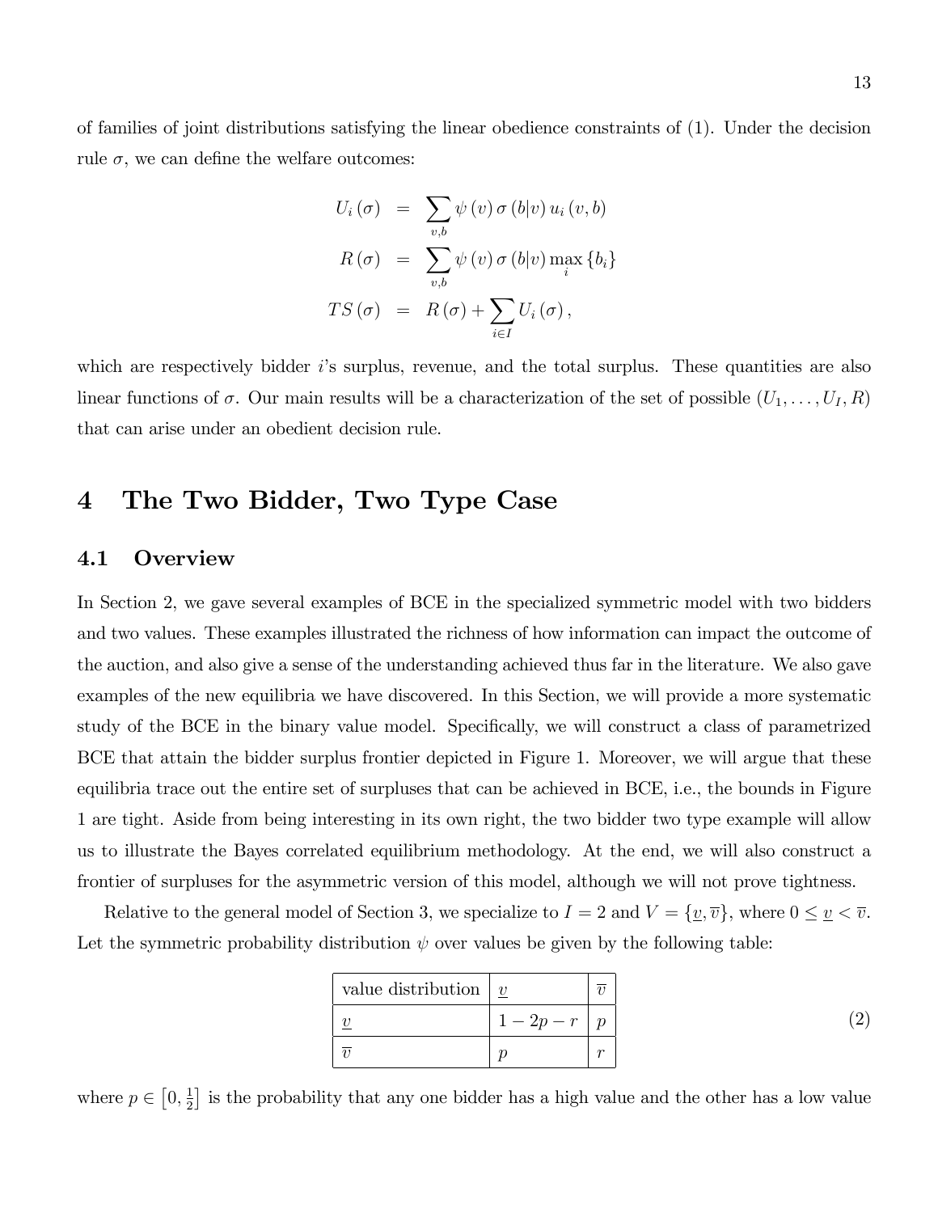of families of joint distributions satisfying the linear obedience constraints of (1). Under the decision rule $\sigma$, we can define the welfare outcomes:

$$
\begin{aligned}
U_i(\sigma) &= \sum_{v,b} \psi(v)\,\sigma(b|v)\,u_i(v,b) \\
R(\sigma) &= \sum_{v,b} \psi(v)\,\sigma(b|v)\max_i\{b_i\} \\
TS(\sigma) &= R(\sigma) + \sum_{i\in I} U_i(\sigma),
\end{aligned}
$$

which are respectively bidder $i$'s surplus, revenue, and the total surplus. These quantities are also linear functions of $\sigma$. Our main results will be a characterization of the set of possible $(U_1,\ldots,U_I,R)$ that can arise under an obedient decision rule.

# 4 The Two Bidder, Two Type Case

## 4.1 Overview

In Section 2, we gave several examples of BCE in the specialized symmetric model with two bidders and two values. These examples illustrated the richness of how information can impact the outcome of the auction, and also give a sense of the understanding achieved thus far in the literature. We also gave examples of the new equilibria we have discovered. In this Section, we will provide a more systematic study of the BCE in the binary value model. Specifically, we will construct a class of parametrized BCE that attain the bidder surplus frontier depicted in Figure 1. Moreover, we will argue that these equilibria trace out the entire set of surpluses that can be achieved in BCE, i.e., the bounds in Figure 1 are tight. Aside from being interesting in its own right, the two bidder two type example will allow us to illustrate the Bayes correlated equilibrium methodology. At the end, we will also construct a frontier of surpluses for the asymmetric version of this model, although we will not prove tightness.

Relative to the general model of Section 3, we specialize to $I=2$ and $V=\{\underline{v},\overline{v}\}$, where $0\le\underline{v}<\overline{v}$. Let the symmetric probability distribution $\psi$ over values be given by the following table:

| value distribution | $\underline{v}$ | $\overline{v}$ |
|---|---|---|
| $\underline{v}$ | $1-2p-r$ | $p$ |
| $\overline{v}$ | $p$ | $r$ |

(2)

where $p\in\left[0,\frac{1}{2}\right]$ is the probability that any one bidder has a high value and the other has a low value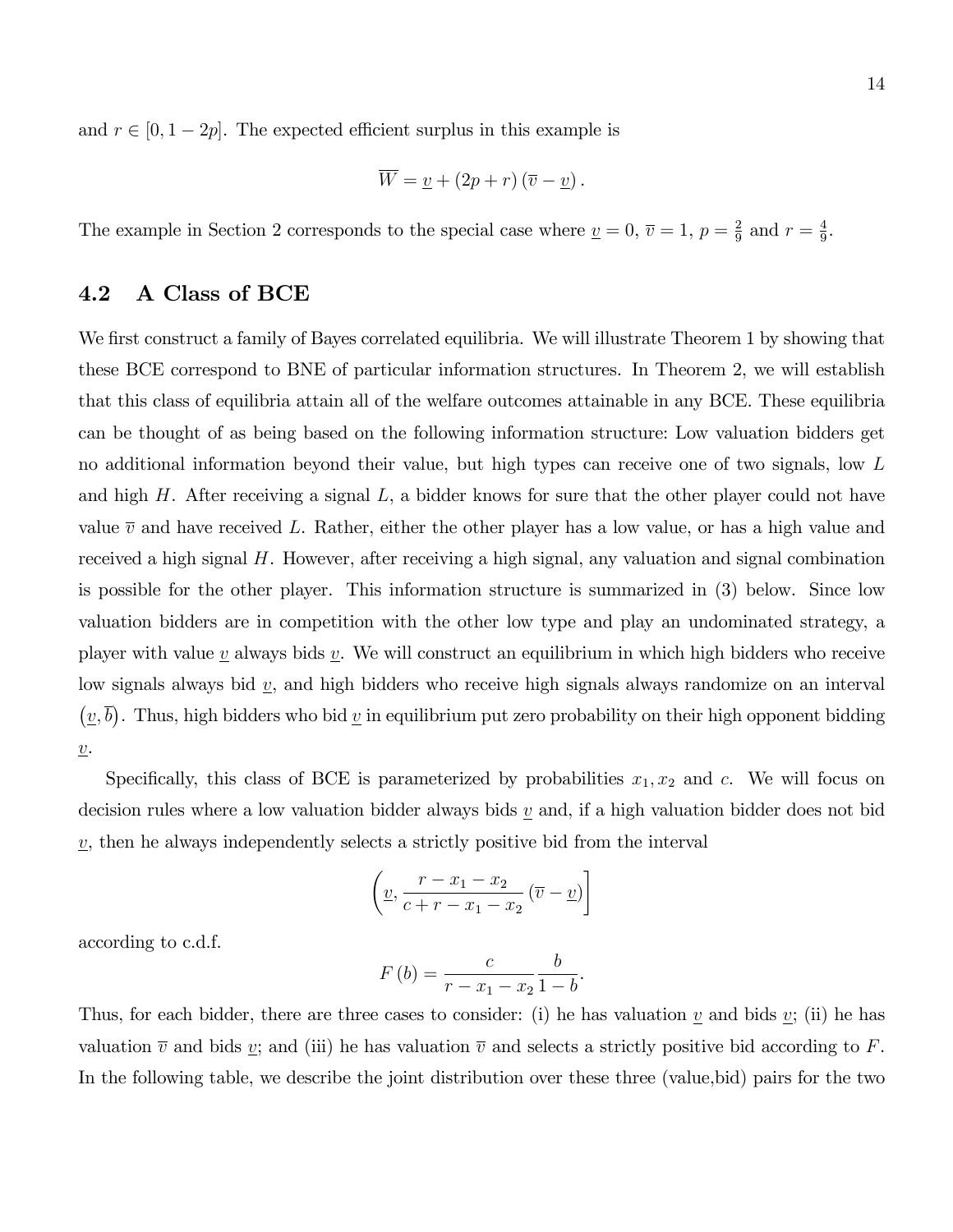and $r \in [0, 1-2p]$. The expected efficient surplus in this example is

$$\overline{W} = \underline{v} + (2p + r)(\overline{v} - \underline{v}).$$

The example in Section 2 corresponds to the special case where $\underline{v} = 0$, $\overline{v} = 1$, $p = \frac{2}{9}$ and $r = \frac{4}{9}$.

## 4.2 A Class of BCE

We first construct a family of Bayes correlated equilibria. We will illustrate Theorem 1 by showing that these BCE correspond to BNE of particular information structures. In Theorem 2, we will establish that this class of equilibria attain all of the welfare outcomes attainable in any BCE. These equilibria can be thought of as being based on the following information structure: Low valuation bidders get no additional information beyond their value, but high types can receive one of two signals, low $L$ and high $H$. After receiving a signal $L$, a bidder knows for sure that the other player could not have value $\overline{v}$ and have received $L$. Rather, either the other player has a low value, or has a high value and received a high signal $H$. However, after receiving a high signal, any valuation and signal combination is possible for the other player. This information structure is summarized in (3) below. Since low valuation bidders are in competition with the other low type and play an undominated strategy, a player with value $\underline{v}$ always bids $\underline{v}$. We will construct an equilibrium in which high bidders who receive low signals always bid $\underline{v}$, and high bidders who receive high signals always randomize on an interval $(\underline{v}, \overline{b})$. Thus, high bidders who bid $\underline{v}$ in equilibrium put zero probability on their high opponent bidding $\underline{v}$.

Specifically, this class of BCE is parameterized by probabilities $x_1, x_2$ and $c$. We will focus on decision rules where a low valuation bidder always bids $\underline{v}$ and, if a high valuation bidder does not bid $\underline{v}$, then he always independently selects a strictly positive bid from the interval

$$\left(\underline{v}, \frac{r - x_1 - x_2}{c + r - x_1 - x_2}(\overline{v} - \underline{v})\right]$$

according to c.d.f.

$$F(b) = \frac{c}{r - x_1 - x_2} \frac{b}{1 - b}.$$

Thus, for each bidder, there are three cases to consider: (i) he has valuation $\underline{v}$ and bids $\underline{v}$; (ii) he has valuation $\overline{v}$ and bids $\underline{v}$; and (iii) he has valuation $\overline{v}$ and selects a strictly positive bid according to $F$. In the following table, we describe the joint distribution over these three (value,bid) pairs for the two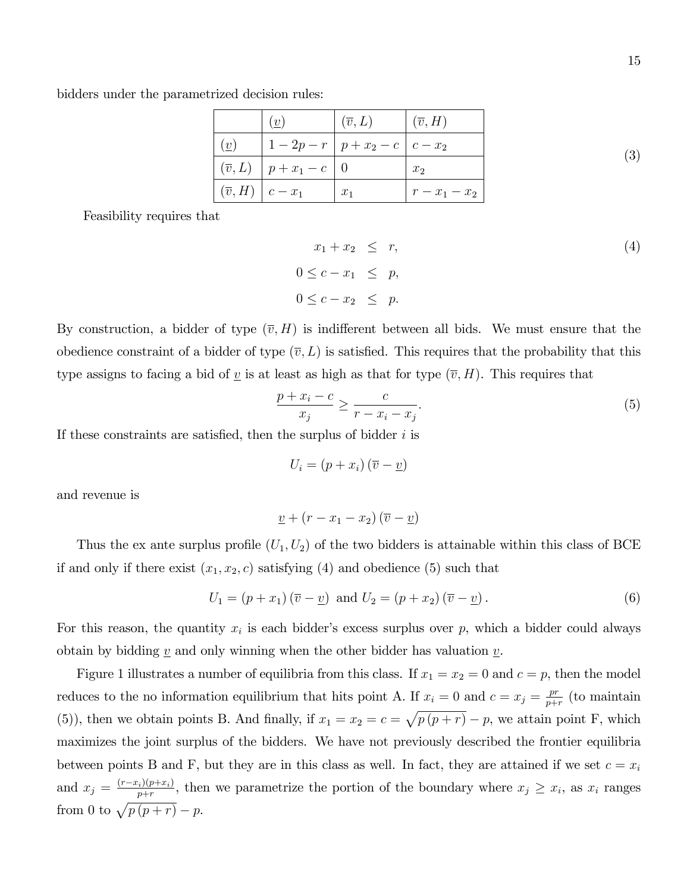bidders under the parametrized decision rules:

$$
\begin{array}{|c|c|c|c|}
\hline
 & (\underline{v}) & (\overline{v}, L) & (\overline{v}, H) \\
\hline
(\underline{v}) & 1-2p-r & p+x_2-c & c-x_2 \\
\hline
(\overline{v}, L) & p+x_1-c & 0 & x_2 \\
\hline
(\overline{v}, H) & c-x_1 & x_1 & r-x_1-x_2 \\
\hline
\end{array}
\tag{3}
$$

Feasibility requires that

$$
\begin{aligned}
x_1 + x_2 &\leq r, \\
0 \leq c - x_1 &\leq p, \\
0 \leq c - x_2 &\leq p.
\end{aligned}
\tag{4}
$$

By construction, a bidder of type $(\overline{v}, H)$ is indifferent between all bids. We must ensure that the obedience constraint of a bidder of type $(\overline{v}, L)$ is satisfied. This requires that the probability that this type assigns to facing a bid of $\underline{v}$ is at least as high as that for type $(\overline{v}, H)$. This requires that

$$
\frac{p + x_i - c}{x_j} \geq \frac{c}{r - x_i - x_j}. \tag{5}
$$

If these constraints are satisfied, then the surplus of bidder $i$ is

$$
U_i = (p + x_i)(\overline{v} - \underline{v})
$$

and revenue is

$$
\underline{v} + (r - x_1 - x_2)(\overline{v} - \underline{v})
$$

Thus the ex ante surplus profile $(U_1, U_2)$ of the two bidders is attainable within this class of BCE if and only if there exist $(x_1, x_2, c)$ satisfying (4) and obedience (5) such that

$$
U_1 = (p + x_1)(\overline{v} - \underline{v}) \text{ and } U_2 = (p + x_2)(\overline{v} - \underline{v}). \tag{6}
$$

For this reason, the quantity $x_i$ is each bidder's excess surplus over $p$, which a bidder could always obtain by bidding $\underline{v}$ and only winning when the other bidder has valuation $\underline{v}$.

Figure 1 illustrates a number of equilibria from this class. If $x_1 = x_2 = 0$ and $c = p$, then the model reduces to the no information equilibrium that hits point A. If $x_i = 0$ and $c = x_j = \frac{pr}{p+r}$ (to maintain (5)), then we obtain points B. And finally, if $x_1 = x_2 = c = \sqrt{p(p+r)} - p$, we attain point F, which maximizes the joint surplus of the bidders. We have not previously described the frontier equilibria between points B and F, but they are in this class as well. In fact, they are attained if we set $c = x_i$ and $x_j = \frac{(r-x_i)(p+x_i)}{p+r}$, then we parametrize the portion of the boundary where $x_j \geq x_i$, as $x_i$ ranges from 0 to $\sqrt{p(p+r)} - p$.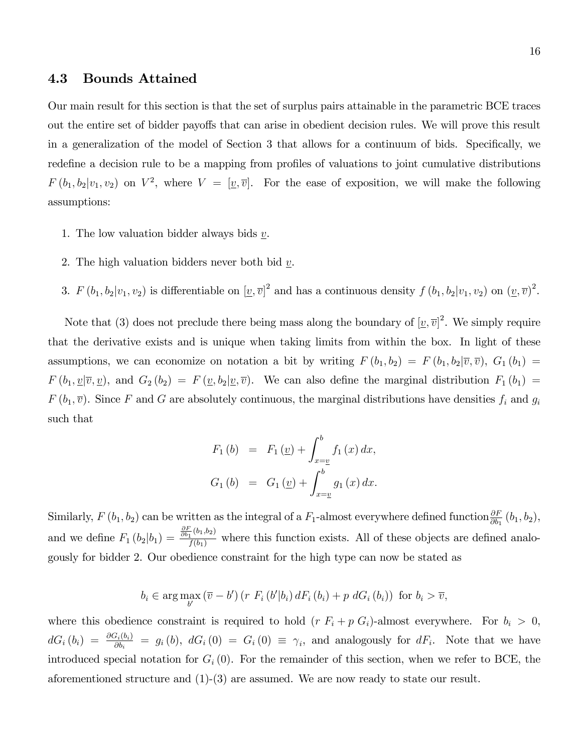### 4.3 Bounds Attained

Our main result for this section is that the set of surplus pairs attainable in the parametric BCE traces out the entire set of bidder payoffs that can arise in obedient decision rules. We will prove this result in a generalization of the model of Section 3 that allows for a continuum of bids. Specifically, we redefine a decision rule to be a mapping from profiles of valuations to joint cumulative distributions $F(b_1, b_2|v_1, v_2)$ on $V^2$, where $V = [\underline{v}, \overline{v}]$. For the ease of exposition, we will make the following assumptions:

1. The low valuation bidder always bids $\underline{v}$.
2. The high valuation bidders never both bid $\underline{v}$.
3. $F(b_1, b_2|v_1, v_2)$ is differentiable on $[\underline{v}, \overline{v}]^2$ and has a continuous density $f(b_1, b_2|v_1, v_2)$ on $(\underline{v}, \overline{v})^2$.

Note that (3) does not preclude there being mass along the boundary of $[\underline{v}, \overline{v}]^2$. We simply require that the derivative exists and is unique when taking limits from within the box. In light of these assumptions, we can economize on notation a bit by writing $F(b_1, b_2) = F(b_1, b_2|\overline{v}, \overline{v})$, $G_1(b_1) = F(b_1, \underline{v}|\overline{v}, \underline{v})$, and $G_2(b_2) = F(\underline{v}, b_2|\underline{v}, \overline{v})$. We can also define the marginal distribution $F_1(b_1) = F(b_1, \overline{v})$. Since $F$ and $G$ are absolutely continuous, the marginal distributions have densities $f_i$ and $g_i$ such that

$$
\begin{aligned}
F_1(b) &= F_1(\underline{v}) + \int_{x=\underline{v}}^{b} f_1(x)\, dx, \\
G_1(b) &= G_1(\underline{v}) + \int_{x=\underline{v}}^{b} g_1(x)\, dx.
\end{aligned}
$$

Similarly, $F(b_1, b_2)$ can be written as the integral of a $F_1$-almost everywhere defined function $\frac{\partial F}{\partial b_1}(b_1, b_2)$, and we define $F_1(b_2|b_1) = \frac{\frac{\partial F}{\partial b_1}(b_1, b_2)}{f(b_1)}$ where this function exists. All of these objects are defined analogously for bidder 2. Our obedience constraint for the high type can now be stated as

$$
b_i \in \arg\max_{b'} (\overline{v} - b')\left(r\ F_i(b'|b_i)\, dF_i(b_i) + p\ dG_i(b_i)\right) \text{ for } b_i > \overline{v},
$$

where this obedience constraint is required to hold $(r\ F_i + p\ G_i)$-almost everywhere. For $b_i > 0$, $dG_i(b_i) = \frac{\partial G_i(b_i)}{\partial b_i} = g_i(b)$, $dG_i(0) = G_i(0) \equiv \gamma_i$, and analogously for $dF_i$. Note that we have introduced special notation for $G_i(0)$. For the remainder of this section, when we refer to BCE, the aforementioned structure and (1)-(3) are assumed. We are now ready to state our result.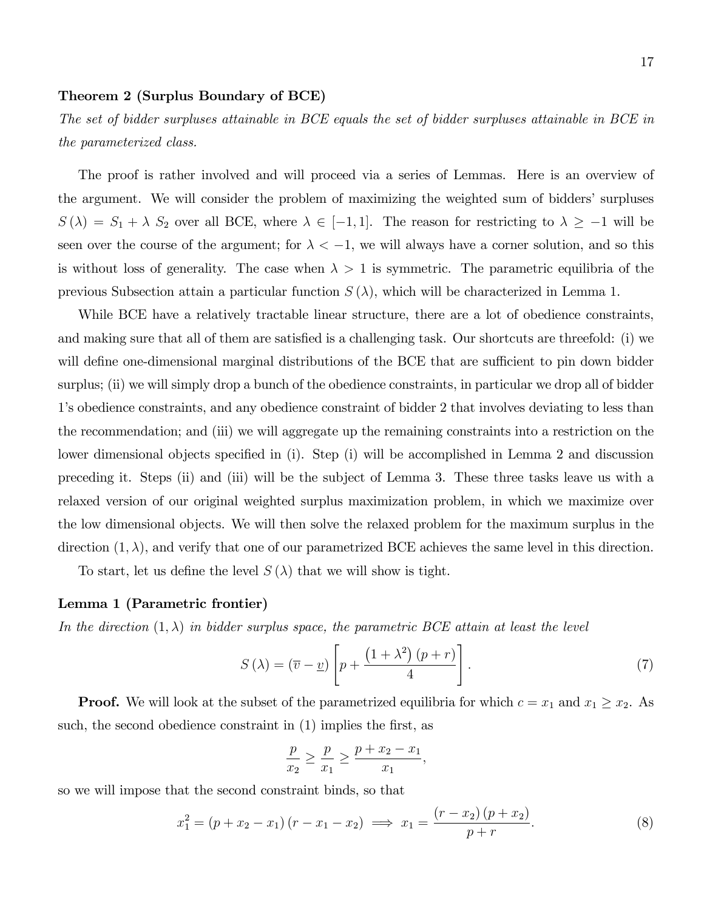**Theorem 2 (Surplus Boundary of BCE)**

*The set of bidder surpluses attainable in BCE equals the set of bidder surpluses attainable in BCE in the parameterized class.*

The proof is rather involved and will proceed via a series of Lemmas. Here is an overview of the argument. We will consider the problem of maximizing the weighted sum of bidders' surpluses $S(\lambda) = S_1 + \lambda\ S_2$ over all BCE, where $\lambda \in [-1, 1]$. The reason for restricting to $\lambda \geq -1$ will be seen over the course of the argument; for $\lambda < -1$, we will always have a corner solution, and so this is without loss of generality. The case when $\lambda > 1$ is symmetric. The parametric equilibria of the previous Subsection attain a particular function $S(\lambda)$, which will be characterized in Lemma 1.

While BCE have a relatively tractable linear structure, there are a lot of obedience constraints, and making sure that all of them are satisfied is a challenging task. Our shortcuts are threefold: (i) we will define one-dimensional marginal distributions of the BCE that are sufficient to pin down bidder surplus; (ii) we will simply drop a bunch of the obedience constraints, in particular we drop all of bidder 1's obedience constraints, and any obedience constraint of bidder 2 that involves deviating to less than the recommendation; and (iii) we will aggregate up the remaining constraints into a restriction on the lower dimensional objects specified in (i). Step (i) will be accomplished in Lemma 2 and discussion preceding it. Steps (ii) and (iii) will be the subject of Lemma 3. These three tasks leave us with a relaxed version of our original weighted surplus maximization problem, in which we maximize over the low dimensional objects. We will then solve the relaxed problem for the maximum surplus in the direction $(1, \lambda)$, and verify that one of our parametrized BCE achieves the same level in this direction.

To start, let us define the level $S(\lambda)$ that we will show is tight.

**Lemma 1 (Parametric frontier)**

*In the direction $(1, \lambda)$ in bidder surplus space, the parametric BCE attain at least the level*

$$S(\lambda) = (\overline{v} - \underline{v}) \left[ p + \frac{(1 + \lambda^2)(p + r)}{4} \right]. \tag{7}$$

**Proof.** We will look at the subset of the parametrized equilibria for which $c = x_1$ and $x_1 \geq x_2$. As such, the second obedience constraint in (1) implies the first, as

$$\frac{p}{x_2} \geq \frac{p}{x_1} \geq \frac{p + x_2 - x_1}{x_1},$$

so we will impose that the second constraint binds, so that

$$x_1^2 = (p + x_2 - x_1)(r - x_1 - x_2) \implies x_1 = \frac{(r - x_2)(p + x_2)}{p + r}. \tag{8}$$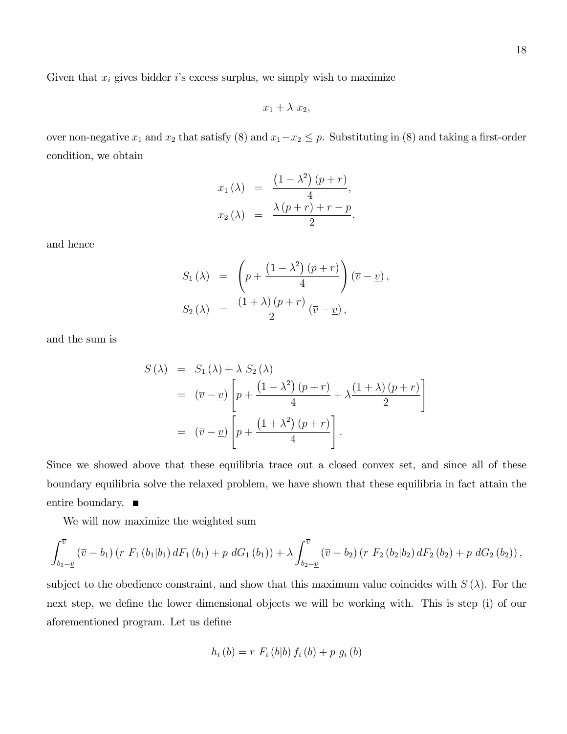Given that $x_i$ gives bidder $i$'s excess surplus, we simply wish to maximize

$$x_1 + \lambda \; x_2,$$

over non-negative $x_1$ and $x_2$ that satisfy (8) and $x_1 - x_2 \leq p$. Substituting in (8) and taking a first-order condition, we obtain

$$\begin{aligned}
x_1(\lambda) &= \frac{\left(1-\lambda^2\right)(p+r)}{4}, \\
x_2(\lambda) &= \frac{\lambda(p+r)+r-p}{2},
\end{aligned}$$

and hence

$$\begin{aligned}
S_1(\lambda) &= \left(p + \frac{\left(1-\lambda^2\right)(p+r)}{4}\right)(\overline{v}-\underline{v}), \\
S_2(\lambda) &= \frac{(1+\lambda)(p+r)}{2}(\overline{v}-\underline{v}),
\end{aligned}$$

and the sum is

$$\begin{aligned}
S(\lambda) &= S_1(\lambda) + \lambda \; S_2(\lambda) \\
&= (\overline{v}-\underline{v})\left[p + \frac{\left(1-\lambda^2\right)(p+r)}{4} + \lambda\frac{(1+\lambda)(p+r)}{2}\right] \\
&= (\overline{v}-\underline{v})\left[p + \frac{\left(1+\lambda^2\right)(p+r)}{4}\right].
\end{aligned}$$

Since we showed above that these equilibria trace out a closed convex set, and since all of these boundary equilibria solve the relaxed problem, we have shown that these equilibria in fact attain the entire boundary. ■

We will now maximize the weighted sum

$$\int_{b_1=\underline{v}}^{\overline{v}} (\overline{v}-b_1)\left(r \; F_1(b_1|b_1)\,dF_1(b_1) + p \; dG_1(b_1)\right) + \lambda\int_{b_2=\underline{v}}^{\overline{v}} (\overline{v}-b_2)\left(r \; F_2(b_2|b_2)\,dF_2(b_2) + p \; dG_2(b_2)\right),$$

subject to the obedience constraint, and show that this maximum value coincides with $S(\lambda)$. For the next step, we define the lower dimensional objects we will be working with. This is step (i) of our aforementioned program. Let us define

$$h_i(b) = r \; F_i(b|b)\,f_i(b) + p \; g_i(b)$$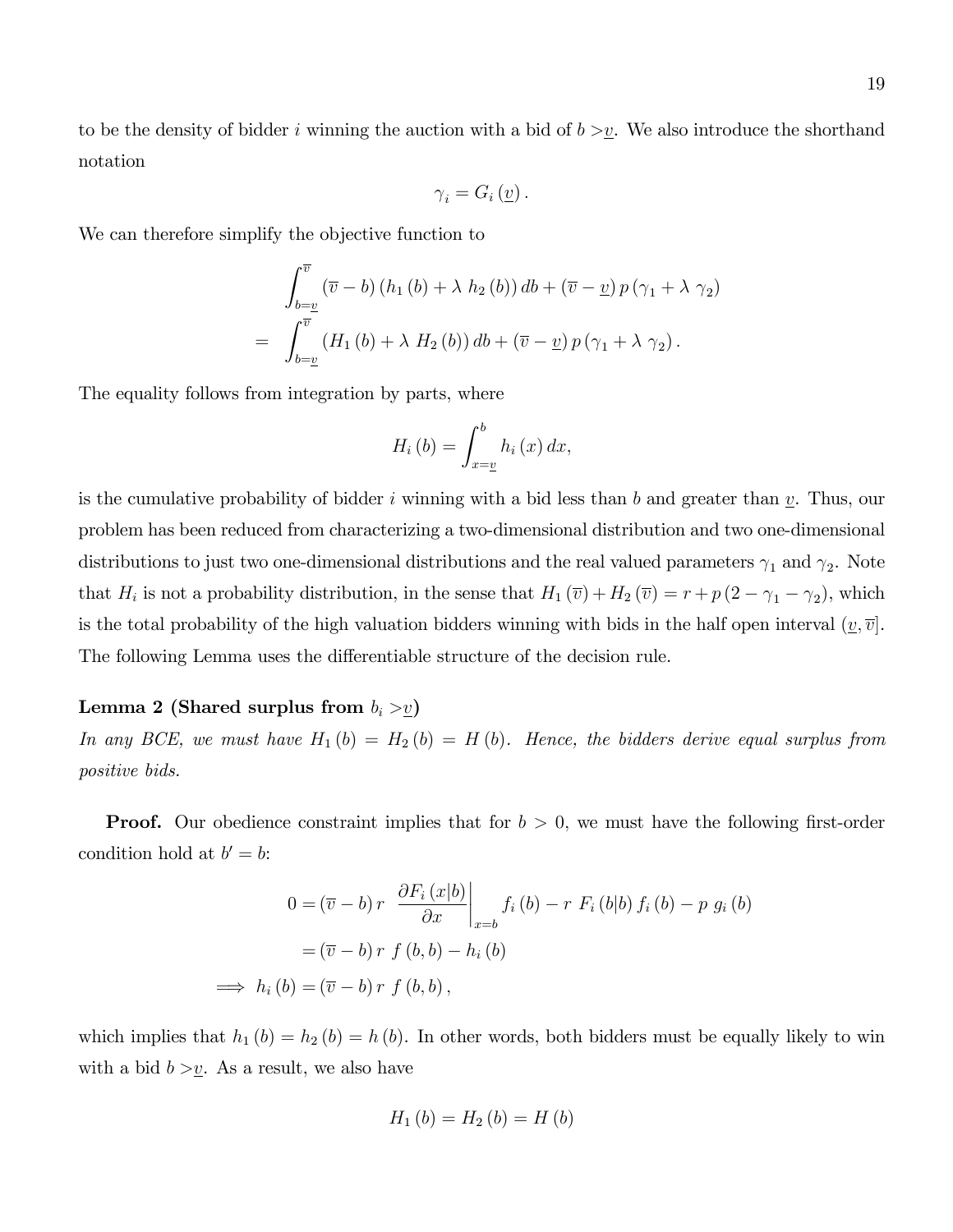to be the density of bidder $i$ winning the auction with a bid of $b > \underline{v}$. We also introduce the shorthand notation

$$\gamma_i = G_i(\underline{v}).$$

We can therefore simplify the objective function to

$$\begin{aligned}
&\int_{b=\underline{v}}^{\overline{v}} (\overline{v} - b)(h_1(b) + \lambda\, h_2(b))\, db + (\overline{v} - \underline{v})\, p\,(\gamma_1 + \lambda\, \gamma_2) \\
= &\int_{b=\underline{v}}^{\overline{v}} (H_1(b) + \lambda\, H_2(b))\, db + (\overline{v} - \underline{v})\, p\,(\gamma_1 + \lambda\, \gamma_2).
\end{aligned}$$

The equality follows from integration by parts, where

$$H_i(b) = \int_{x=\underline{v}}^{b} h_i(x)\, dx,$$

is the cumulative probability of bidder $i$ winning with a bid less than $b$ and greater than $\underline{v}$. Thus, our problem has been reduced from characterizing a two-dimensional distribution and two one-dimensional distributions to just two one-dimensional distributions and the real valued parameters $\gamma_1$ and $\gamma_2$. Note that $H_i$ is not a probability distribution, in the sense that $H_1(\overline{v}) + H_2(\overline{v}) = r + p(2 - \gamma_1 - \gamma_2)$, which is the total probability of the high valuation bidders winning with bids in the half open interval $(\underline{v}, \overline{v}]$. The following Lemma uses the differentiable structure of the decision rule.

**Lemma 2 (Shared surplus from $b_i > \underline{v}$)**
*In any BCE, we must have $H_1(b) = H_2(b) = H(b)$. Hence, the bidders derive equal surplus from positive bids.*

**Proof.** Our obedience constraint implies that for $b > 0$, we must have the following first-order condition hold at $b' = b$:

$$\begin{aligned}
0 &= (\overline{v} - b)\, r \left.\frac{\partial F_i(x|b)}{\partial x}\right|_{x=b} f_i(b) - r\, F_i(b|b)\, f_i(b) - p\, g_i(b) \\
&= (\overline{v} - b)\, r\, f(b, b) - h_i(b) \\
\implies h_i(b) &= (\overline{v} - b)\, r\, f(b, b),
\end{aligned}$$

which implies that $h_1(b) = h_2(b) = h(b)$. In other words, both bidders must be equally likely to win with a bid $b > \underline{v}$. As a result, we also have

$$H_1(b) = H_2(b) = H(b)$$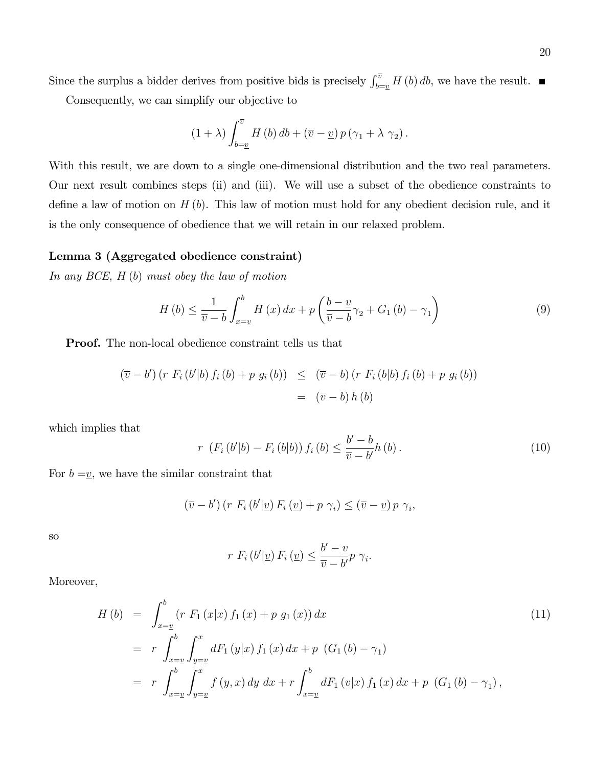Since the surplus a bidder derives from positive bids is precisely $\int_{b=\underline{v}}^{\overline{v}} H(b)\, db$, we have the result. ■

Consequently, we can simplify our objective to

$$(1+\lambda)\int_{b=\underline{v}}^{\overline{v}} H(b)\, db + (\overline{v}-\underline{v})\, p\, (\gamma_1 + \lambda\ \gamma_2)\,.$$

With this result, we are down to a single one-dimensional distribution and the two real parameters. Our next result combines steps (ii) and (iii). We will use a subset of the obedience constraints to define a law of motion on $H(b)$. This law of motion must hold for any obedient decision rule, and it is the only consequence of obedience that we will retain in our relaxed problem.

**Lemma 3 (Aggregated obedience constraint)**

*In any BCE, $H(b)$ must obey the law of motion*

$$H(b) \leq \frac{1}{\overline{v}-b}\int_{x=\underline{v}}^{b} H(x)\, dx + p\left(\frac{b-\underline{v}}{\overline{v}-b}\gamma_2 + G_1(b) - \gamma_1\right) \tag{9}$$

**Proof.** The non-local obedience constraint tells us that

$$\begin{aligned}(\overline{v}-b')\left(r\ F_i(b'|b)\, f_i(b) + p\ g_i(b)\right) &\leq (\overline{v}-b)\left(r\ F_i(b|b)\, f_i(b) + p\ g_i(b)\right) \\ &= (\overline{v}-b)\, h(b)\end{aligned}$$

which implies that

$$r\ \left(F_i(b'|b) - F_i(b|b)\right) f_i(b) \leq \frac{b'-b}{\overline{v}-b'} h(b)\,. \tag{10}$$

For $b = \underline{v}$, we have the similar constraint that

$$(\overline{v}-b')\left(r\ F_i(b'|\underline{v})\, F_i(\underline{v}) + p\ \gamma_i\right) \leq (\overline{v}-\underline{v})\, p\ \gamma_i,$$

so

$$r\ F_i(b'|\underline{v})\, F_i(\underline{v}) \leq \frac{b'-\underline{v}}{\overline{v}-b'} p\ \gamma_i.$$

Moreover,

$$\begin{aligned}H(b) &= \int_{x=\underline{v}}^{b}\left(r\ F_1(x|x)\, f_1(x) + p\ g_1(x)\right) dx \qquad (11)\\ &= r\int_{x=\underline{v}}^{b}\int_{y=\underline{v}}^{x} dF_1(y|x)\, f_1(x)\, dx + p\ \left(G_1(b) - \gamma_1\right) \\ &= r\int_{x=\underline{v}}^{b}\int_{y=\underline{v}}^{x} f(y,x)\, dy\ dx + r\int_{x=\underline{v}}^{b} dF_1(\underline{v}|x)\, f_1(x)\, dx + p\ \left(G_1(b) - \gamma_1\right),\end{aligned}$$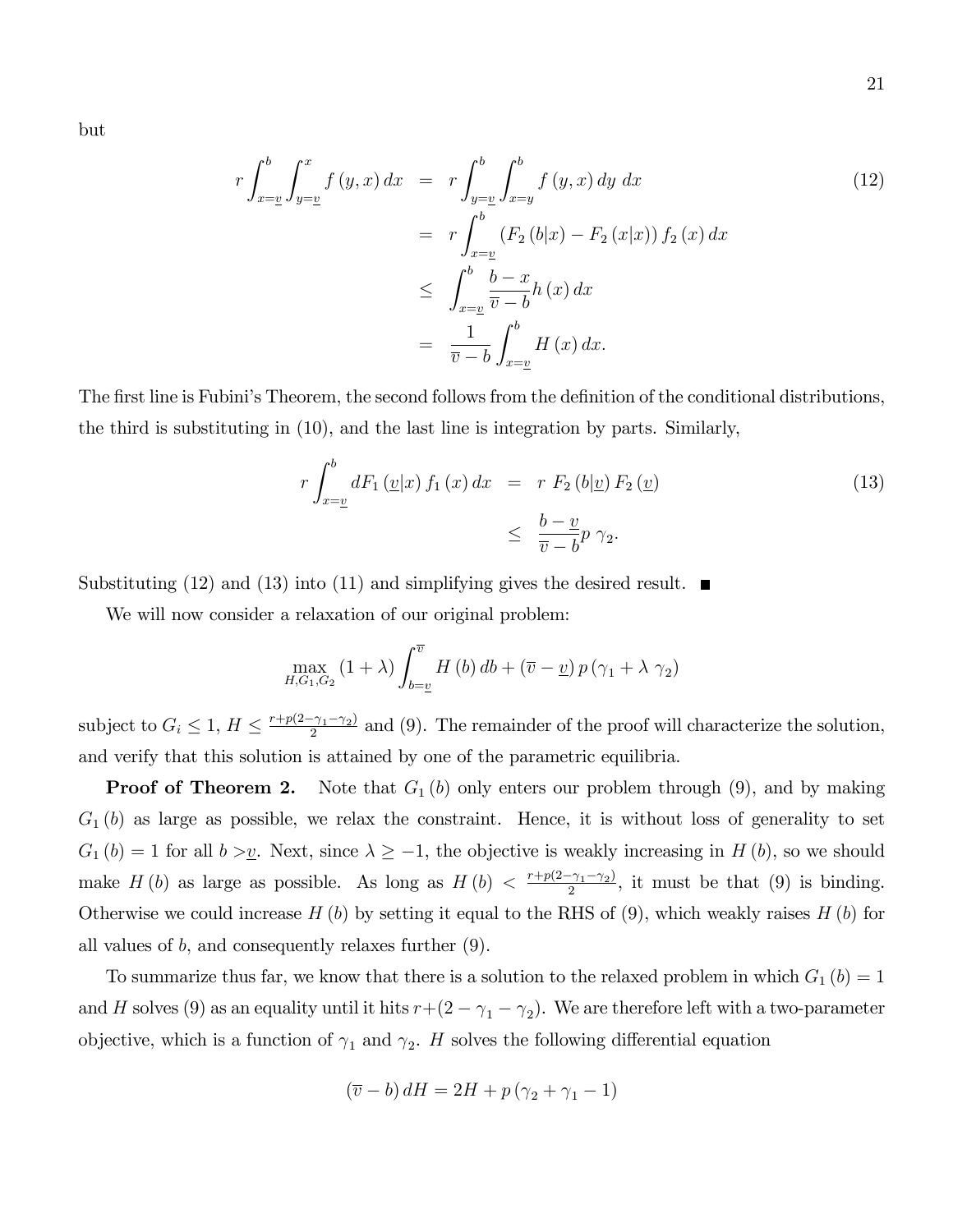but

$$
\begin{aligned}
r\int_{x=\underline{v}}^{b}\int_{y=\underline{v}}^{x} f(y,x)\,dx &= r\int_{y=\underline{v}}^{b}\int_{x=y}^{b} f(y,x)\,dy\ dx \\
&= r\int_{x=\underline{v}}^{b}\left(F_2(b|x)-F_2(x|x)\right)f_2(x)\,dx \\
&\leq \int_{x=\underline{v}}^{b}\frac{b-x}{\overline{v}-b}h(x)\,dx \\
&= \frac{1}{\overline{v}-b}\int_{x=\underline{v}}^{b}H(x)\,dx.
\end{aligned} \tag{12}
$$

The first line is Fubini's Theorem, the second follows from the definition of the conditional distributions, the third is substituting in (10), and the last line is integration by parts. Similarly,

$$
\begin{aligned}
r\int_{x=\underline{v}}^{b} dF_1(\underline{v}|x)\,f_1(x)\,dx &= r\ F_2(b|\underline{v})\,F_2(\underline{v}) \\
&\leq \frac{b-\underline{v}}{\overline{v}-b}p\ \gamma_2.
\end{aligned} \tag{13}
$$

Substituting (12) and (13) into (11) and simplifying gives the desired result. ■

We will now consider a relaxation of our original problem:

$$
\max_{H,G_1,G_2}\ (1+\lambda)\int_{b=\underline{v}}^{\overline{v}} H(b)\,db+(\overline{v}-\underline{v})\,p\,(\gamma_1+\lambda\ \gamma_2)
$$

subject to $G_i \leq 1$, $H \leq \frac{r+p(2-\gamma_1-\gamma_2)}{2}$ and (9). The remainder of the proof will characterize the solution, and verify that this solution is attained by one of the parametric equilibria.

**Proof of Theorem 2.** Note that $G_1(b)$ only enters our problem through (9), and by making $G_1(b)$ as large as possible, we relax the constraint. Hence, it is without loss of generality to set $G_1(b)=1$ for all $b>\underline{v}$. Next, since $\lambda \geq -1$, the objective is weakly increasing in $H(b)$, so we should make $H(b)$ as large as possible. As long as $H(b) < \frac{r+p(2-\gamma_1-\gamma_2)}{2}$, it must be that (9) is binding. Otherwise we could increase $H(b)$ by setting it equal to the RHS of (9), which weakly raises $H(b)$ for all values of $b$, and consequently relaxes further (9).

To summarize thus far, we know that there is a solution to the relaxed problem in which $G_1(b)=1$ and $H$ solves (9) as an equality until it hits $r+(2-\gamma_1-\gamma_2)$. We are therefore left with a two-parameter objective, which is a function of $\gamma_1$ and $\gamma_2$. $H$ solves the following differential equation

$$
(\overline{v}-b)\,dH = 2H + p\,(\gamma_2+\gamma_1-1)
$$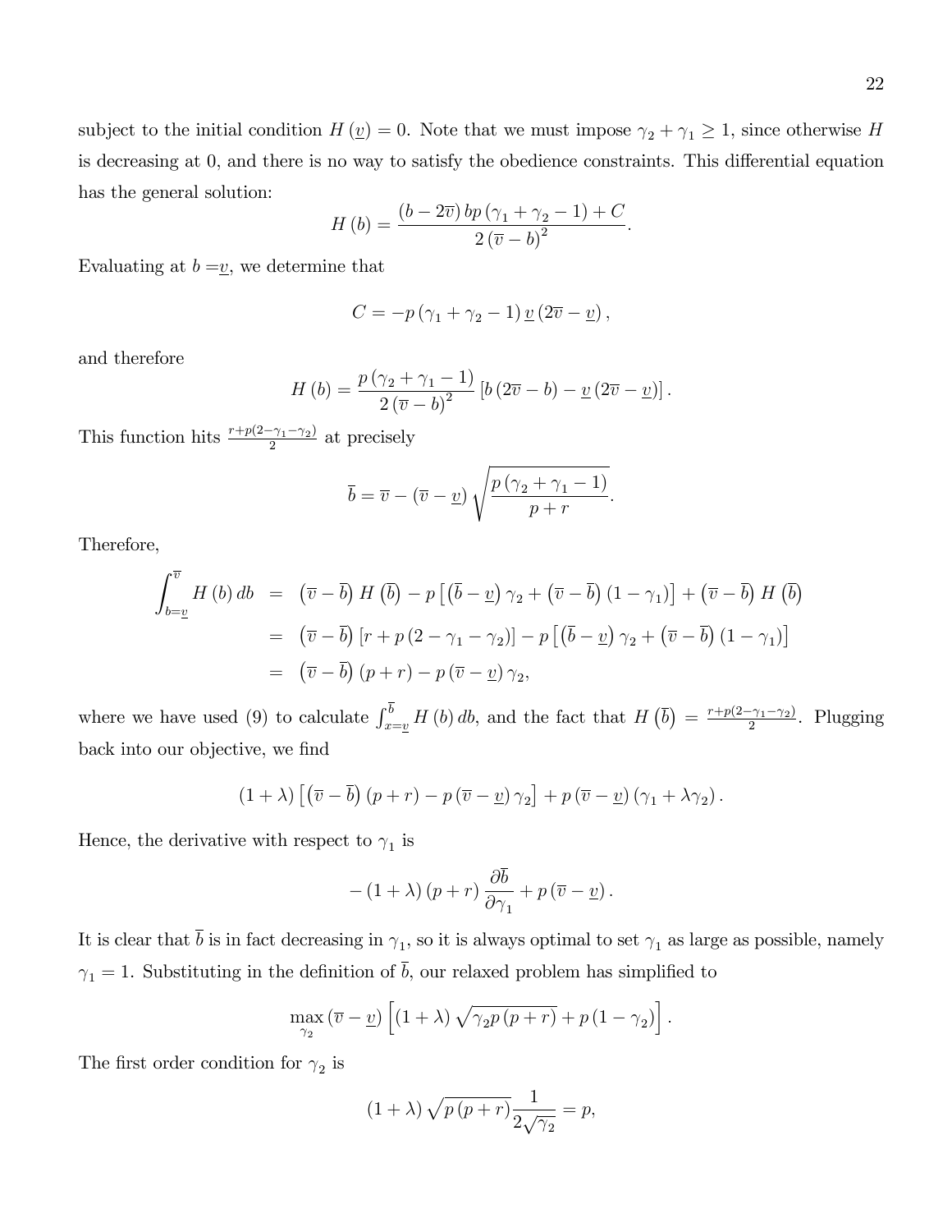subject to the initial condition $H(\underline{v}) = 0$. Note that we must impose $\gamma_2 + \gamma_1 \geq 1$, since otherwise $H$ is decreasing at 0, and there is no way to satisfy the obedience constraints. This differential equation has the general solution:

$$H(b) = \frac{(b - 2\overline{v})\, bp(\gamma_1 + \gamma_2 - 1) + C}{2(\overline{v} - b)^2}.$$

Evaluating at $b = \underline{v}$, we determine that

$$C = -p(\gamma_1 + \gamma_2 - 1)\,\underline{v}\,(2\overline{v} - \underline{v}),$$

and therefore

$$H(b) = \frac{p(\gamma_2 + \gamma_1 - 1)}{2(\overline{v} - b)^2}\left[b(2\overline{v} - b) - \underline{v}(2\overline{v} - \underline{v})\right].$$

This function hits $\frac{r + p(2 - \gamma_1 - \gamma_2)}{2}$ at precisely

$$\overline{b} = \overline{v} - (\overline{v} - \underline{v})\sqrt{\frac{p(\gamma_2 + \gamma_1 - 1)}{p + r}}.$$

Therefore,

$$\begin{aligned}
\int_{b=\underline{v}}^{\overline{v}} H(b)\,db &= (\overline{v} - \overline{b})\,H(\overline{b}) - p\left[(\overline{b} - \underline{v})\,\gamma_2 + (\overline{v} - \overline{b})(1 - \gamma_1)\right] + (\overline{v} - \overline{b})\,H(\overline{b}) \\
&= (\overline{v} - \overline{b})\left[r + p(2 - \gamma_1 - \gamma_2)\right] - p\left[(\overline{b} - \underline{v})\,\gamma_2 + (\overline{v} - \overline{b})(1 - \gamma_1)\right] \\
&= (\overline{v} - \overline{b})(p + r) - p(\overline{v} - \underline{v})\,\gamma_2,
\end{aligned}$$

where we have used (9) to calculate $\int_{x=\underline{v}}^{\overline{b}} H(b)\,db$, and the fact that $H(\overline{b}) = \frac{r + p(2 - \gamma_1 - \gamma_2)}{2}$. Plugging back into our objective, we find

$$(1 + \lambda)\left[(\overline{v} - \overline{b})(p + r) - p(\overline{v} - \underline{v})\,\gamma_2\right] + p(\overline{v} - \underline{v})(\gamma_1 + \lambda\gamma_2).$$

Hence, the derivative with respect to $\gamma_1$ is

$$-(1 + \lambda)(p + r)\frac{\partial \overline{b}}{\partial \gamma_1} + p(\overline{v} - \underline{v}).$$

It is clear that $\overline{b}$ is in fact decreasing in $\gamma_1$, so it is always optimal to set $\gamma_1$ as large as possible, namely $\gamma_1 = 1$. Substituting in the definition of $\overline{b}$, our relaxed problem has simplified to

$$\max_{\gamma_2}\,(\overline{v} - \underline{v})\left[(1 + \lambda)\sqrt{\gamma_2 p(p + r)} + p(1 - \gamma_2)\right].$$

The first order condition for $\gamma_2$ is

$$(1 + \lambda)\sqrt{p(p + r)}\frac{1}{2\sqrt{\gamma_2}} = p,$$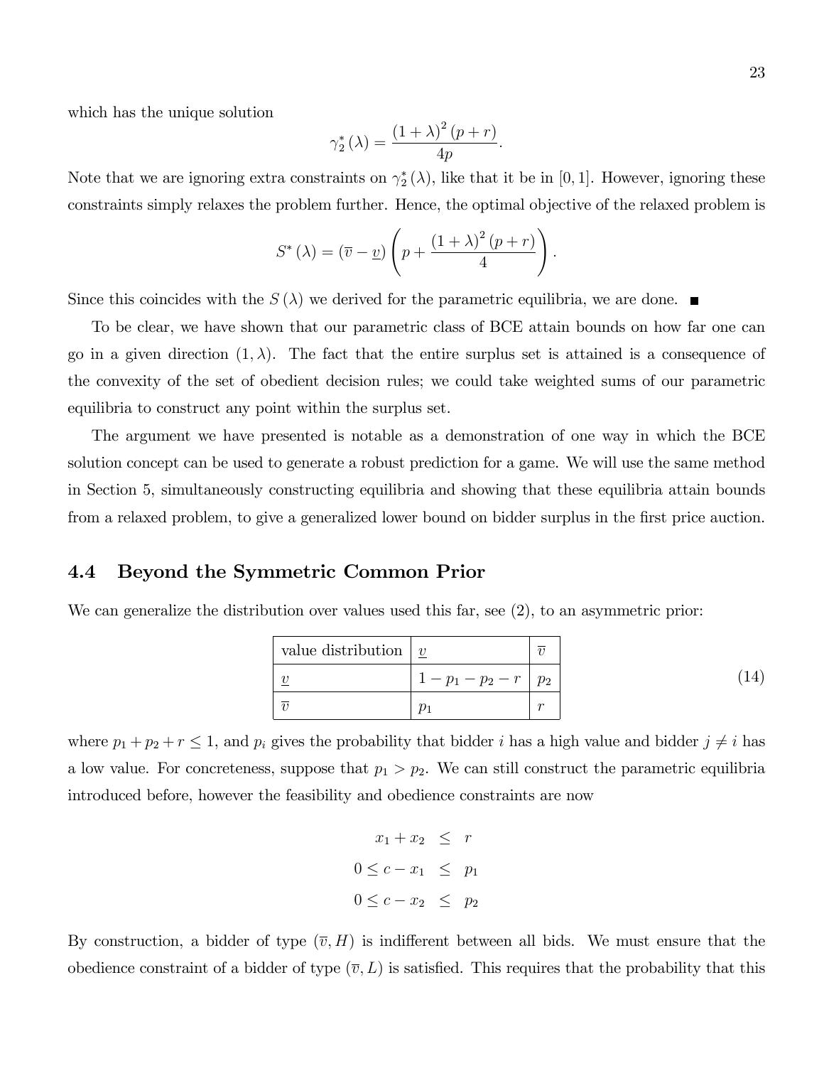which has the unique solution

$$\gamma_2^*(\lambda) = \frac{(1+\lambda)^2 (p+r)}{4p}.$$

Note that we are ignoring extra constraints on $\gamma_2^*(\lambda)$, like that it be in $[0,1]$. However, ignoring these constraints simply relaxes the problem further. Hence, the optimal objective of the relaxed problem is

$$S^*(\lambda) = (\overline{v} - \underline{v}) \left( p + \frac{(1+\lambda)^2 (p+r)}{4} \right).$$

Since this coincides with the $S(\lambda)$ we derived for the parametric equilibria, we are done. ■

To be clear, we have shown that our parametric class of BCE attain bounds on how far one can go in a given direction $(1, \lambda)$. The fact that the entire surplus set is attained is a consequence of the convexity of the set of obedient decision rules; we could take weighted sums of our parametric equilibria to construct any point within the surplus set.

The argument we have presented is notable as a demonstration of one way in which the BCE solution concept can be used to generate a robust prediction for a game. We will use the same method in Section 5, simultaneously constructing equilibria and showing that these equilibria attain bounds from a relaxed problem, to give a generalized lower bound on bidder surplus in the first price auction.

### 4.4 Beyond the Symmetric Common Prior

We can generalize the distribution over values used this far, see (2), to an asymmetric prior:

| value distribution | $\underline{v}$ | $\overline{v}$ |
|---|---|---|
| $\underline{v}$ | $1 - p_1 - p_2 - r$ | $p_2$ |
| $\overline{v}$ | $p_1$ | $r$ |

(14)

where $p_1 + p_2 + r \leq 1$, and $p_i$ gives the probability that bidder $i$ has a high value and bidder $j \neq i$ has a low value. For concreteness, suppose that $p_1 > p_2$. We can still construct the parametric equilibria introduced before, however the feasibility and obedience constraints are now

$$\begin{aligned} x_1 + x_2 &\leq r \\ 0 \leq c - x_1 &\leq p_1 \\ 0 \leq c - x_2 &\leq p_2 \end{aligned}$$

By construction, a bidder of type $(\overline{v}, H)$ is indifferent between all bids. We must ensure that the obedience constraint of a bidder of type $(\overline{v}, L)$ is satisfied. This requires that the probability that this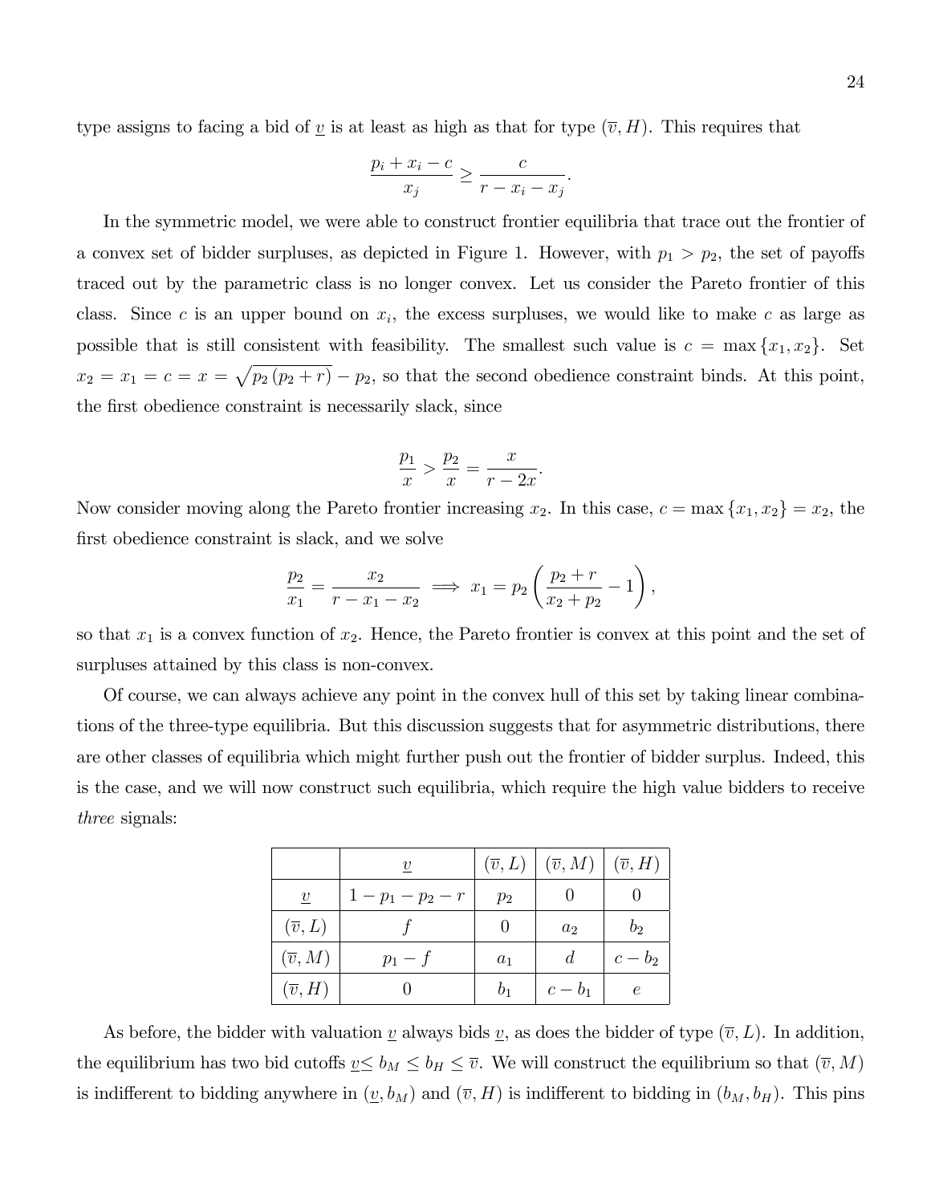type assigns to facing a bid of $\underline{v}$ is at least as high as that for type $(\overline{v}, H)$. This requires that

$$\frac{p_i + x_i - c}{x_j} \geq \frac{c}{r - x_i - x_j}.$$

In the symmetric model, we were able to construct frontier equilibria that trace out the frontier of a convex set of bidder surpluses, as depicted in Figure 1. However, with $p_1 > p_2$, the set of payoffs traced out by the parametric class is no longer convex. Let us consider the Pareto frontier of this class. Since $c$ is an upper bound on $x_i$, the excess surpluses, we would like to make $c$ as large as possible that is still consistent with feasibility. The smallest such value is $c = \max\{x_1, x_2\}$. Set $x_2 = x_1 = c = x = \sqrt{p_2(p_2 + r)} - p_2$, so that the second obedience constraint binds. At this point, the first obedience constraint is necessarily slack, since

$$\frac{p_1}{x} > \frac{p_2}{x} = \frac{x}{r - 2x}.$$

Now consider moving along the Pareto frontier increasing $x_2$. In this case, $c = \max\{x_1, x_2\} = x_2$, the first obedience constraint is slack, and we solve

$$\frac{p_2}{x_1} = \frac{x_2}{r - x_1 - x_2} \implies x_1 = p_2\left(\frac{p_2 + r}{x_2 + p_2} - 1\right),$$

so that $x_1$ is a convex function of $x_2$. Hence, the Pareto frontier is convex at this point and the set of surpluses attained by this class is non-convex.

Of course, we can always achieve any point in the convex hull of this set by taking linear combinations of the three-type equilibria. But this discussion suggests that for asymmetric distributions, there are other classes of equilibria which might further push out the frontier of bidder surplus. Indeed, this is the case, and we will now construct such equilibria, which require the high value bidders to receive *three* signals:

| | $\underline{v}$ | $(\overline{v}, L)$ | $(\overline{v}, M)$ | $(\overline{v}, H)$ |
|---|---|---|---|---|
| $\underline{v}$ | $1 - p_1 - p_2 - r$ | $p_2$ | $0$ | $0$ |
| $(\overline{v}, L)$ | $f$ | $0$ | $a_2$ | $b_2$ |
| $(\overline{v}, M)$ | $p_1 - f$ | $a_1$ | $d$ | $c - b_2$ |
| $(\overline{v}, H)$ | $0$ | $b_1$ | $c - b_1$ | $e$ |

As before, the bidder with valuation $\underline{v}$ always bids $\underline{v}$, as does the bidder of type $(\overline{v}, L)$. In addition, the equilibrium has two bid cutoffs $\underline{v} \leq b_M \leq b_H \leq \overline{v}$. We will construct the equilibrium so that $(\overline{v}, M)$ is indifferent to bidding anywhere in $(\underline{v}, b_M)$ and $(\overline{v}, H)$ is indifferent to bidding in $(b_M, b_H)$. This pins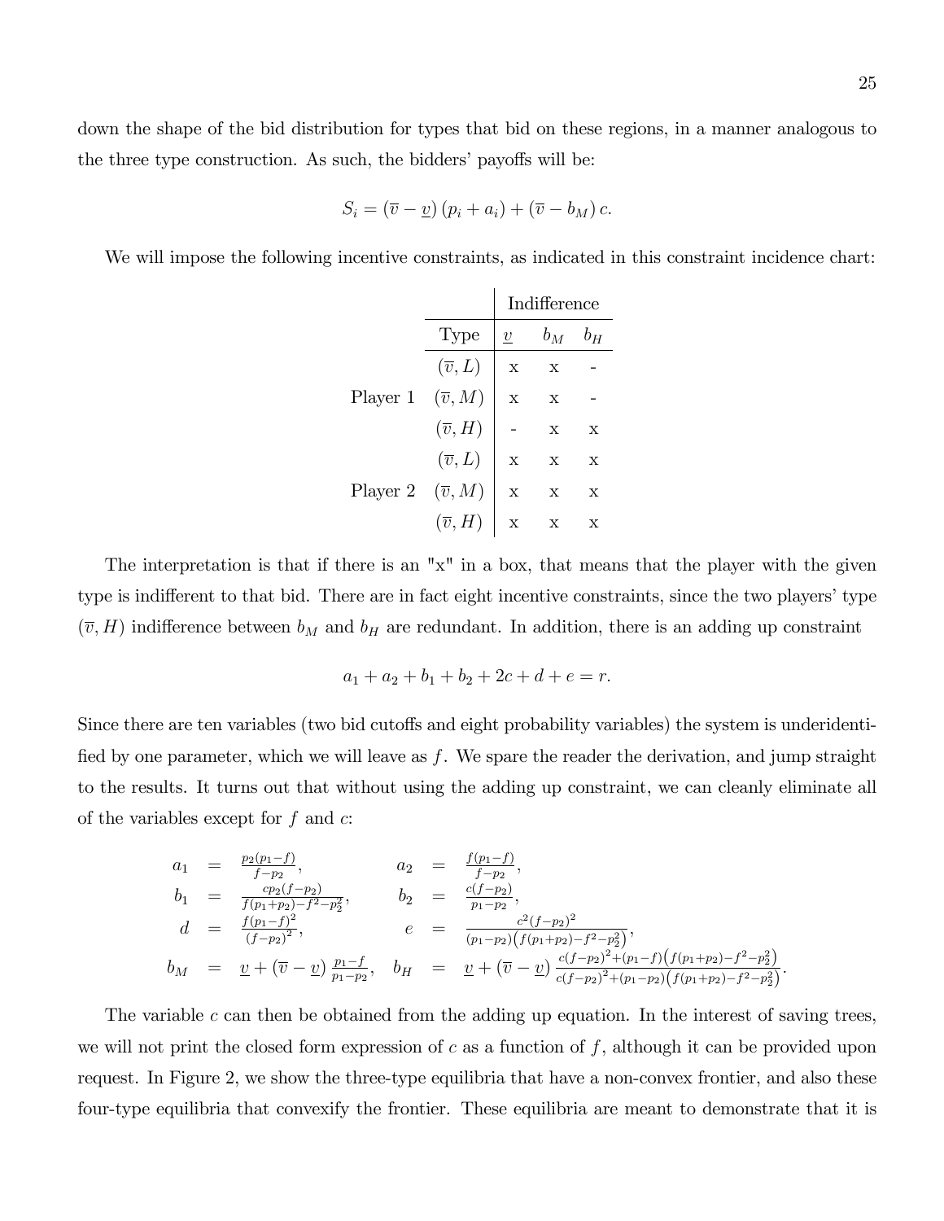down the shape of the bid distribution for types that bid on these regions, in a manner analogous to the three type construction. As such, the bidders' payoffs will be:

$$S_i = (\overline{v} - \underline{v})(p_i + a_i) + (\overline{v} - b_M)\, c.$$

We will impose the following incentive constraints, as indicated in this constraint incidence chart:

| | | Indifference | | |
|---|---|---|---|---|
| | Type | $\underline{v}$ | $b_M$ | $b_H$ |
| Player 1 | $(\overline{v}, L)$ | x | x | - |
| | $(\overline{v}, M)$ | x | x | - |
| | $(\overline{v}, H)$ | - | x | x |
| Player 2 | $(\overline{v}, L)$ | x | x | x |
| | $(\overline{v}, M)$ | x | x | x |
| | $(\overline{v}, H)$ | x | x | x |

The interpretation is that if there is an "x" in a box, that means that the player with the given type is indifferent to that bid. There are in fact eight incentive constraints, since the two players' type $(\overline{v}, H)$ indifference between $b_M$ and $b_H$ are redundant. In addition, there is an adding up constraint

$$a_1 + a_2 + b_1 + b_2 + 2c + d + e = r.$$

Since there are ten variables (two bid cutoffs and eight probability variables) the system is underidentified by one parameter, which we will leave as $f$. We spare the reader the derivation, and jump straight to the results. It turns out that without using the adding up constraint, we can cleanly eliminate all of the variables except for $f$ and $c$:

$$\begin{aligned}
a_1 &= \frac{p_2(p_1 - f)}{f - p_2}, & a_2 &= \frac{f(p_1 - f)}{f - p_2}, \\
b_1 &= \frac{c p_2 (f - p_2)}{f(p_1 + p_2) - f^2 - p_2^2}, & b_2 &= \frac{c(f - p_2)}{p_1 - p_2}, \\
d &= \frac{f(p_1 - f)^2}{(f - p_2)^2}, & e &= \frac{c^2 (f - p_2)^2}{(p_1 - p_2)\left(f(p_1 + p_2) - f^2 - p_2^2\right)}, \\
b_M &= \underline{v} + (\overline{v} - \underline{v}) \frac{p_1 - f}{p_1 - p_2}, & b_H &= \underline{v} + (\overline{v} - \underline{v}) \frac{c(f - p_2)^2 + (p_1 - f)\left(f(p_1 + p_2) - f^2 - p_2^2\right)}{c(f - p_2)^2 + (p_1 - p_2)\left(f(p_1 + p_2) - f^2 - p_2^2\right)}.
\end{aligned}$$

The variable $c$ can then be obtained from the adding up equation. In the interest of saving trees, we will not print the closed form expression of $c$ as a function of $f$, although it can be provided upon request. In Figure 2, we show the three-type equilibria that have a non-convex frontier, and also these four-type equilibria that convexify the frontier. These equilibria are meant to demonstrate that it is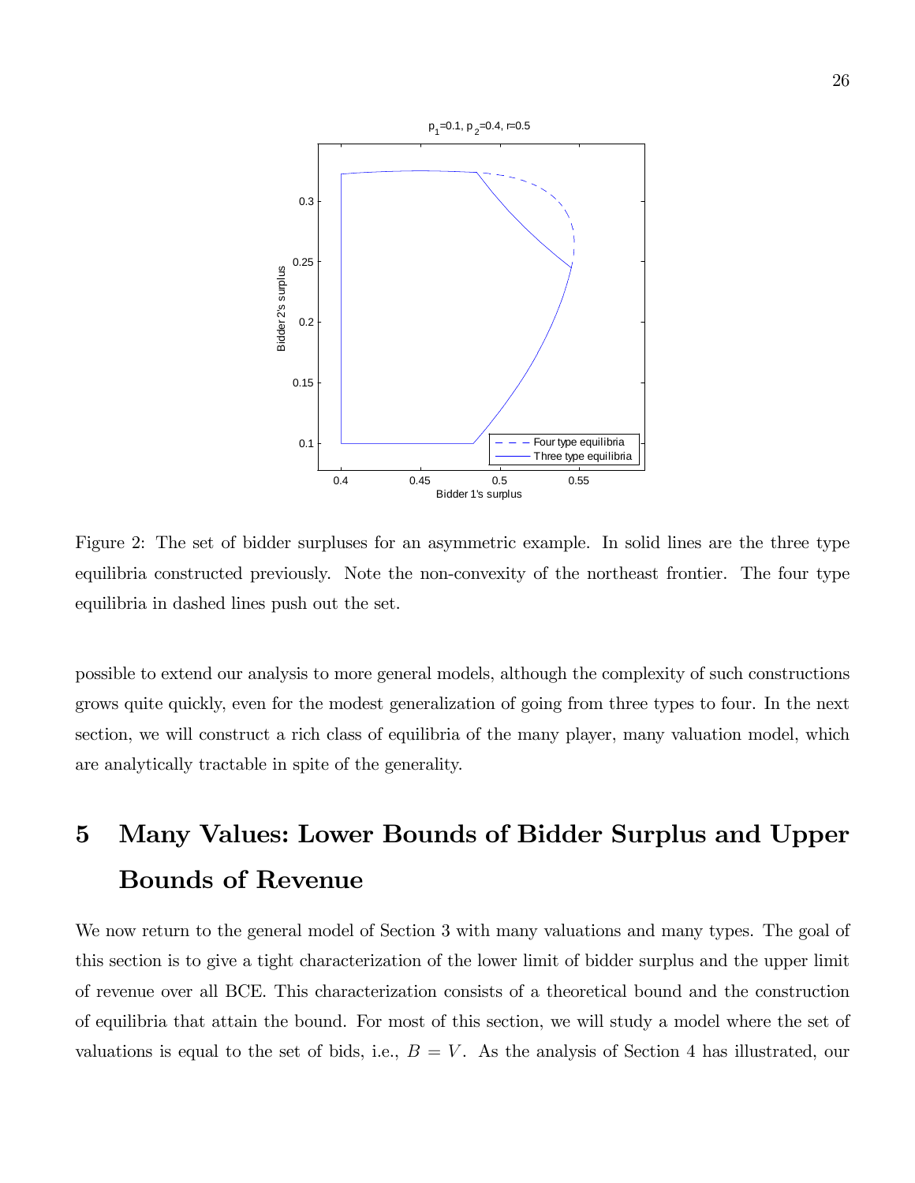Figure 2: The set of bidder surpluses for an asymmetric example. In solid lines are the three type equilibria constructed previously. Note the non-convexity of the northeast frontier. The four type equilibria in dashed lines push out the set.

possible to extend our analysis to more general models, although the complexity of such constructions grows quite quickly, even for the modest generalization of going from three types to four. In the next section, we will construct a rich class of equilibria of the many player, many valuation model, which are analytically tractable in spite of the generality.

# 5 Many Values: Lower Bounds of Bidder Surplus and Upper Bounds of Revenue

We now return to the general model of Section 3 with many valuations and many types. The goal of this section is to give a tight characterization of the lower limit of bidder surplus and the upper limit of revenue over all BCE. This characterization consists of a theoretical bound and the construction of equilibria that attain the bound. For most of this section, we will study a model where the set of valuations is equal to the set of bids, i.e., $B = V$. As the analysis of Section 4 has illustrated, our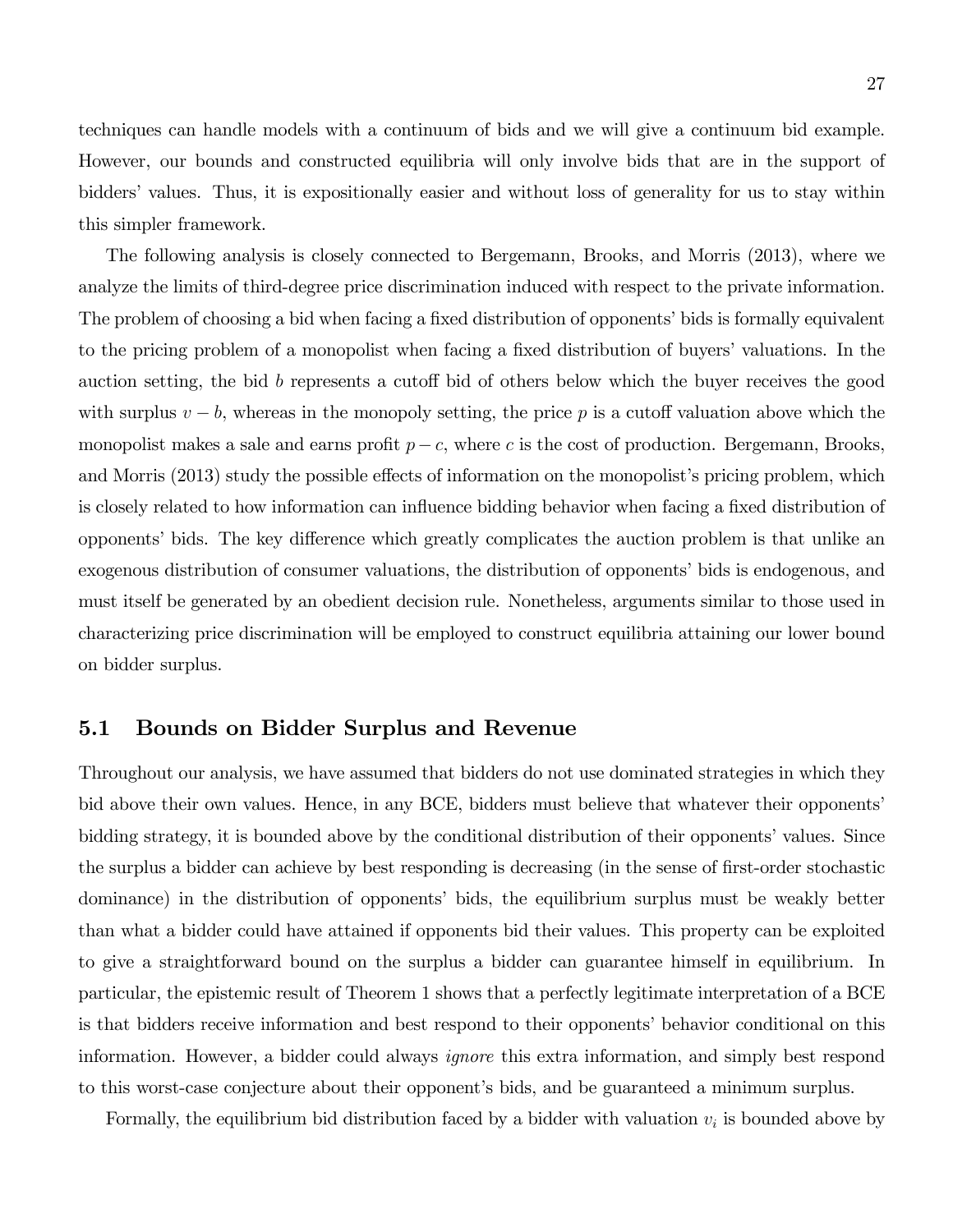techniques can handle models with a continuum of bids and we will give a continuum bid example. However, our bounds and constructed equilibria will only involve bids that are in the support of bidders' values. Thus, it is expositionally easier and without loss of generality for us to stay within this simpler framework.

The following analysis is closely connected to Bergemann, Brooks, and Morris (2013), where we analyze the limits of third-degree price discrimination induced with respect to the private information. The problem of choosing a bid when facing a fixed distribution of opponents' bids is formally equivalent to the pricing problem of a monopolist when facing a fixed distribution of buyers' valuations. In the auction setting, the bid $b$ represents a cutoff bid of others below which the buyer receives the good with surplus $v - b$, whereas in the monopoly setting, the price $p$ is a cutoff valuation above which the monopolist makes a sale and earns profit $p - c$, where $c$ is the cost of production. Bergemann, Brooks, and Morris (2013) study the possible effects of information on the monopolist's pricing problem, which is closely related to how information can influence bidding behavior when facing a fixed distribution of opponents' bids. The key difference which greatly complicates the auction problem is that unlike an exogenous distribution of consumer valuations, the distribution of opponents' bids is endogenous, and must itself be generated by an obedient decision rule. Nonetheless, arguments similar to those used in characterizing price discrimination will be employed to construct equilibria attaining our lower bound on bidder surplus.

## 5.1 Bounds on Bidder Surplus and Revenue

Throughout our analysis, we have assumed that bidders do not use dominated strategies in which they bid above their own values. Hence, in any BCE, bidders must believe that whatever their opponents' bidding strategy, it is bounded above by the conditional distribution of their opponents' values. Since the surplus a bidder can achieve by best responding is decreasing (in the sense of first-order stochastic dominance) in the distribution of opponents' bids, the equilibrium surplus must be weakly better than what a bidder could have attained if opponents bid their values. This property can be exploited to give a straightforward bound on the surplus a bidder can guarantee himself in equilibrium. In particular, the epistemic result of Theorem 1 shows that a perfectly legitimate interpretation of a BCE is that bidders receive information and best respond to their opponents' behavior conditional on this information. However, a bidder could always *ignore* this extra information, and simply best respond to this worst-case conjecture about their opponent's bids, and be guaranteed a minimum surplus.

Formally, the equilibrium bid distribution faced by a bidder with valuation $v_i$ is bounded above by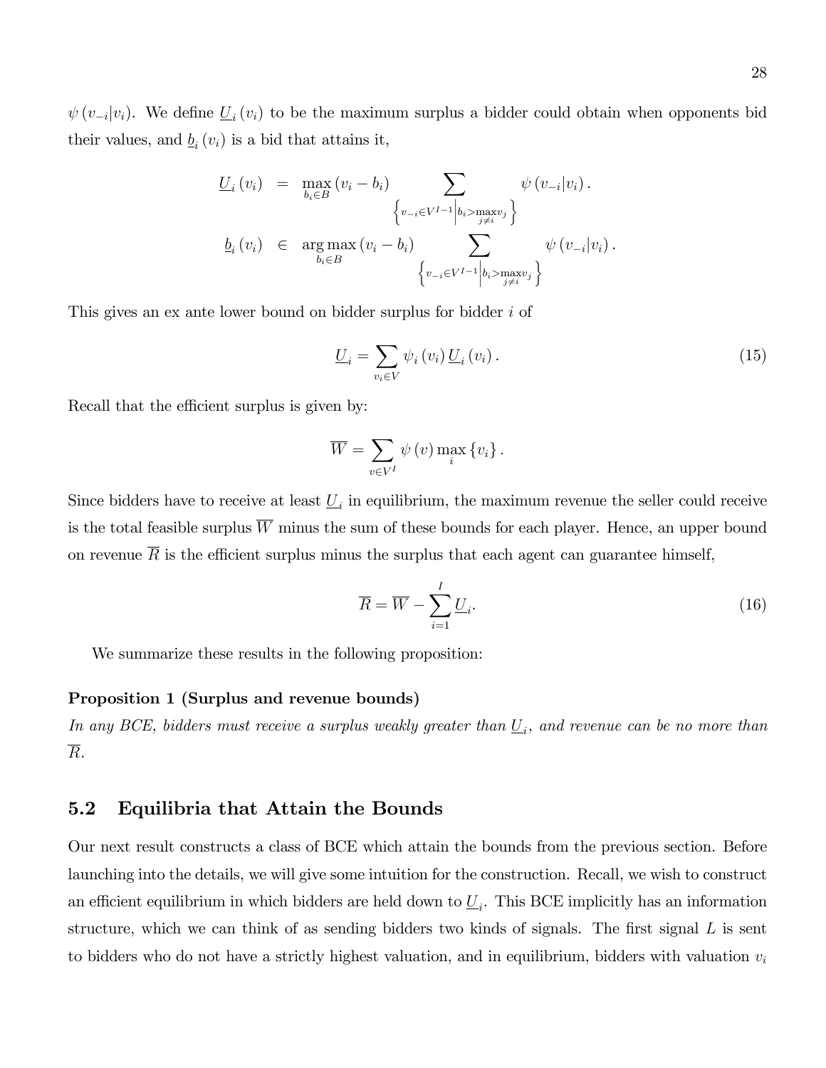$\psi(v_{-i}|v_i)$. We define $\underline{U}_i(v_i)$ to be the maximum surplus a bidder could obtain when opponents bid their values, and $\underline{b}_i(v_i)$ is a bid that attains it,

$$\begin{aligned}
\underline{U}_i(v_i) &= \max_{b_i \in B} (v_i - b_i) \sum_{\left\{v_{-i} \in V^{I-1} \middle| b_i > \max\limits_{j \neq i} v_j\right\}} \psi(v_{-i}|v_i). \\
\underline{b}_i(v_i) &\in \arg\max_{b_i \in B} (v_i - b_i) \sum_{\left\{v_{-i} \in V^{I-1} \middle| b_i > \max\limits_{j \neq i} v_j\right\}} \psi(v_{-i}|v_i).
\end{aligned}$$

This gives an ex ante lower bound on bidder surplus for bidder $i$ of

$$\underline{U}_i = \sum_{v_i \in V} \psi_i(v_i) \underline{U}_i(v_i). \tag{15}$$

Recall that the efficient surplus is given by:

$$\overline{W} = \sum_{v \in V^I} \psi(v) \max_i \{v_i\}.$$

Since bidders have to receive at least $\underline{U}_i$ in equilibrium, the maximum revenue the seller could receive is the total feasible surplus $\overline{W}$ minus the sum of these bounds for each player. Hence, an upper bound on revenue $\overline{R}$ is the efficient surplus minus the surplus that each agent can guarantee himself,

$$\overline{R} = \overline{W} - \sum_{i=1}^{I} \underline{U}_i. \tag{16}$$

We summarize these results in the following proposition:

**Proposition 1 (Surplus and revenue bounds)**
*In any BCE, bidders must receive a surplus weakly greater than $\underline{U}_i$, and revenue can be no more than $\overline{R}$.*

## 5.2 Equilibria that Attain the Bounds

Our next result constructs a class of BCE which attain the bounds from the previous section. Before launching into the details, we will give some intuition for the construction. Recall, we wish to construct an efficient equilibrium in which bidders are held down to $\underline{U}_i$. This BCE implicitly has an information structure, which we can think of as sending bidders two kinds of signals. The first signal $L$ is sent to bidders who do not have a strictly highest valuation, and in equilibrium, bidders with valuation $v_i$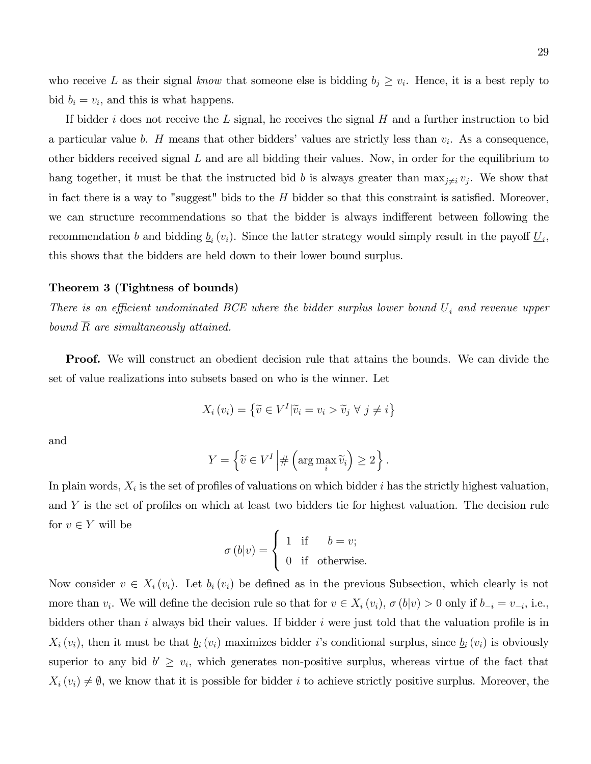who receive $L$ as their signal *know* that someone else is bidding $b_j \geq v_i$. Hence, it is a best reply to bid $b_i = v_i$, and this is what happens.

If bidder $i$ does not receive the $L$ signal, he receives the signal $H$ and a further instruction to bid a particular value $b$. $H$ means that other bidders' values are strictly less than $v_i$. As a consequence, other bidders received signal $L$ and are all bidding their values. Now, in order for the equilibrium to hang together, it must be that the instructed bid $b$ is always greater than $\max_{j \neq i} v_j$. We show that in fact there is a way to "suggest" bids to the $H$ bidder so that this constraint is satisfied. Moreover, we can structure recommendations so that the bidder is always indifferent between following the recommendation $b$ and bidding $\underline{b}_i(v_i)$. Since the latter strategy would simply result in the payoff $\underline{U}_i$, this shows that the bidders are held down to their lower bound surplus.

**Theorem 3 (Tightness of bounds)**
*There is an efficient undominated BCE where the bidder surplus lower bound $\underline{U}_i$ and revenue upper bound $\overline{R}$ are simultaneously attained.*

**Proof.** We will construct an obedient decision rule that attains the bounds. We can divide the set of value realizations into subsets based on who is the winner. Let

$$X_i(v_i) = \left\{ \widetilde{v} \in V^I | \widetilde{v}_i = v_i > \widetilde{v}_j \ \forall \ j \neq i \right\}$$

and

$$Y = \left\{ \widetilde{v} \in V^I \middle| \# \left( \arg\max_i \widetilde{v}_i \right) \geq 2 \right\}.$$

In plain words, $X_i$ is the set of profiles of valuations on which bidder $i$ has the strictly highest valuation, and $Y$ is the set of profiles on which at least two bidders tie for highest valuation. The decision rule for $v \in Y$ will be

$$\sigma(b|v) = \begin{cases} 1 & \text{if} \quad b = v; \\ 0 & \text{if} \quad \text{otherwise}. \end{cases}$$

Now consider $v \in X_i(v_i)$. Let $\underline{b}_i(v_i)$ be defined as in the previous Subsection, which clearly is not more than $v_i$. We will define the decision rule so that for $v \in X_i(v_i)$, $\sigma(b|v) > 0$ only if $b_{-i} = v_{-i}$, i.e., bidders other than $i$ always bid their values. If bidder $i$ were just told that the valuation profile is in $X_i(v_i)$, then it must be that $\underline{b}_i(v_i)$ maximizes bidder $i$'s conditional surplus, since $\underline{b}_i(v_i)$ is obviously superior to any bid $b' \geq v_i$, which generates non-positive surplus, whereas virtue of the fact that $X_i(v_i) \neq \emptyset$, we know that it is possible for bidder $i$ to achieve strictly positive surplus. Moreover, the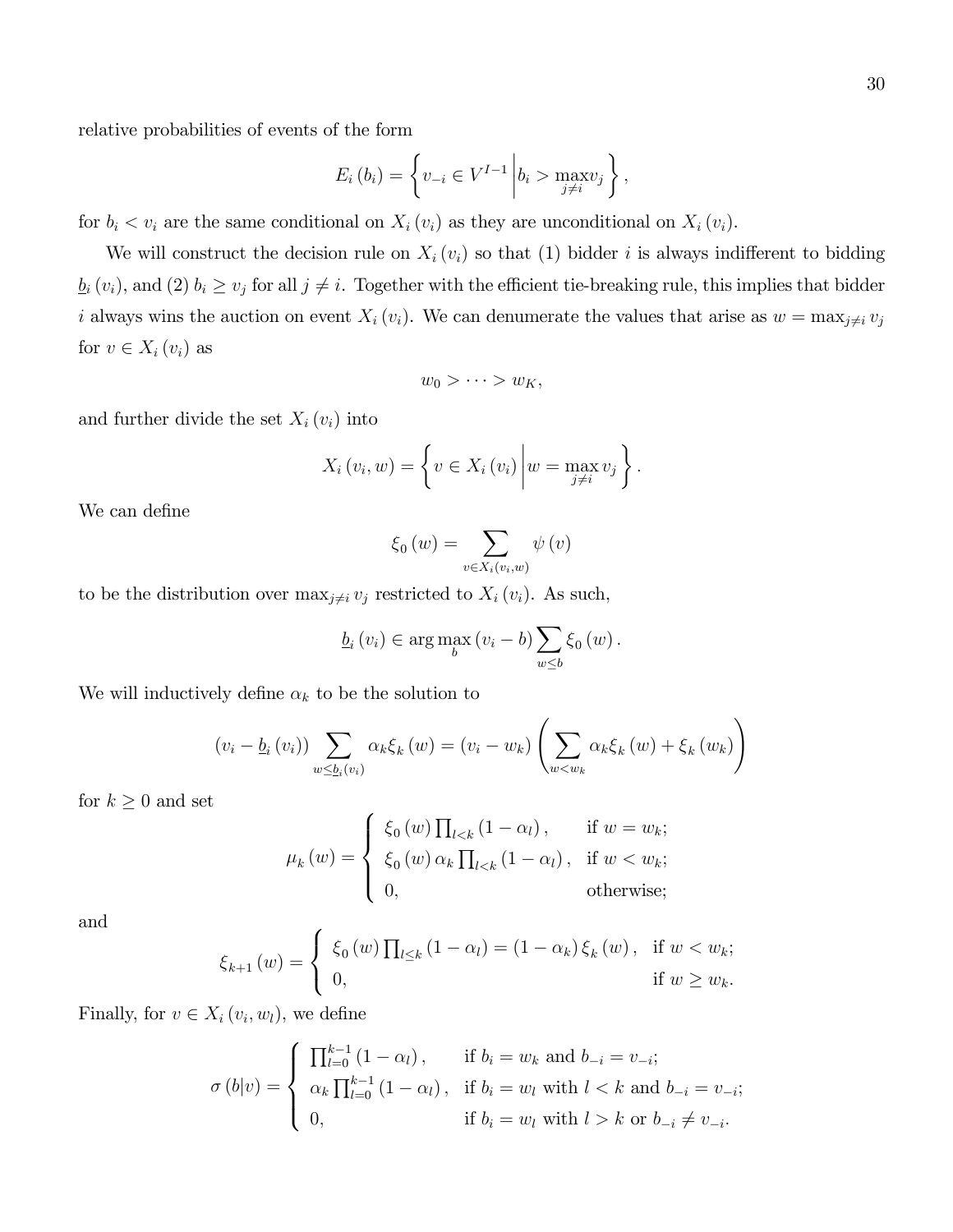relative probabilities of events of the form

$$E_i(b_i) = \left\{ v_{-i} \in V^{I-1} \middle| b_i > \max_{j \neq i} v_j \right\},$$

for $b_i < v_i$ are the same conditional on $X_i(v_i)$ as they are unconditional on $X_i(v_i)$.

We will construct the decision rule on $X_i(v_i)$ so that (1) bidder $i$ is always indifferent to bidding $\underline{b}_i(v_i)$, and (2) $b_i \geq v_j$ for all $j \neq i$. Together with the efficient tie-breaking rule, this implies that bidder $i$ always wins the auction on event $X_i(v_i)$. We can denumerate the values that arise as $w = \max_{j \neq i} v_j$ for $v \in X_i(v_i)$ as

$$w_0 > \cdots > w_K,$$

and further divide the set $X_i(v_i)$ into

$$X_i(v_i, w) = \left\{ v \in X_i(v_i) \middle| w = \max_{j \neq i} v_j \right\}.$$

We can define

$$\xi_0(w) = \sum_{v \in X_i(v_i, w)} \psi(v)$$

to be the distribution over $\max_{j \neq i} v_j$ restricted to $X_i(v_i)$. As such,

$$\underline{b}_i(v_i) \in \arg\max_b (v_i - b) \sum_{w \leq b} \xi_0(w).$$

We will inductively define $\alpha_k$ to be the solution to

$$(v_i - \underline{b}_i(v_i)) \sum_{w \leq \underline{b}_i(v_i)} \alpha_k \xi_k(w) = (v_i - w_k) \left( \sum_{w < w_k} \alpha_k \xi_k(w) + \xi_k(w_k) \right)$$

for $k \geq 0$ and set

$$\mu_k(w) = \begin{cases} \xi_0(w) \prod_{l<k} (1 - \alpha_l), & \text{if } w = w_k; \\ \xi_0(w) \alpha_k \prod_{l<k} (1 - \alpha_l), & \text{if } w < w_k; \\ 0, & \text{otherwise;} \end{cases}$$

and

$$\xi_{k+1}(w) = \begin{cases} \xi_0(w) \prod_{l \leq k} (1 - \alpha_l) = (1 - \alpha_k) \xi_k(w), & \text{if } w < w_k; \\ 0, & \text{if } w \geq w_k. \end{cases}$$

Finally, for $v \in X_i(v_i, w_l)$, we define

$$\sigma(b|v) = \begin{cases} \prod_{l=0}^{k-1} (1 - \alpha_l), & \text{if } b_i = w_k \text{ and } b_{-i} = v_{-i}; \\ \alpha_k \prod_{l=0}^{k-1} (1 - \alpha_l), & \text{if } b_i = w_l \text{ with } l < k \text{ and } b_{-i} = v_{-i}; \\ 0, & \text{if } b_i = w_l \text{ with } l > k \text{ or } b_{-i} \neq v_{-i}. \end{cases}$$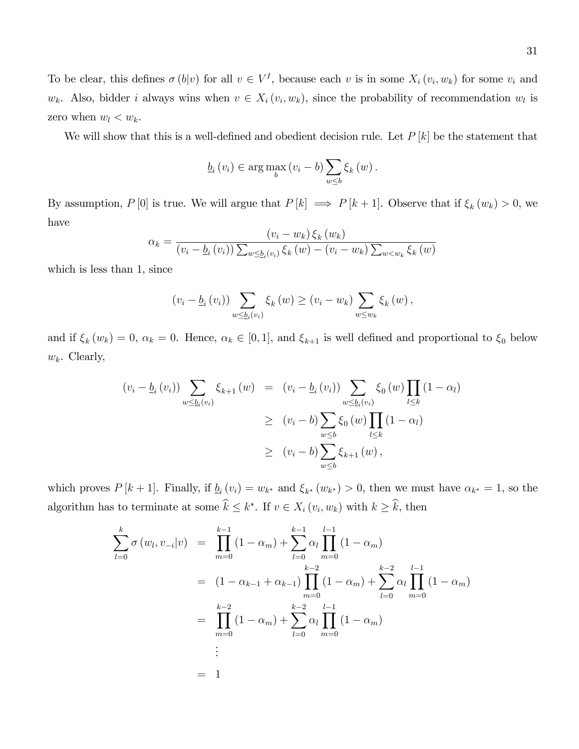To be clear, this defines $\sigma(b|v)$ for all $v \in V^I$, because each $v$ is in some $X_i(v_i, w_k)$ for some $v_i$ and $w_k$. Also, bidder $i$ always wins when $v \in X_i(v_i, w_k)$, since the probability of recommendation $w_l$ is zero when $w_l < w_k$.

We will show that this is a well-defined and obedient decision rule. Let $P[k]$ be the statement that

$$\underline{b}_i(v_i) \in \arg\max_b (v_i - b) \sum_{w \leq b} \xi_k(w).$$

By assumption, $P[0]$ is true. We will argue that $P[k] \implies P[k+1]$. Observe that if $\xi_k(w_k) > 0$, we have

$$\alpha_k = \frac{(v_i - w_k)\,\xi_k(w_k)}{(v_i - \underline{b}_i(v_i)) \sum_{w \leq \underline{b}_i(v_i)} \xi_k(w) - (v_i - w_k) \sum_{w < w_k} \xi_k(w)}$$

which is less than 1, since

$$(v_i - \underline{b}_i(v_i)) \sum_{w \leq \underline{b}_i(v_i)} \xi_k(w) \geq (v_i - w_k) \sum_{w \leq w_k} \xi_k(w),$$

and if $\xi_k(w_k) = 0$, $\alpha_k = 0$. Hence, $\alpha_k \in [0,1]$, and $\xi_{k+1}$ is well defined and proportional to $\xi_0$ below $w_k$. Clearly,

$$\begin{aligned}
(v_i - \underline{b}_i(v_i)) \sum_{w \leq \underline{b}_i(v_i)} \xi_{k+1}(w) &= (v_i - \underline{b}_i(v_i)) \sum_{w \leq \underline{b}_i(v_i)} \xi_0(w) \prod_{l \leq k} (1 - \alpha_l) \\
&\geq (v_i - b) \sum_{w \leq b} \xi_0(w) \prod_{l \leq k} (1 - \alpha_l) \\
&\geq (v_i - b) \sum_{w \leq b} \xi_{k+1}(w),
\end{aligned}$$

which proves $P[k+1]$. Finally, if $\underline{b}_i(v_i) = w_{k^*}$ and $\xi_{k^*}(w_{k^*}) > 0$, then we must have $\alpha_{k^*} = 1$, so the algorithm has to terminate at some $\widehat{k} \leq k^*$. If $v \in X_i(v_i, w_k)$ with $k \geq \widehat{k}$, then

$$\begin{aligned}
\sum_{l=0}^{k} \sigma(w_l, v_{-i}|v) &= \prod_{m=0}^{k-1} (1 - \alpha_m) + \sum_{l=0}^{k-1} \alpha_l \prod_{m=0}^{l-1} (1 - \alpha_m) \\
&= (1 - \alpha_{k-1} + \alpha_{k-1}) \prod_{m=0}^{k-2} (1 - \alpha_m) + \sum_{l=0}^{k-2} \alpha_l \prod_{m=0}^{l-1} (1 - \alpha_m) \\
&= \prod_{m=0}^{k-2} (1 - \alpha_m) + \sum_{l=0}^{k-2} \alpha_l \prod_{m=0}^{l-1} (1 - \alpha_m) \\
&\;\;\vdots \\
&= 1
\end{aligned}$$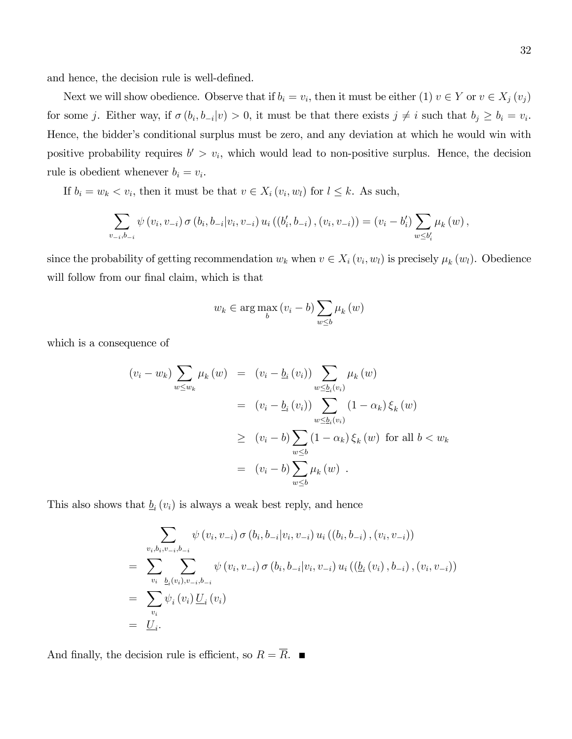and hence, the decision rule is well-defined.

Next we will show obedience. Observe that if $b_i = v_i$, then it must be either (1) $v \in Y$ or $v \in X_j(v_j)$ for some $j$. Either way, if $\sigma(b_i, b_{-i}|v) > 0$, it must be that there exists $j \neq i$ such that $b_j \geq b_i = v_i$. Hence, the bidder's conditional surplus must be zero, and any deviation at which he would win with positive probability requires $b' > v_i$, which would lead to non-positive surplus. Hence, the decision rule is obedient whenever $b_i = v_i$.

If $b_i = w_k < v_i$, then it must be that $v \in X_i(v_i, w_l)$ for $l \leq k$. As such,

$$\sum_{v_{-i}, b_{-i}} \psi(v_i, v_{-i}) \sigma(b_i, b_{-i}|v_i, v_{-i}) u_i((b_i', b_{-i}), (v_i, v_{-i})) = (v_i - b_i') \sum_{w \leq b_i'} \mu_k(w),$$

since the probability of getting recommendation $w_k$ when $v \in X_i(v_i, w_l)$ is precisely $\mu_k(w_l)$. Obedience will follow from our final claim, which is that

$$w_k \in \arg\max_b (v_i - b) \sum_{w \leq b} \mu_k(w)$$

which is a consequence of

$$\begin{aligned}
(v_i - w_k) \sum_{w \leq w_k} \mu_k(w) &= (v_i - \underline{b}_i(v_i)) \sum_{w \leq \underline{b}_i(v_i)} \mu_k(w) \\
&= (v_i - \underline{b}_i(v_i)) \sum_{w \leq \underline{b}_i(v_i)} (1 - \alpha_k) \xi_k(w) \\
&\geq (v_i - b) \sum_{w \leq b} (1 - \alpha_k) \xi_k(w) \text{ for all } b < w_k \\
&= (v_i - b) \sum_{w \leq b} \mu_k(w) \ .
\end{aligned}$$

This also shows that $\underline{b}_i(v_i)$ is always a weak best reply, and hence

$$\begin{aligned}
&\sum_{v_i, b_i, v_{-i}, b_{-i}} \psi(v_i, v_{-i}) \sigma(b_i, b_{-i}|v_i, v_{-i}) u_i((b_i, b_{-i}), (v_i, v_{-i})) \\
= &\sum_{v_i} \sum_{\underline{b}_i(v_i), v_{-i}, b_{-i}} \psi(v_i, v_{-i}) \sigma(b_i, b_{-i}|v_i, v_{-i}) u_i((\underline{b}_i(v_i), b_{-i}), (v_i, v_{-i})) \\
= &\sum_{v_i} \psi_i(v_i) \underline{U}_i(v_i) \\
= &\underline{U}_i.
\end{aligned}$$

And finally, the decision rule is efficient, so $R = \overline{R}$. ∎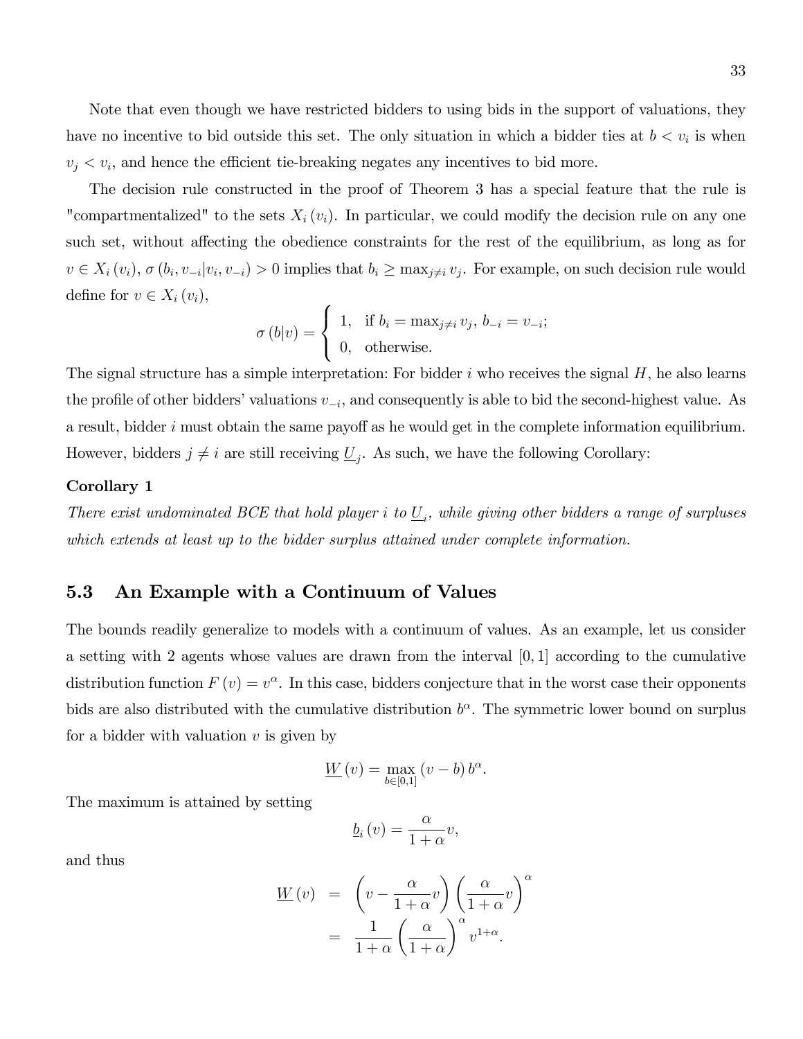Note that even though we have restricted bidders to using bids in the support of valuations, they have no incentive to bid outside this set. The only situation in which a bidder ties at $b < v_i$ is when $v_j < v_i$, and hence the efficient tie-breaking negates any incentives to bid more.

The decision rule constructed in the proof of Theorem 3 has a special feature that the rule is "compartmentalized" to the sets $X_i(v_i)$. In particular, we could modify the decision rule on any one such set, without affecting the obedience constraints for the rest of the equilibrium, as long as for $v \in X_i(v_i)$, $\sigma(b_i, v_{-i}|v_i, v_{-i}) > 0$ implies that $b_i \geq \max_{j \neq i} v_j$. For example, on such decision rule would define for $v \in X_i(v_i)$,

$$\sigma(b|v) = \begin{cases} 1, & \text{if } b_i = \max_{j \neq i} v_j,\ b_{-i} = v_{-i}; \\ 0, & \text{otherwise.} \end{cases}$$

The signal structure has a simple interpretation: For bidder $i$ who receives the signal $H$, he also learns the profile of other bidders' valuations $v_{-i}$, and consequently is able to bid the second-highest value. As a result, bidder $i$ must obtain the same payoff as he would get in the complete information equilibrium. However, bidders $j \neq i$ are still receiving $\underline{U}_j$. As such, we have the following Corollary:

**Corollary 1**

*There exist undominated BCE that hold player $i$ to $\underline{U}_i$, while giving other bidders a range of surpluses which extends at least up to the bidder surplus attained under complete information.*

## 5.3 An Example with a Continuum of Values

The bounds readily generalize to models with a continuum of values. As an example, let us consider a setting with 2 agents whose values are drawn from the interval $[0, 1]$ according to the cumulative distribution function $F(v) = v^\alpha$. In this case, bidders conjecture that in the worst case their opponents bids are also distributed with the cumulative distribution $b^\alpha$. The symmetric lower bound on surplus for a bidder with valuation $v$ is given by

$$\underline{W}(v) = \max_{b \in [0,1]} (v - b) b^\alpha.$$

The maximum is attained by setting

$$\underline{b}_i(v) = \frac{\alpha}{1+\alpha} v,$$

and thus

$$\begin{aligned} \underline{W}(v) &= \left(v - \frac{\alpha}{1+\alpha} v\right) \left(\frac{\alpha}{1+\alpha} v\right)^\alpha \\ &= \frac{1}{1+\alpha} \left(\frac{\alpha}{1+\alpha}\right)^\alpha v^{1+\alpha}. \end{aligned}$$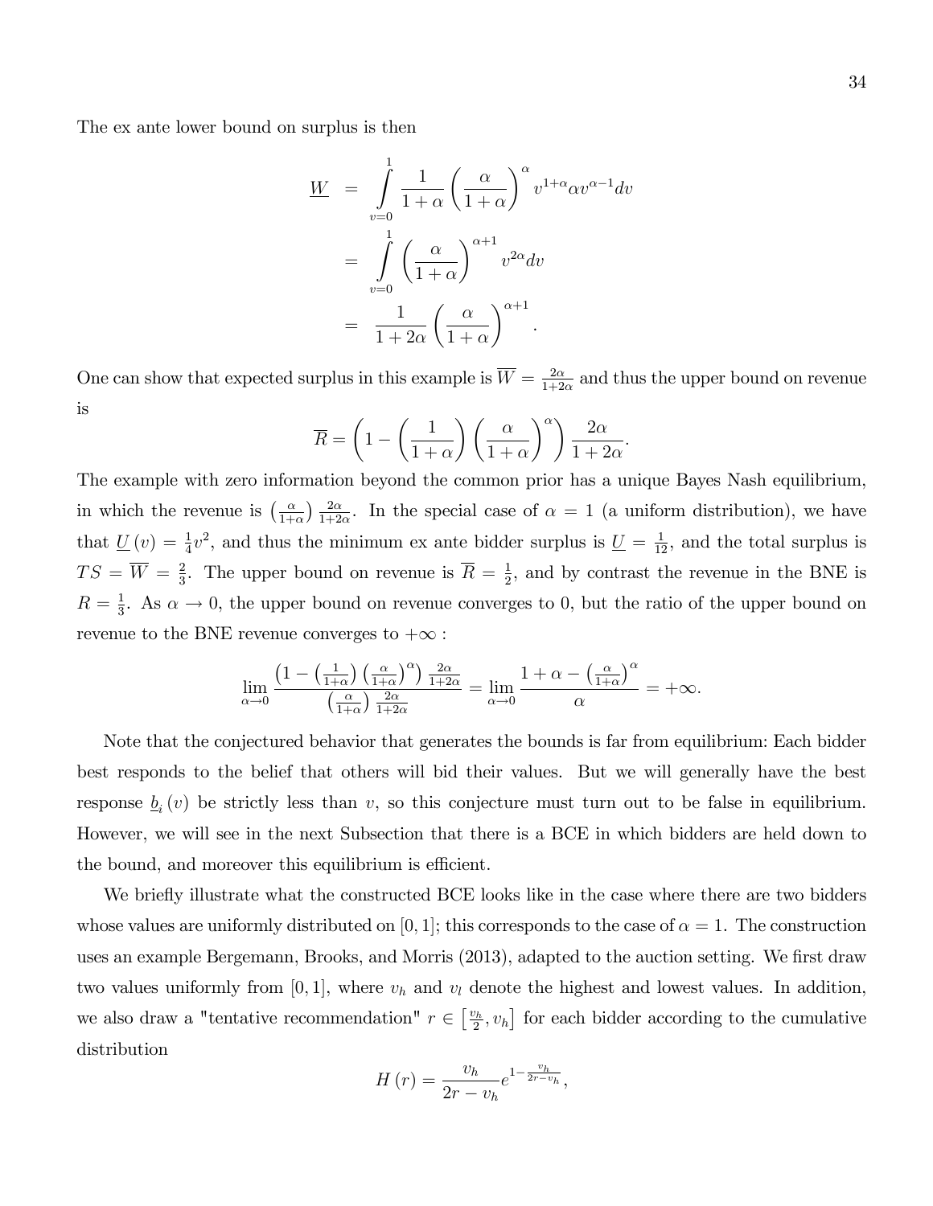The ex ante lower bound on surplus is then

$$
\begin{aligned}
\underline{W} &= \int_{v=0}^{1} \frac{1}{1+\alpha}\left(\frac{\alpha}{1+\alpha}\right)^{\alpha} v^{1+\alpha}\alpha v^{\alpha-1}dv \\
&= \int_{v=0}^{1} \left(\frac{\alpha}{1+\alpha}\right)^{\alpha+1} v^{2\alpha}dv \\
&= \frac{1}{1+2\alpha}\left(\frac{\alpha}{1+\alpha}\right)^{\alpha+1}.
\end{aligned}
$$

One can show that expected surplus in this example is $\overline{W} = \frac{2\alpha}{1+2\alpha}$ and thus the upper bound on revenue is

$$
\overline{R} = \left(1 - \left(\frac{1}{1+\alpha}\right)\left(\frac{\alpha}{1+\alpha}\right)^{\alpha}\right)\frac{2\alpha}{1+2\alpha}.
$$

The example with zero information beyond the common prior has a unique Bayes Nash equilibrium, in which the revenue is $\left(\frac{\alpha}{1+\alpha}\right)\frac{2\alpha}{1+2\alpha}$. In the special case of $\alpha = 1$ (a uniform distribution), we have that $\underline{U}(v) = \frac{1}{4}v^2$, and thus the minimum ex ante bidder surplus is $\underline{U} = \frac{1}{12}$, and the total surplus is $TS = \overline{W} = \frac{2}{3}$. The upper bound on revenue is $\overline{R} = \frac{1}{2}$, and by contrast the revenue in the BNE is $R = \frac{1}{3}$. As $\alpha \to 0$, the upper bound on revenue converges to 0, but the ratio of the upper bound on revenue to the BNE revenue converges to $+\infty$ :

$$
\lim_{\alpha\to 0}\frac{\left(1-\left(\frac{1}{1+\alpha}\right)\left(\frac{\alpha}{1+\alpha}\right)^{\alpha}\right)\frac{2\alpha}{1+2\alpha}}{\left(\frac{\alpha}{1+\alpha}\right)\frac{2\alpha}{1+2\alpha}} = \lim_{\alpha\to 0}\frac{1+\alpha-\left(\frac{\alpha}{1+\alpha}\right)^{\alpha}}{\alpha} = +\infty.
$$

Note that the conjectured behavior that generates the bounds is far from equilibrium: Each bidder best responds to the belief that others will bid their values. But we will generally have the best response $\underline{b}_i(v)$ be strictly less than $v$, so this conjecture must turn out to be false in equilibrium. However, we will see in the next Subsection that there is a BCE in which bidders are held down to the bound, and moreover this equilibrium is efficient.

We briefly illustrate what the constructed BCE looks like in the case where there are two bidders whose values are uniformly distributed on $[0,1]$; this corresponds to the case of $\alpha = 1$. The construction uses an example Bergemann, Brooks, and Morris (2013), adapted to the auction setting. We first draw two values uniformly from $[0,1]$, where $v_h$ and $v_l$ denote the highest and lowest values. In addition, we also draw a "tentative recommendation" $r \in \left[\frac{v_h}{2}, v_h\right]$ for each bidder according to the cumulative distribution

$$
H(r) = \frac{v_h}{2r - v_h}e^{1-\frac{v_h}{2r-v_h}},
$$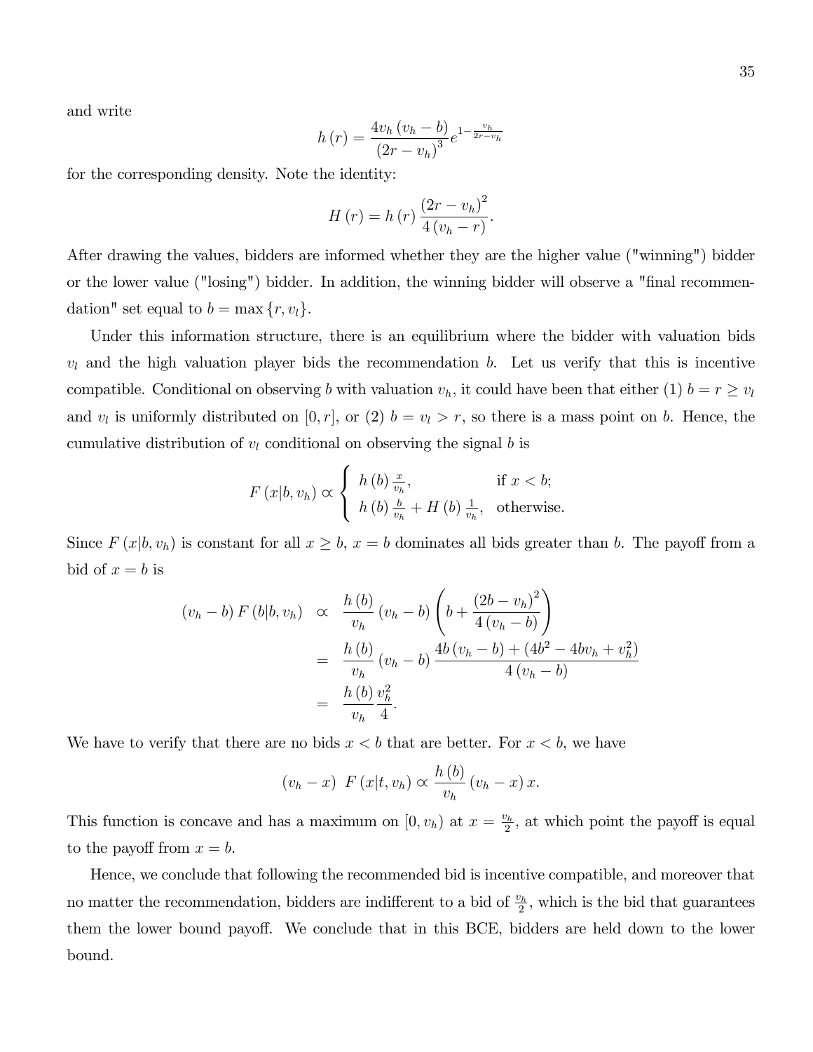and write

$$h(r) = \frac{4v_h(v_h - b)}{(2r - v_h)^3} e^{1 - \frac{v_h}{2r - v_h}}$$

for the corresponding density. Note the identity:

$$H(r) = h(r) \frac{(2r - v_h)^2}{4(v_h - r)}.$$

After drawing the values, bidders are informed whether they are the higher value ("winning") bidder or the lower value ("losing") bidder. In addition, the winning bidder will observe a "final recommendation" set equal to $b = \max\{r, v_l\}$.

Under this information structure, there is an equilibrium where the bidder with valuation bids $v_l$ and the high valuation player bids the recommendation $b$. Let us verify that this is incentive compatible. Conditional on observing $b$ with valuation $v_h$, it could have been that either (1) $b = r \geq v_l$ and $v_l$ is uniformly distributed on $[0, r]$, or (2) $b = v_l > r$, so there is a mass point on $b$. Hence, the cumulative distribution of $v_l$ conditional on observing the signal $b$ is

$$F(x|b, v_h) \propto \begin{cases} h(b)\frac{x}{v_h}, & \text{if } x < b; \\ h(b)\frac{b}{v_h} + H(b)\frac{1}{v_h}, & \text{otherwise.} \end{cases}$$

Since $F(x|b, v_h)$ is constant for all $x \geq b$, $x = b$ dominates all bids greater than $b$. The payoff from a bid of $x = b$ is

$$\begin{aligned}
(v_h - b) F(b|b, v_h) &\propto \frac{h(b)}{v_h}(v_h - b)\left(b + \frac{(2b - v_h)^2}{4(v_h - b)}\right) \\
&= \frac{h(b)}{v_h}(v_h - b)\frac{4b(v_h - b) + (4b^2 - 4bv_h + v_h^2)}{4(v_h - b)} \\
&= \frac{h(b)}{v_h}\frac{v_h^2}{4}.
\end{aligned}$$

We have to verify that there are no bids $x < b$ that are better. For $x < b$, we have

$$(v_h - x)\; F(x|t, v_h) \propto \frac{h(b)}{v_h}(v_h - x)\, x.$$

This function is concave and has a maximum on $[0, v_h)$ at $x = \frac{v_h}{2}$, at which point the payoff is equal to the payoff from $x = b$.

Hence, we conclude that following the recommended bid is incentive compatible, and moreover that no matter the recommendation, bidders are indifferent to a bid of $\frac{v_h}{2}$, which is the bid that guarantees them the lower bound payoff. We conclude that in this BCE, bidders are held down to the lower bound.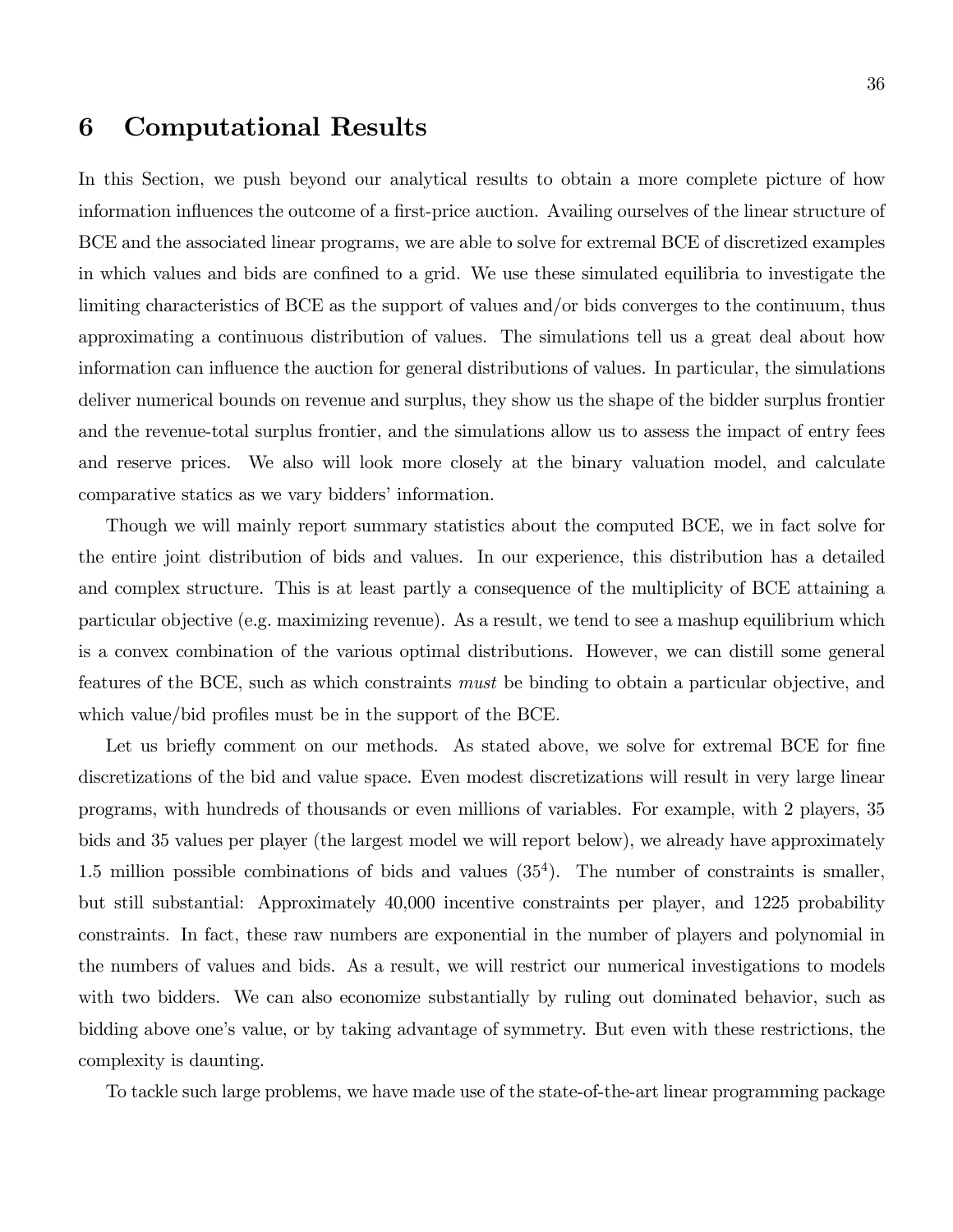# 6 Computational Results

In this Section, we push beyond our analytical results to obtain a more complete picture of how information influences the outcome of a first-price auction. Availing ourselves of the linear structure of BCE and the associated linear programs, we are able to solve for extremal BCE of discretized examples in which values and bids are confined to a grid. We use these simulated equilibria to investigate the limiting characteristics of BCE as the support of values and/or bids converges to the continuum, thus approximating a continuous distribution of values. The simulations tell us a great deal about how information can influence the auction for general distributions of values. In particular, the simulations deliver numerical bounds on revenue and surplus, they show us the shape of the bidder surplus frontier and the revenue-total surplus frontier, and the simulations allow us to assess the impact of entry fees and reserve prices. We also will look more closely at the binary valuation model, and calculate comparative statics as we vary bidders' information.

Though we will mainly report summary statistics about the computed BCE, we in fact solve for the entire joint distribution of bids and values. In our experience, this distribution has a detailed and complex structure. This is at least partly a consequence of the multiplicity of BCE attaining a particular objective (e.g. maximizing revenue). As a result, we tend to see a mashup equilibrium which is a convex combination of the various optimal distributions. However, we can distill some general features of the BCE, such as which constraints *must* be binding to obtain a particular objective, and which value/bid profiles must be in the support of the BCE.

Let us briefly comment on our methods. As stated above, we solve for extremal BCE for fine discretizations of the bid and value space. Even modest discretizations will result in very large linear programs, with hundreds of thousands or even millions of variables. For example, with 2 players, 35 bids and 35 values per player (the largest model we will report below), we already have approximately 1.5 million possible combinations of bids and values ($35^4$). The number of constraints is smaller, but still substantial: Approximately 40,000 incentive constraints per player, and 1225 probability constraints. In fact, these raw numbers are exponential in the number of players and polynomial in the numbers of values and bids. As a result, we will restrict our numerical investigations to models with two bidders. We can also economize substantially by ruling out dominated behavior, such as bidding above one's value, or by taking advantage of symmetry. But even with these restrictions, the complexity is daunting.

To tackle such large problems, we have made use of the state-of-the-art linear programming package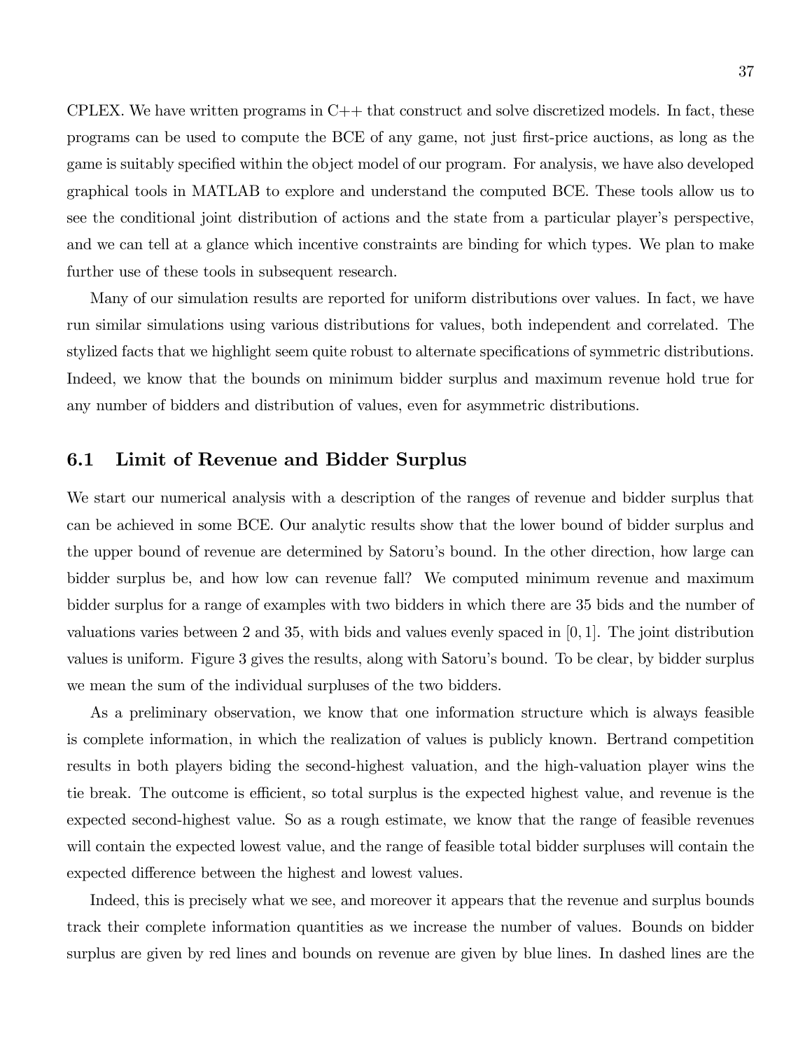CPLEX. We have written programs in C++ that construct and solve discretized models. In fact, these programs can be used to compute the BCE of any game, not just first-price auctions, as long as the game is suitably specified within the object model of our program. For analysis, we have also developed graphical tools in MATLAB to explore and understand the computed BCE. These tools allow us to see the conditional joint distribution of actions and the state from a particular player's perspective, and we can tell at a glance which incentive constraints are binding for which types. We plan to make further use of these tools in subsequent research.

Many of our simulation results are reported for uniform distributions over values. In fact, we have run similar simulations using various distributions for values, both independent and correlated. The stylized facts that we highlight seem quite robust to alternate specifications of symmetric distributions. Indeed, we know that the bounds on minimum bidder surplus and maximum revenue hold true for any number of bidders and distribution of values, even for asymmetric distributions.

## 6.1 Limit of Revenue and Bidder Surplus

We start our numerical analysis with a description of the ranges of revenue and bidder surplus that can be achieved in some BCE. Our analytic results show that the lower bound of bidder surplus and the upper bound of revenue are determined by Satoru's bound. In the other direction, how large can bidder surplus be, and how low can revenue fall? We computed minimum revenue and maximum bidder surplus for a range of examples with two bidders in which there are 35 bids and the number of valuations varies between 2 and 35, with bids and values evenly spaced in $[0, 1]$. The joint distribution values is uniform. Figure 3 gives the results, along with Satoru's bound. To be clear, by bidder surplus we mean the sum of the individual surpluses of the two bidders.

As a preliminary observation, we know that one information structure which is always feasible is complete information, in which the realization of values is publicly known. Bertrand competition results in both players biding the second-highest valuation, and the high-valuation player wins the tie break. The outcome is efficient, so total surplus is the expected highest value, and revenue is the expected second-highest value. So as a rough estimate, we know that the range of feasible revenues will contain the expected lowest value, and the range of feasible total bidder surpluses will contain the expected difference between the highest and lowest values.

Indeed, this is precisely what we see, and moreover it appears that the revenue and surplus bounds track their complete information quantities as we increase the number of values. Bounds on bidder surplus are given by red lines and bounds on revenue are given by blue lines. In dashed lines are the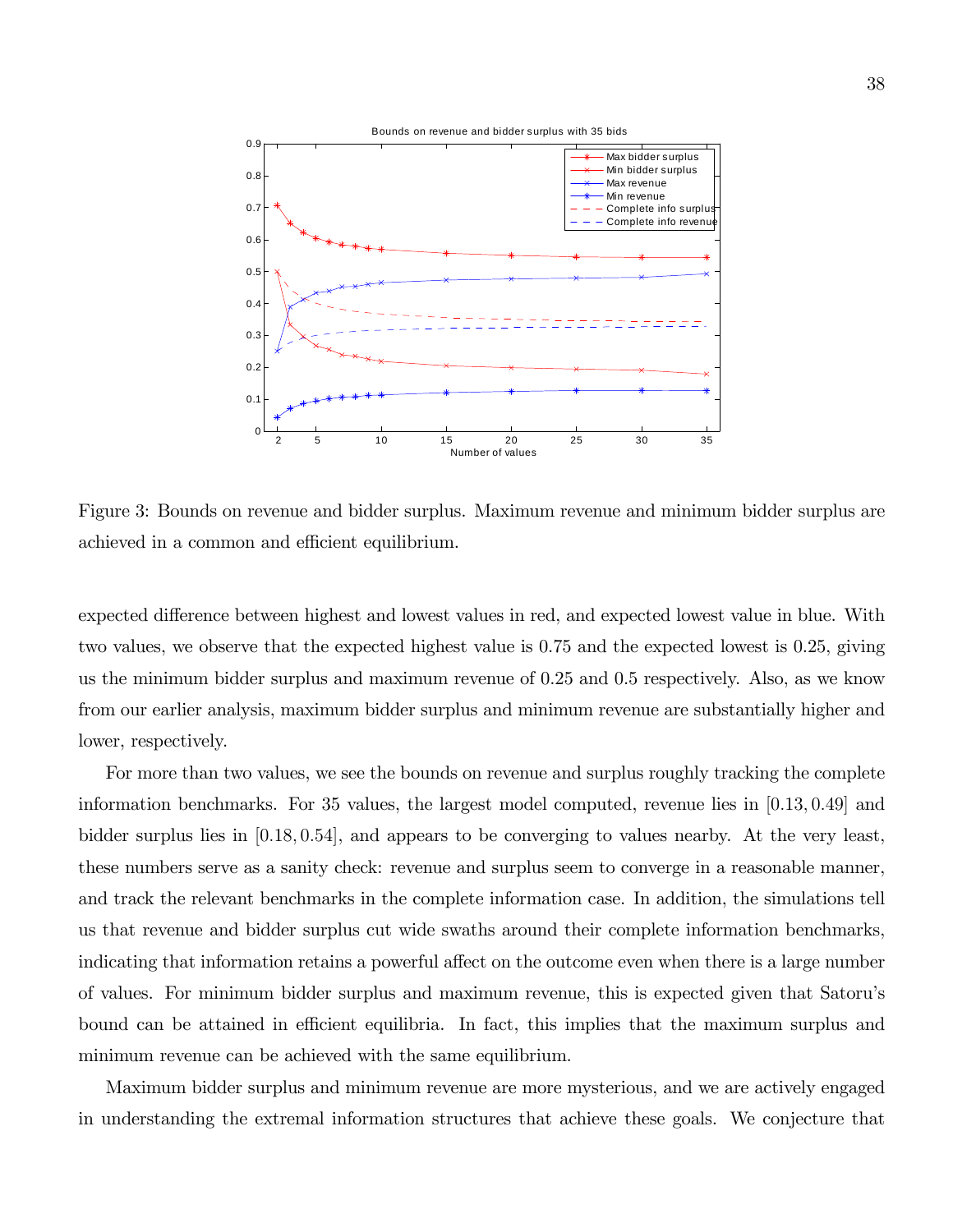Figure 3: Bounds on revenue and bidder surplus. Maximum revenue and minimum bidder surplus are achieved in a common and efficient equilibrium.

expected difference between highest and lowest values in red, and expected lowest value in blue. With two values, we observe that the expected highest value is 0.75 and the expected lowest is 0.25, giving us the minimum bidder surplus and maximum revenue of 0.25 and 0.5 respectively. Also, as we know from our earlier analysis, maximum bidder surplus and minimum revenue are substantially higher and lower, respectively.

For more than two values, we see the bounds on revenue and surplus roughly tracking the complete information benchmarks. For 35 values, the largest model computed, revenue lies in $[0.13, 0.49]$ and bidder surplus lies in $[0.18, 0.54]$, and appears to be converging to values nearby. At the very least, these numbers serve as a sanity check: revenue and surplus seem to converge in a reasonable manner, and track the relevant benchmarks in the complete information case. In addition, the simulations tell us that revenue and bidder surplus cut wide swaths around their complete information benchmarks, indicating that information retains a powerful affect on the outcome even when there is a large number of values. For minimum bidder surplus and maximum revenue, this is expected given that Satoru's bound can be attained in efficient equilibria. In fact, this implies that the maximum surplus and minimum revenue can be achieved with the same equilibrium.

Maximum bidder surplus and minimum revenue are more mysterious, and we are actively engaged in understanding the extremal information structures that achieve these goals. We conjecture that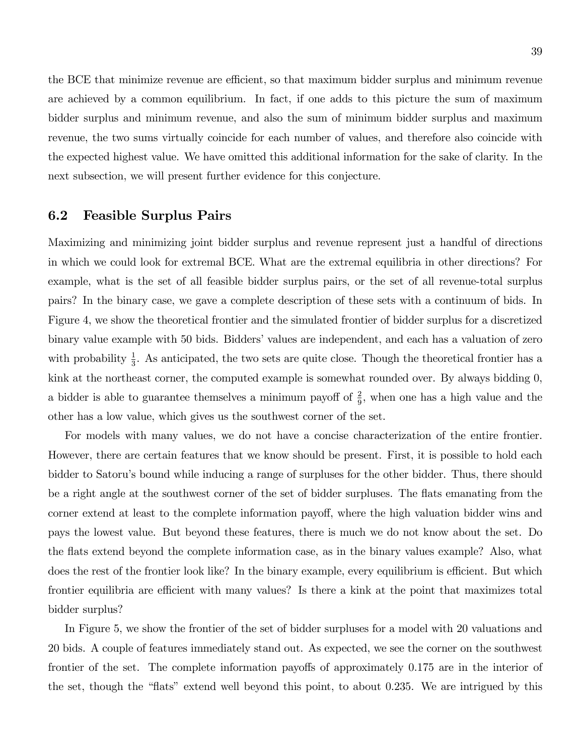the BCE that minimize revenue are efficient, so that maximum bidder surplus and minimum revenue are achieved by a common equilibrium. In fact, if one adds to this picture the sum of maximum bidder surplus and minimum revenue, and also the sum of minimum bidder surplus and maximum revenue, the two sums virtually coincide for each number of values, and therefore also coincide with the expected highest value. We have omitted this additional information for the sake of clarity. In the next subsection, we will present further evidence for this conjecture.

## 6.2 Feasible Surplus Pairs

Maximizing and minimizing joint bidder surplus and revenue represent just a handful of directions in which we could look for extremal BCE. What are the extremal equilibria in other directions? For example, what is the set of all feasible bidder surplus pairs, or the set of all revenue-total surplus pairs? In the binary case, we gave a complete description of these sets with a continuum of bids. In Figure 4, we show the theoretical frontier and the simulated frontier of bidder surplus for a discretized binary value example with 50 bids. Bidders' values are independent, and each has a valuation of zero with probability $\frac{1}{3}$. As anticipated, the two sets are quite close. Though the theoretical frontier has a kink at the northeast corner, the computed example is somewhat rounded over. By always bidding 0, a bidder is able to guarantee themselves a minimum payoff of $\frac{2}{9}$, when one has a high value and the other has a low value, which gives us the southwest corner of the set.

For models with many values, we do not have a concise characterization of the entire frontier. However, there are certain features that we know should be present. First, it is possible to hold each bidder to Satoru's bound while inducing a range of surpluses for the other bidder. Thus, there should be a right angle at the southwest corner of the set of bidder surpluses. The flats emanating from the corner extend at least to the complete information payoff, where the high valuation bidder wins and pays the lowest value. But beyond these features, there is much we do not know about the set. Do the flats extend beyond the complete information case, as in the binary values example? Also, what does the rest of the frontier look like? In the binary example, every equilibrium is efficient. But which frontier equilibria are efficient with many values? Is there a kink at the point that maximizes total bidder surplus?

In Figure 5, we show the frontier of the set of bidder surpluses for a model with 20 valuations and 20 bids. A couple of features immediately stand out. As expected, we see the corner on the southwest frontier of the set. The complete information payoffs of approximately 0.175 are in the interior of the set, though the "flats" extend well beyond this point, to about 0.235. We are intrigued by this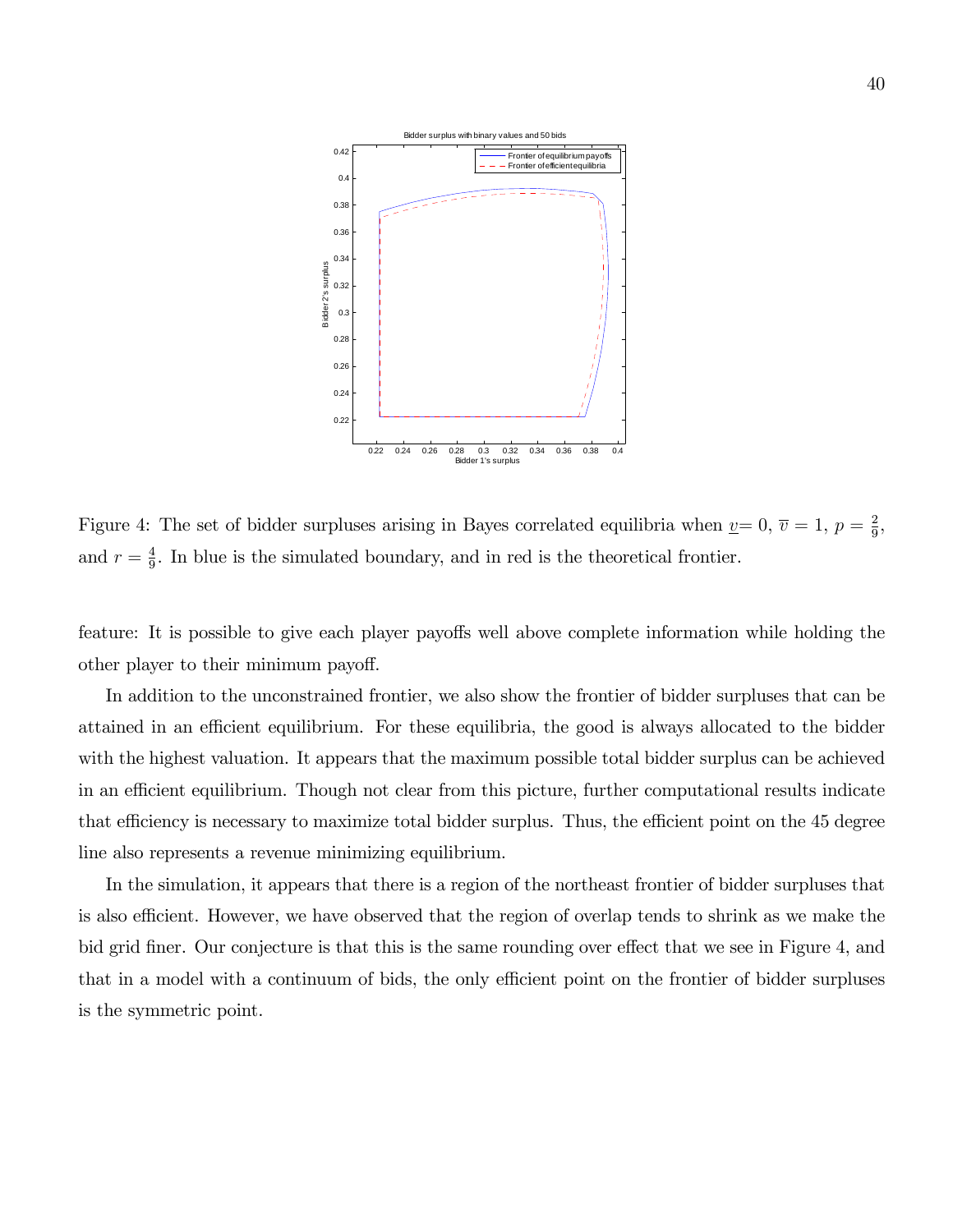Figure 4: The set of bidder surpluses arising in Bayes correlated equilibria when $\underline{v}= 0$, $\overline{v} = 1$, $p = \frac{2}{9}$, and $r = \frac{4}{9}$. In blue is the simulated boundary, and in red is the theoretical frontier.

feature: It is possible to give each player payoffs well above complete information while holding the other player to their minimum payoff.

In addition to the unconstrained frontier, we also show the frontier of bidder surpluses that can be attained in an efficient equilibrium. For these equilibria, the good is always allocated to the bidder with the highest valuation. It appears that the maximum possible total bidder surplus can be achieved in an efficient equilibrium. Though not clear from this picture, further computational results indicate that efficiency is necessary to maximize total bidder surplus. Thus, the efficient point on the 45 degree line also represents a revenue minimizing equilibrium.

In the simulation, it appears that there is a region of the northeast frontier of bidder surpluses that is also efficient. However, we have observed that the region of overlap tends to shrink as we make the bid grid finer. Our conjecture is that this is the same rounding over effect that we see in Figure 4, and that in a model with a continuum of bids, the only efficient point on the frontier of bidder surpluses is the symmetric point.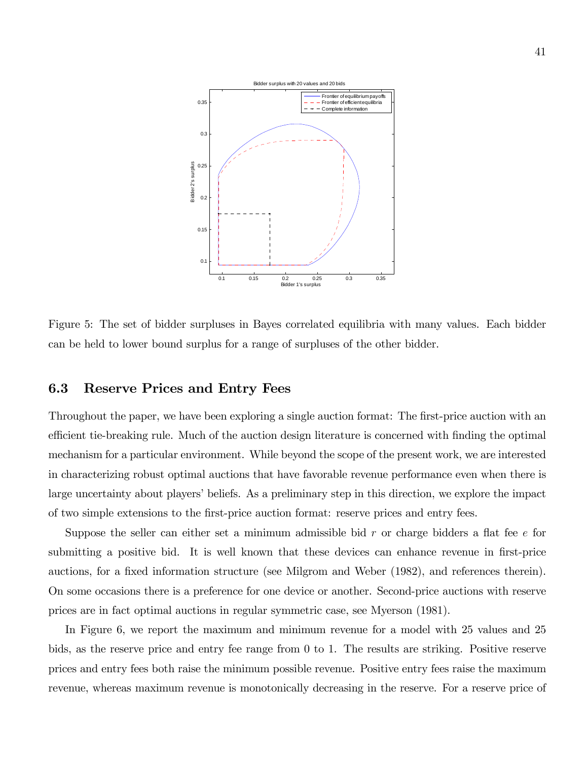Figure 5: The set of bidder surpluses in Bayes correlated equilibria with many values. Each bidder can be held to lower bound surplus for a range of surpluses of the other bidder.

### 6.3 Reserve Prices and Entry Fees

Throughout the paper, we have been exploring a single auction format: The first-price auction with an efficient tie-breaking rule. Much of the auction design literature is concerned with finding the optimal mechanism for a particular environment. While beyond the scope of the present work, we are interested in characterizing robust optimal auctions that have favorable revenue performance even when there is large uncertainty about players' beliefs. As a preliminary step in this direction, we explore the impact of two simple extensions to the first-price auction format: reserve prices and entry fees.

Suppose the seller can either set a minimum admissible bid $r$ or charge bidders a flat fee $e$ for submitting a positive bid. It is well known that these devices can enhance revenue in first-price auctions, for a fixed information structure (see Milgrom and Weber (1982), and references therein). On some occasions there is a preference for one device or another. Second-price auctions with reserve prices are in fact optimal auctions in regular symmetric case, see Myerson (1981).

In Figure 6, we report the maximum and minimum revenue for a model with 25 values and 25 bids, as the reserve price and entry fee range from 0 to 1. The results are striking. Positive reserve prices and entry fees both raise the minimum possible revenue. Positive entry fees raise the maximum revenue, whereas maximum revenue is monotonically decreasing in the reserve. For a reserve price of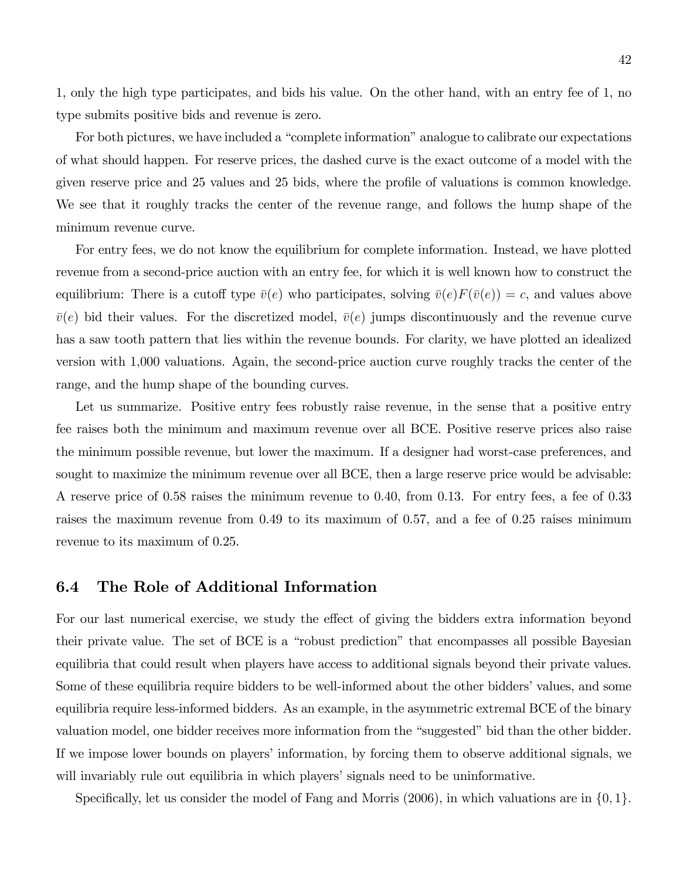1, only the high type participates, and bids his value. On the other hand, with an entry fee of 1, no type submits positive bids and revenue is zero.

For both pictures, we have included a "complete information" analogue to calibrate our expectations of what should happen. For reserve prices, the dashed curve is the exact outcome of a model with the given reserve price and 25 values and 25 bids, where the profile of valuations is common knowledge. We see that it roughly tracks the center of the revenue range, and follows the hump shape of the minimum revenue curve.

For entry fees, we do not know the equilibrium for complete information. Instead, we have plotted revenue from a second-price auction with an entry fee, for which it is well known how to construct the equilibrium: There is a cutoff type $\bar{v}(e)$ who participates, solving $\bar{v}(e)F(\bar{v}(e)) = c$, and values above $\bar{v}(e)$ bid their values. For the discretized model, $\bar{v}(e)$ jumps discontinuously and the revenue curve has a saw tooth pattern that lies within the revenue bounds. For clarity, we have plotted an idealized version with 1,000 valuations. Again, the second-price auction curve roughly tracks the center of the range, and the hump shape of the bounding curves.

Let us summarize. Positive entry fees robustly raise revenue, in the sense that a positive entry fee raises both the minimum and maximum revenue over all BCE. Positive reserve prices also raise the minimum possible revenue, but lower the maximum. If a designer had worst-case preferences, and sought to maximize the minimum revenue over all BCE, then a large reserve price would be advisable: A reserve price of 0.58 raises the minimum revenue to 0.40, from 0.13. For entry fees, a fee of 0.33 raises the maximum revenue from 0.49 to its maximum of 0.57, and a fee of 0.25 raises minimum revenue to its maximum of 0.25.

## 6.4 The Role of Additional Information

For our last numerical exercise, we study the effect of giving the bidders extra information beyond their private value. The set of BCE is a "robust prediction" that encompasses all possible Bayesian equilibria that could result when players have access to additional signals beyond their private values. Some of these equilibria require bidders to be well-informed about the other bidders' values, and some equilibria require less-informed bidders. As an example, in the asymmetric extremal BCE of the binary valuation model, one bidder receives more information from the "suggested" bid than the other bidder. If we impose lower bounds on players' information, by forcing them to observe additional signals, we will invariably rule out equilibria in which players' signals need to be uninformative.

Specifically, let us consider the model of Fang and Morris (2006), in which valuations are in $\{0, 1\}$.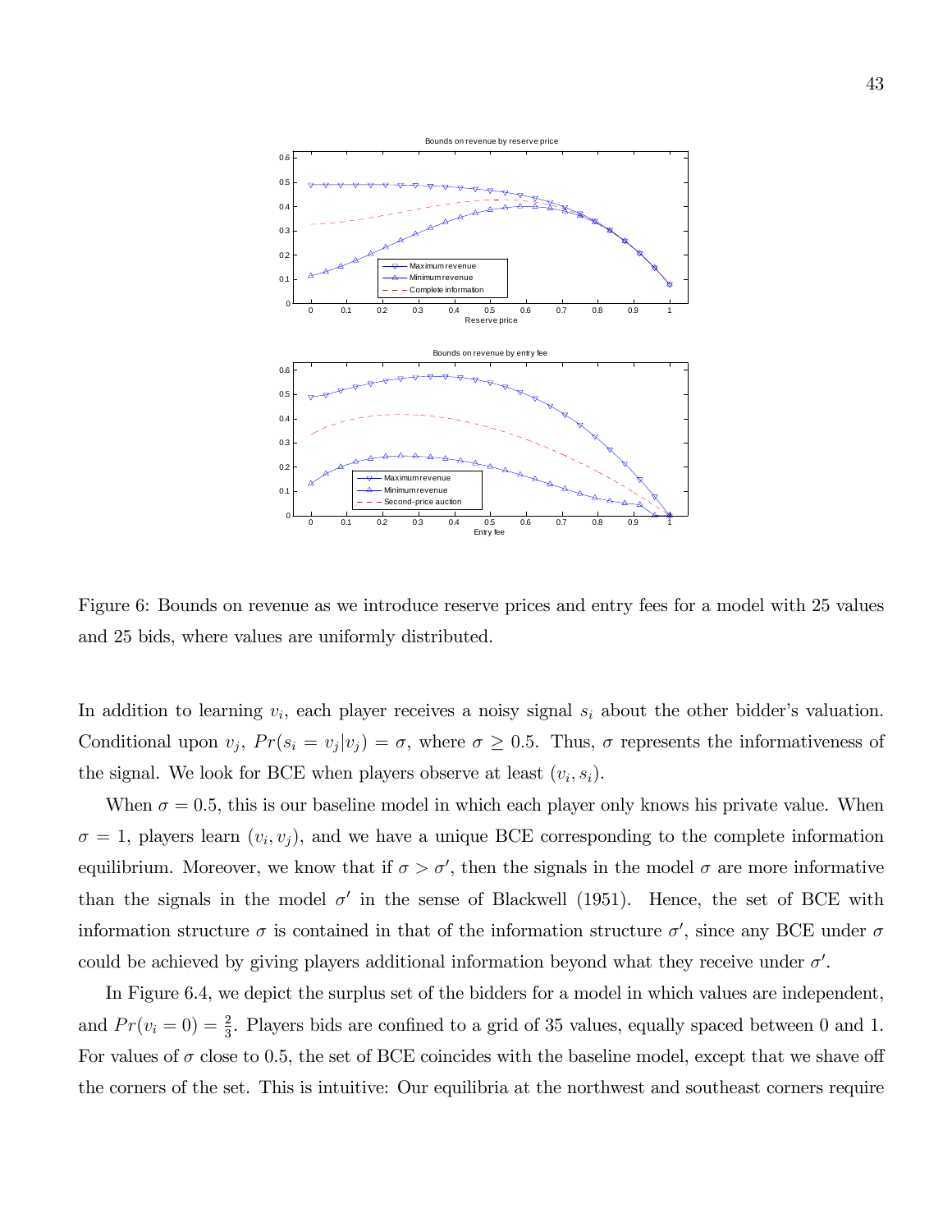Figure 6: Bounds on revenue as we introduce reserve prices and entry fees for a model with 25 values and 25 bids, where values are uniformly distributed.

In addition to learning $v_i$, each player receives a noisy signal $s_i$ about the other bidder's valuation. Conditional upon $v_j$, $Pr(s_i = v_j|v_j) = \sigma$, where $\sigma \geq 0.5$. Thus, $\sigma$ represents the informativeness of the signal. We look for BCE when players observe at least $(v_i, s_i)$.

When $\sigma = 0.5$, this is our baseline model in which each player only knows his private value. When $\sigma = 1$, players learn $(v_i, v_j)$, and we have a unique BCE corresponding to the complete information equilibrium. Moreover, we know that if $\sigma > \sigma'$, then the signals in the model $\sigma$ are more informative than the signals in the model $\sigma'$ in the sense of Blackwell (1951). Hence, the set of BCE with information structure $\sigma$ is contained in that of the information structure $\sigma'$, since any BCE under $\sigma$ could be achieved by giving players additional information beyond what they receive under $\sigma'$.

In Figure 6.4, we depict the surplus set of the bidders for a model in which values are independent, and $Pr(v_i = 0) = \frac{2}{3}$. Players bids are confined to a grid of 35 values, equally spaced between 0 and 1. For values of $\sigma$ close to 0.5, the set of BCE coincides with the baseline model, except that we shave off the corners of the set. This is intuitive: Our equilibria at the northwest and southeast corners require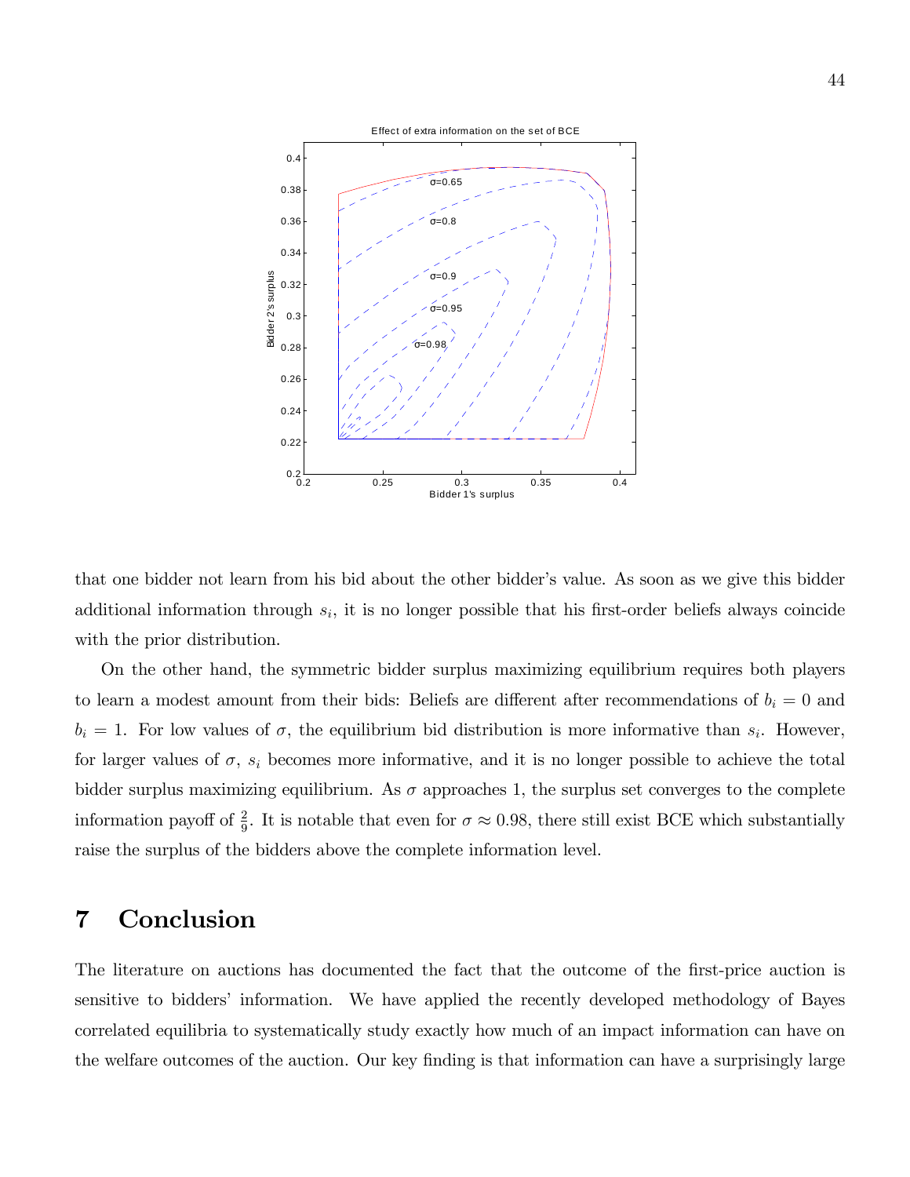that one bidder not learn from his bid about the other bidder's value. As soon as we give this bidder additional information through $s_i$, it is no longer possible that his first-order beliefs always coincide with the prior distribution.

On the other hand, the symmetric bidder surplus maximizing equilibrium requires both players to learn a modest amount from their bids: Beliefs are different after recommendations of $b_i = 0$ and $b_i = 1$. For low values of $\sigma$, the equilibrium bid distribution is more informative than $s_i$. However, for larger values of $\sigma$, $s_i$ becomes more informative, and it is no longer possible to achieve the total bidder surplus maximizing equilibrium. As $\sigma$ approaches 1, the surplus set converges to the complete information payoff of $\frac{2}{9}$. It is notable that even for $\sigma \approx 0.98$, there still exist BCE which substantially raise the surplus of the bidders above the complete information level.

# 7 Conclusion

The literature on auctions has documented the fact that the outcome of the first-price auction is sensitive to bidders' information. We have applied the recently developed methodology of Bayes correlated equilibria to systematically study exactly how much of an impact information can have on the welfare outcomes of the auction. Our key finding is that information can have a surprisingly large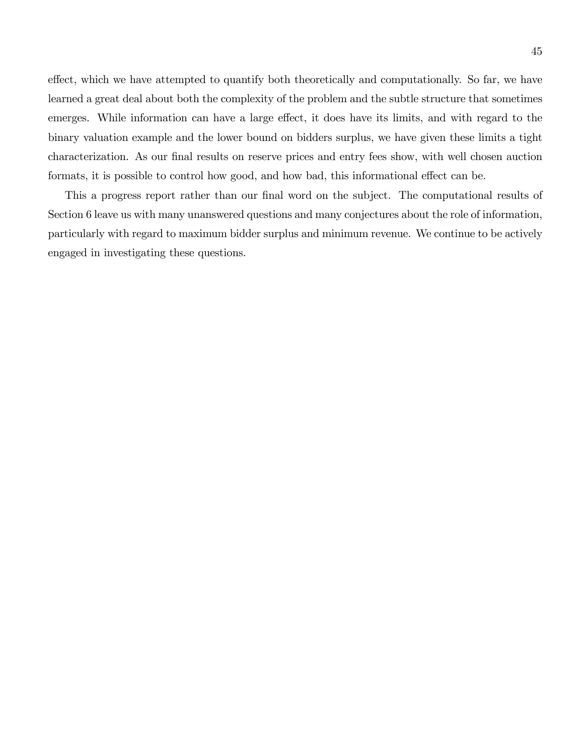effect, which we have attempted to quantify both theoretically and computationally. So far, we have learned a great deal about both the complexity of the problem and the subtle structure that sometimes emerges. While information can have a large effect, it does have its limits, and with regard to the binary valuation example and the lower bound on bidders surplus, we have given these limits a tight characterization. As our final results on reserve prices and entry fees show, with well chosen auction formats, it is possible to control how good, and how bad, this informational effect can be.

This a progress report rather than our final word on the subject. The computational results of Section 6 leave us with many unanswered questions and many conjectures about the role of information, particularly with regard to maximum bidder surplus and minimum revenue. We continue to be actively engaged in investigating these questions.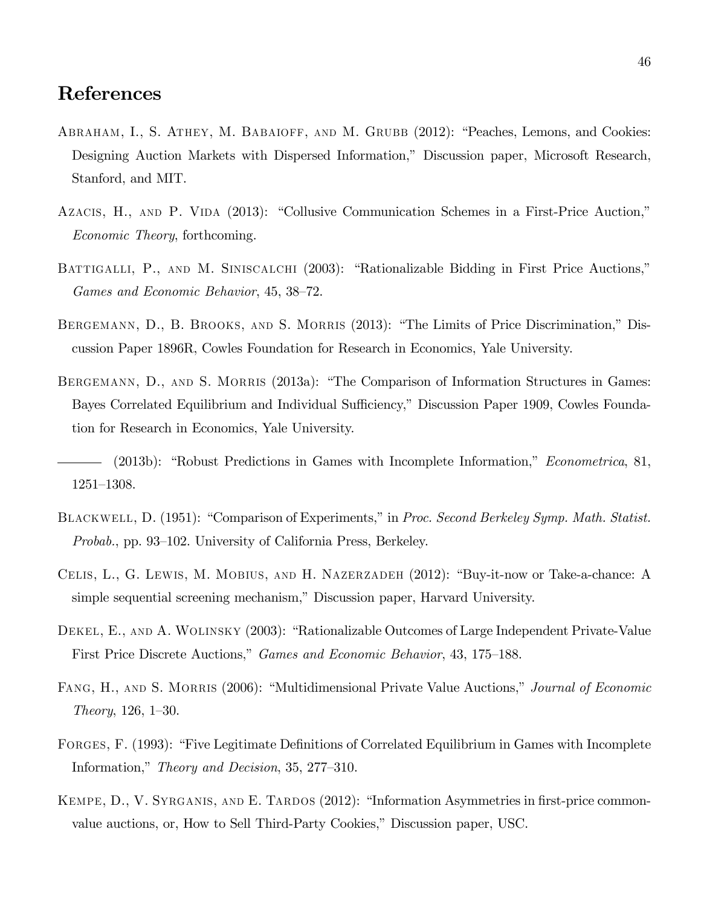## References

Abraham, I., S. Athey, M. Babaioff, and M. Grubb (2012): "Peaches, Lemons, and Cookies: Designing Auction Markets with Dispersed Information," Discussion paper, Microsoft Research, Stanford, and MIT.

Azacis, H., and P. Vida (2013): "Collusive Communication Schemes in a First-Price Auction," *Economic Theory*, forthcoming.

Battigalli, P., and M. Siniscalchi (2003): "Rationalizable Bidding in First Price Auctions," *Games and Economic Behavior*, 45, 38–72.

Bergemann, D., B. Brooks, and S. Morris (2013): "The Limits of Price Discrimination," Discussion Paper 1896R, Cowles Foundation for Research in Economics, Yale University.

Bergemann, D., and S. Morris (2013a): "The Comparison of Information Structures in Games: Bayes Correlated Equilibrium and Individual Sufficiency," Discussion Paper 1909, Cowles Foundation for Research in Economics, Yale University.

——— (2013b): "Robust Predictions in Games with Incomplete Information," *Econometrica*, 81, 1251–1308.

Blackwell, D. (1951): "Comparison of Experiments," in *Proc. Second Berkeley Symp. Math. Statist. Probab.*, pp. 93–102. University of California Press, Berkeley.

Celis, L., G. Lewis, M. Mobius, and H. Nazerzadeh (2012): "Buy-it-now or Take-a-chance: A simple sequential screening mechanism," Discussion paper, Harvard University.

Dekel, E., and A. Wolinsky (2003): "Rationalizable Outcomes of Large Independent Private-Value First Price Discrete Auctions," *Games and Economic Behavior*, 43, 175–188.

Fang, H., and S. Morris (2006): "Multidimensional Private Value Auctions," *Journal of Economic Theory*, 126, 1–30.

Forges, F. (1993): "Five Legitimate Definitions of Correlated Equilibrium in Games with Incomplete Information," *Theory and Decision*, 35, 277–310.

Kempe, D., V. Syrganis, and E. Tardos (2012): "Information Asymmetries in first-price common-value auctions, or, How to Sell Third-Party Cookies," Discussion paper, USC.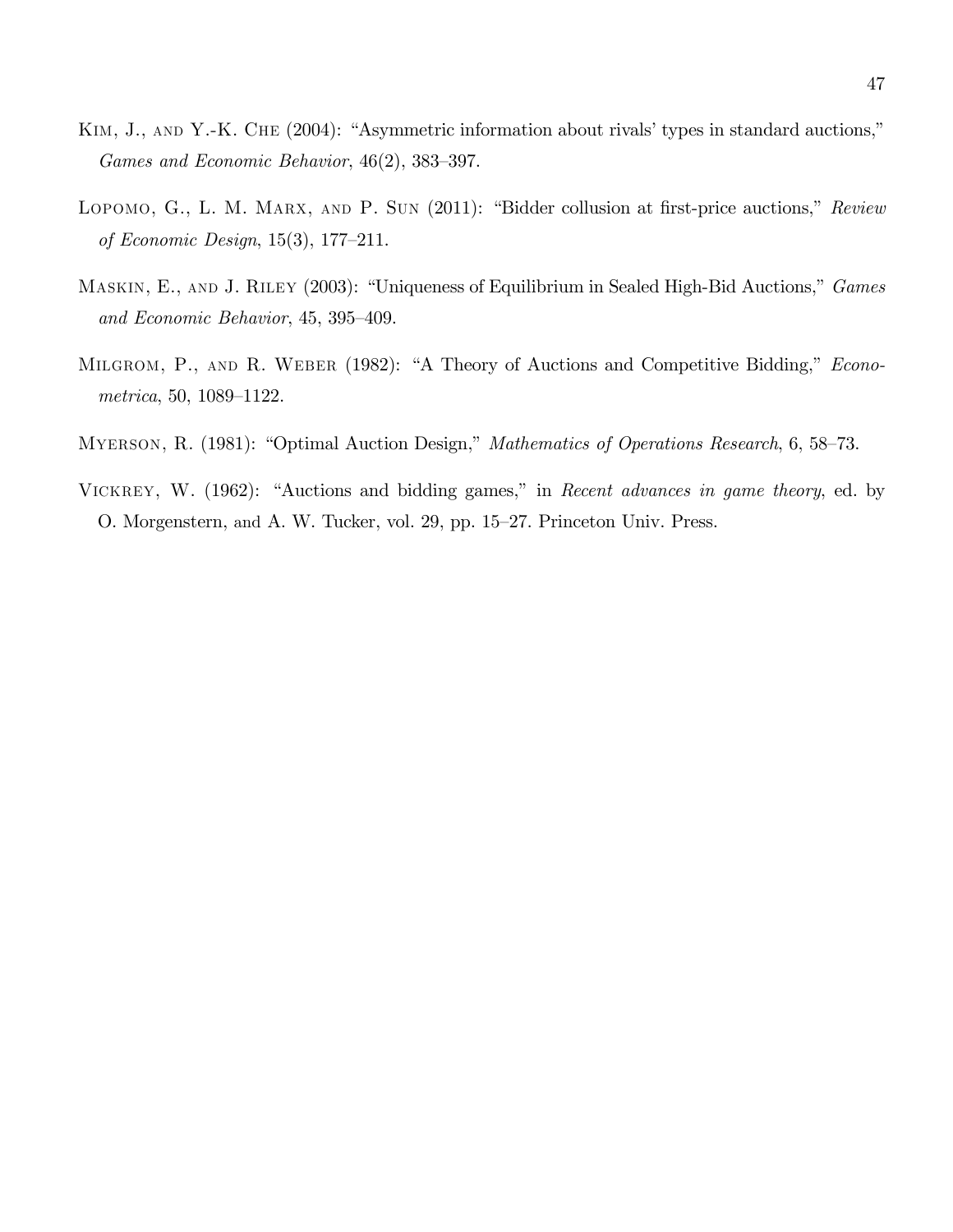Kim, J., and Y.-K. Che (2004): "Asymmetric information about rivals' types in standard auctions," *Games and Economic Behavior*, 46(2), 383–397.

Lopomo, G., L. M. Marx, and P. Sun (2011): "Bidder collusion at first-price auctions," *Review of Economic Design*, 15(3), 177–211.

Maskin, E., and J. Riley (2003): "Uniqueness of Equilibrium in Sealed High-Bid Auctions," *Games and Economic Behavior*, 45, 395–409.

Milgrom, P., and R. Weber (1982): "A Theory of Auctions and Competitive Bidding," *Econometrica*, 50, 1089–1122.

Myerson, R. (1981): "Optimal Auction Design," *Mathematics of Operations Research*, 6, 58–73.

Vickrey, W. (1962): "Auctions and bidding games," in *Recent advances in game theory*, ed. by O. Morgenstern, and A. W. Tucker, vol. 29, pp. 15–27. Princeton Univ. Press.